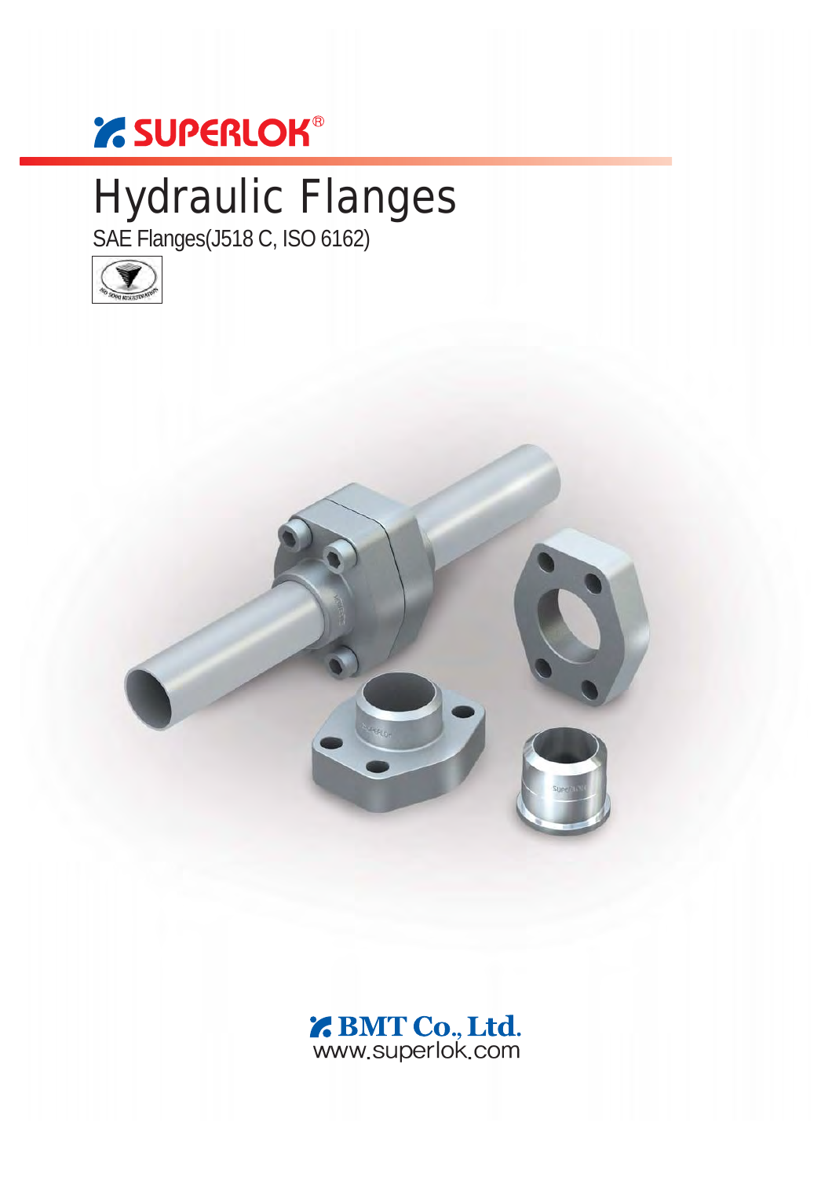SUPERLOK®

# Hydraulic Flanges

SAE Flanges(J518 C, ISO 6162)

BMT Co., Ltd.
www.superlok.com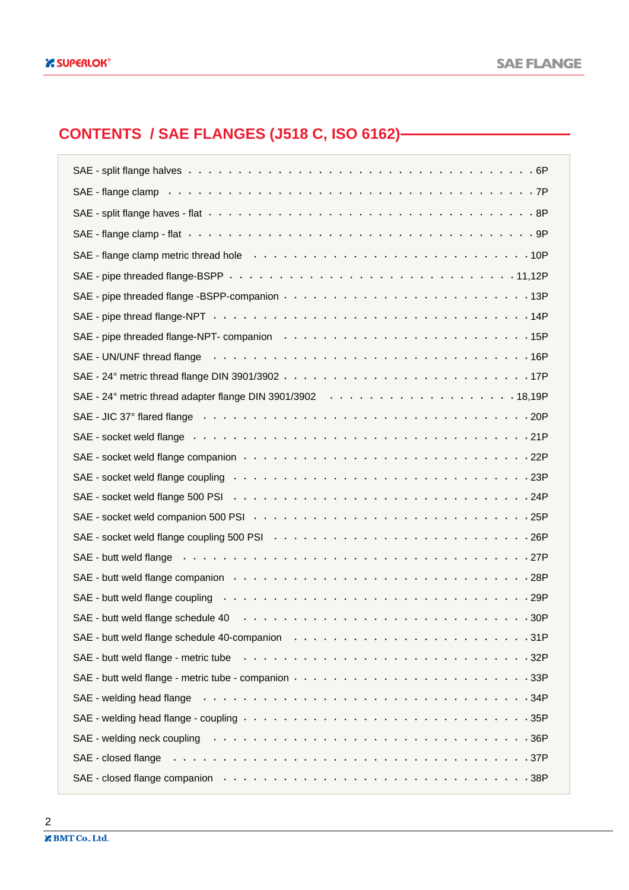## CONTENTS / SAE FLANGES (J518 C, ISO 6162)

| Title | Page |
|---|---|
| SAE - split flange halves | 6P |
| SAE - flange clamp | 7P |
| SAE - split flange haves - flat | 8P |
| SAE - flange clamp - flat | 9P |
| SAE - flange clamp metric thread hole | 10P |
| SAE - pipe threaded flange-BSPP | 11,12P |
| SAE - pipe threaded flange -BSPP-companion | 13P |
| SAE - pipe thread flange-NPT | 14P |
| SAE - pipe threaded flange-NPT- companion | 15P |
| SAE - UN/UNF thread flange | 16P |
| SAE - 24° metric thread flange DIN 3901/3902 | 17P |
| SAE - 24° metric thread adapter flange DIN 3901/3902 | 18,19P |
| SAE - JIC 37° flared flange | 20P |
| SAE - socket weld flange | 21P |
| SAE - socket weld flange companion | 22P |
| SAE - socket weld flange coupling | 23P |
| SAE - socket weld flange 500 PSI | 24P |
| SAE - socket weld companion 500 PSI | 25P |
| SAE - socket weld flange coupling 500 PSI | 26P |
| SAE - butt weld flange | 27P |
| SAE - butt weld flange companion | 28P |
| SAE - butt weld flange coupling | 29P |
| SAE - butt weld flange schedule 40 | 30P |
| SAE - butt weld flange schedule 40-companion | 31P |
| SAE - butt weld flange - metric tube | 32P |
| SAE - butt weld flange - metric tube - companion | 33P |
| SAE - welding head flange | 34P |
| SAE - welding head flange - coupling | 35P |
| SAE - welding neck coupling | 36P |
| SAE - closed flange | 37P |
| SAE - closed flange companion | 38P |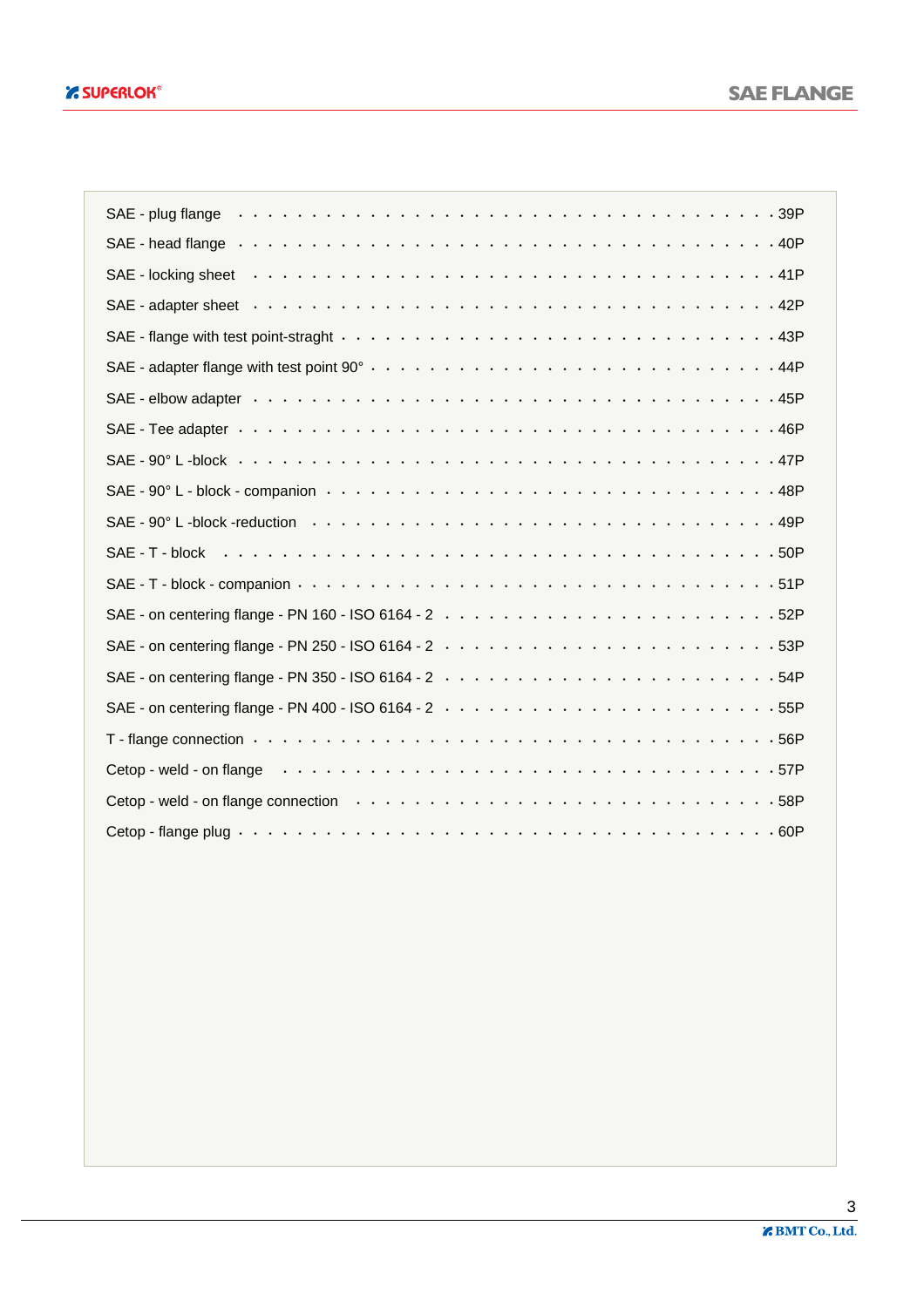SAE - plug flange . . . . . . . . . . . . . . . . . . . . . . . . . . . . . . . . . . . . . . 39P

SAE - head flange . . . . . . . . . . . . . . . . . . . . . . . . . . . . . . . . . . . . . . 40P

SAE - locking sheet . . . . . . . . . . . . . . . . . . . . . . . . . . . . . . . . . . . . . 41P

SAE - adapter sheet . . . . . . . . . . . . . . . . . . . . . . . . . . . . . . . . . . . . . 42P

SAE - flange with test point-straght . . . . . . . . . . . . . . . . . . . . . . . . . . . . . 43P

SAE - adapter flange with test point 90° . . . . . . . . . . . . . . . . . . . . . . . . . . . 44P

SAE - elbow adapter . . . . . . . . . . . . . . . . . . . . . . . . . . . . . . . . . . . . . 45P

SAE - Tee adapter . . . . . . . . . . . . . . . . . . . . . . . . . . . . . . . . . . . . . . 46P

SAE - 90° L -block . . . . . . . . . . . . . . . . . . . . . . . . . . . . . . . . . . . . . . 47P

SAE - 90° L - block - companion . . . . . . . . . . . . . . . . . . . . . . . . . . . . . . . 48P

SAE - 90° L -block -reduction . . . . . . . . . . . . . . . . . . . . . . . . . . . . . . . . 49P

SAE - T - block . . . . . . . . . . . . . . . . . . . . . . . . . . . . . . . . . . . . . . . 50P

SAE - T - block - companion . . . . . . . . . . . . . . . . . . . . . . . . . . . . . . . . . 51P

SAE - on centering flange - PN 160 - ISO 6164 - 2 . . . . . . . . . . . . . . . . . . . . . . 52P

SAE - on centering flange - PN 250 - ISO 6164 - 2 . . . . . . . . . . . . . . . . . . . . . . 53P

SAE - on centering flange - PN 350 - ISO 6164 - 2 . . . . . . . . . . . . . . . . . . . . . . 54P

SAE - on centering flange - PN 400 - ISO 6164 - 2 . . . . . . . . . . . . . . . . . . . . . . 55P

T - flange connection . . . . . . . . . . . . . . . . . . . . . . . . . . . . . . . . . . . . 56P

Cetop - weld - on flange . . . . . . . . . . . . . . . . . . . . . . . . . . . . . . . . . . . 57P

Cetop - weld - on flange connection . . . . . . . . . . . . . . . . . . . . . . . . . . . . . 58P

Cetop - flange plug . . . . . . . . . . . . . . . . . . . . . . . . . . . . . . . . . . . . . 60P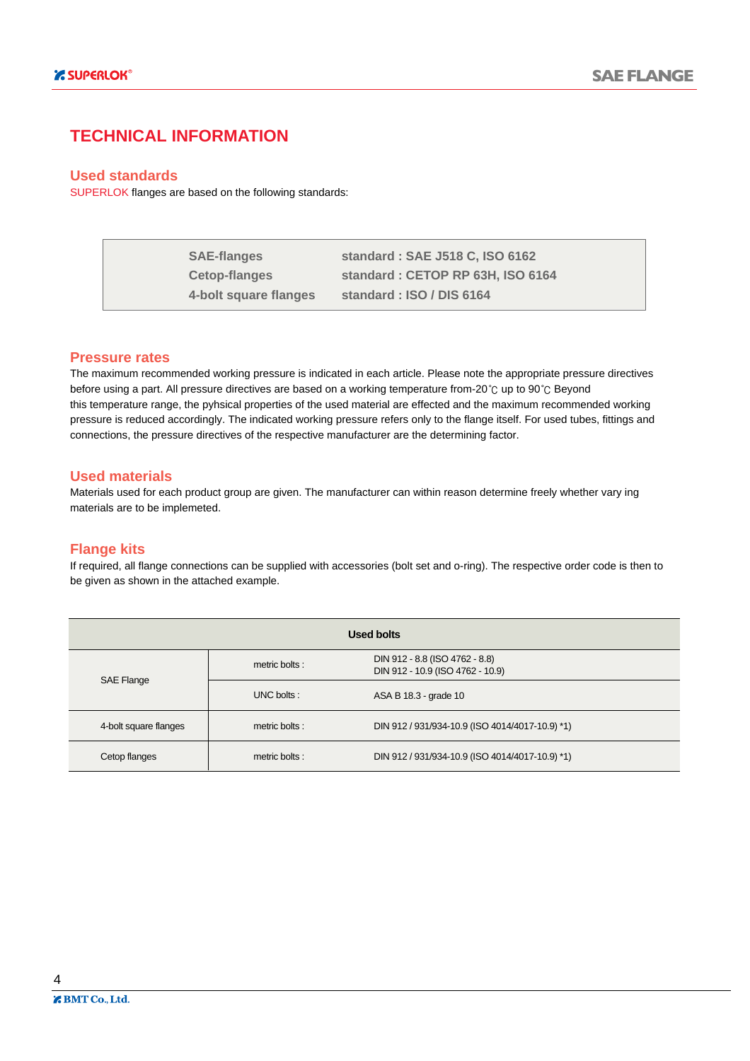# TECHNICAL INFORMATION

## Used standards

SUPERLOK flanges are based on the following standards:

| | |
|---|---|
| SAE-flanges | standard : SAE J518 C, ISO 6162 |
| Cetop-flanges | standard : CETOP RP 63H, ISO 6164 |
| 4-bolt square flanges | standard : ISO / DIS 6164 |

## Pressure rates

The maximum recommended working pressure is indicated in each article. Please note the appropriate pressure directives before using a part. All pressure directives are based on a working temperature from-20℃ up to 90℃ Beyond this temperature range, the pyhsical properties of the used material are effected and the maximum recommended working pressure is reduced accordingly. The indicated working pressure refers only to the flange itself. For used tubes, fittings and connections, the pressure directives of the respective manufacturer are the determining factor.

## Used materials

Materials used for each product group are given. The manufacturer can within reason determine freely whether vary ing materials are to be implemeted.

## Flange kits

If required, all flange connections can be supplied with accessories (bolt set and o-ring). The respective order code is then to be given as shown in the attached example.

| Used bolts | | |
|---|---|---|
| SAE Flange | metric bolts : | DIN 912 - 8.8 (ISO 4762 - 8.8)<br>DIN 912 - 10.9 (ISO 4762 - 10.9) |
| | UNC bolts : | ASA B 18.3 - grade 10 |
| 4-bolt square flanges | metric bolts : | DIN 912 / 931/934-10.9 (ISO 4014/4017-10.9) *1) |
| Cetop flanges | metric bolts : | DIN 912 / 931/934-10.9 (ISO 4014/4017-10.9) *1) |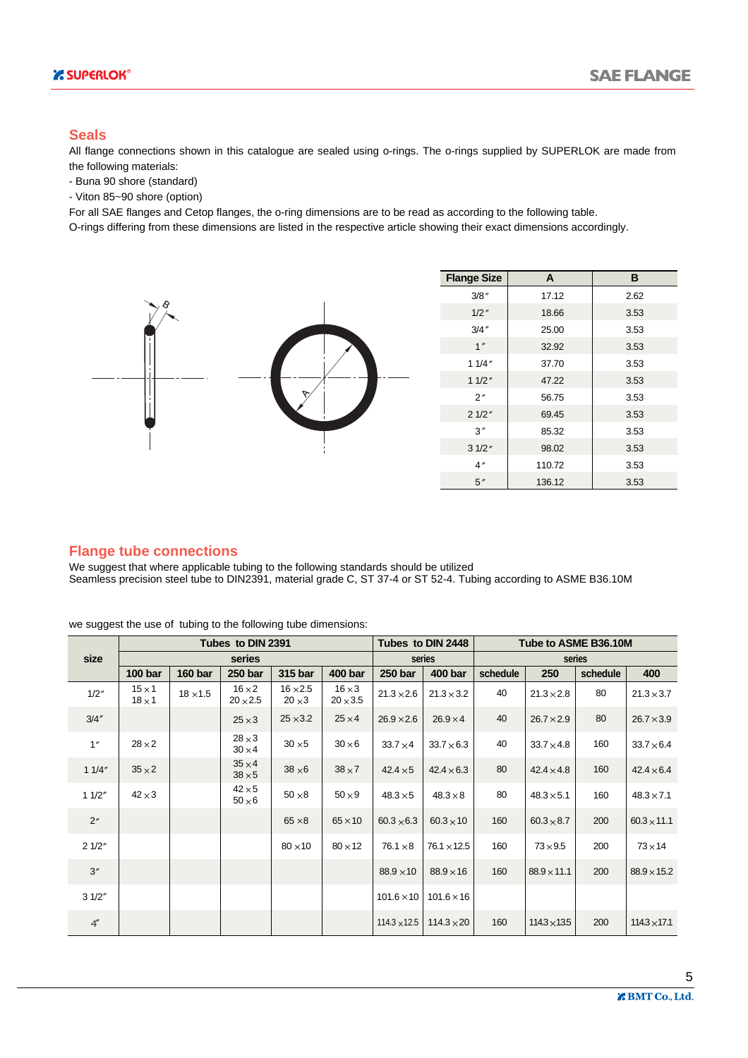## Seals

All flange connections shown in this catalogue are sealed using o-rings. The o-rings supplied by SUPERLOK are made from the following materials:

- Buna 90 shore (standard)
- Viton 85~90 shore (option)

For all SAE flanges and Cetop flanges, the o-ring dimensions are to be read as according to the following table.
O-rings differing from these dimensions are listed in the respective article showing their exact dimensions accordingly.

| Flange Size | A | B |
|---|---|---|
| 3/8″ | 17.12 | 2.62 |
| 1/2″ | 18.66 | 3.53 |
| 3/4″ | 25.00 | 3.53 |
| 1″ | 32.92 | 3.53 |
| 1 1/4″ | 37.70 | 3.53 |
| 1 1/2″ | 47.22 | 3.53 |
| 2″ | 56.75 | 3.53 |
| 2 1/2″ | 69.45 | 3.53 |
| 3″ | 85.32 | 3.53 |
| 3 1/2″ | 98.02 | 3.53 |
| 4″ | 110.72 | 3.53 |
| 5″ | 136.12 | 3.53 |

## Flange tube connections

We suggest that where applicable tubing to the following standards should be utilized
Seamless precision steel tube to DIN2391, material grade C, ST 37-4 or ST 52-4. Tubing according to ASME B36.10M

we suggest the use of tubing to the following tube dimensions:

| size | Tubes to DIN 2391 | | | | | Tubes to DIN 2448 | | Tube to ASME B36.10M | | | |
|---|---|---|---|---|---|---|---|---|---|---|---|
| | series | | | | | series | | series | | | |
| | 100 bar | 160 bar | 250 bar | 315 bar | 400 bar | 250 bar | 400 bar | schedule | 250 | schedule | 400 |
| 1/2″ | 15×1<br>18×1 | 18×1.5 | 16×2<br>20×2.5 | 16×2.5<br>20×3 | 16×3<br>20×3.5 | 21.3×2.6 | 21.3×3.2 | 40 | 21.3×2.8 | 80 | 21.3×3.7 |
| 3/4″ | | | 25×3 | 25×3.2 | 25×4 | 26.9×2.6 | 26.9×4 | 40 | 26.7×2.9 | 80 | 26.7×3.9 |
| 1″ | 28×2 | | 28×3<br>30×4 | 30×5 | 30×6 | 33.7×4 | 33.7×6.3 | 40 | 33.7×4.8 | 160 | 33.7×6.4 |
| 1 1/4″ | 35×2 | | 35×4<br>38×5 | 38×6 | 38×7 | 42.4×5 | 42.4×6.3 | 80 | 42.4×4.8 | 160 | 42.4×6.4 |
| 1 1/2″ | 42×3 | | 42×5<br>50×6 | 50×8 | 50×9 | 48.3×5 | 48.3×8 | 80 | 48.3×5.1 | 160 | 48.3×7.1 |
| 2″ | | | | 65×8 | 65×10 | 60.3×6.3 | 60.3×10 | 160 | 60.3×8.7 | 200 | 60.3×11.1 |
| 2 1/2″ | | | | 80×10 | 80×12 | 76.1×8 | 76.1×12.5 | 160 | 73×9.5 | 200 | 73×14 |
| 3″ | | | | | | 88.9×10 | 88.9×16 | 160 | 88.9×11.1 | 200 | 88.9×15.2 |
| 3 1/2″ | | | | | | 101.6×10 | 101.6×16 | | | | |
| 4″ | | | | | | 114.3×12.5 | 114.3×20 | 160 | 114.3×13.5 | 200 | 114.3×17.1 |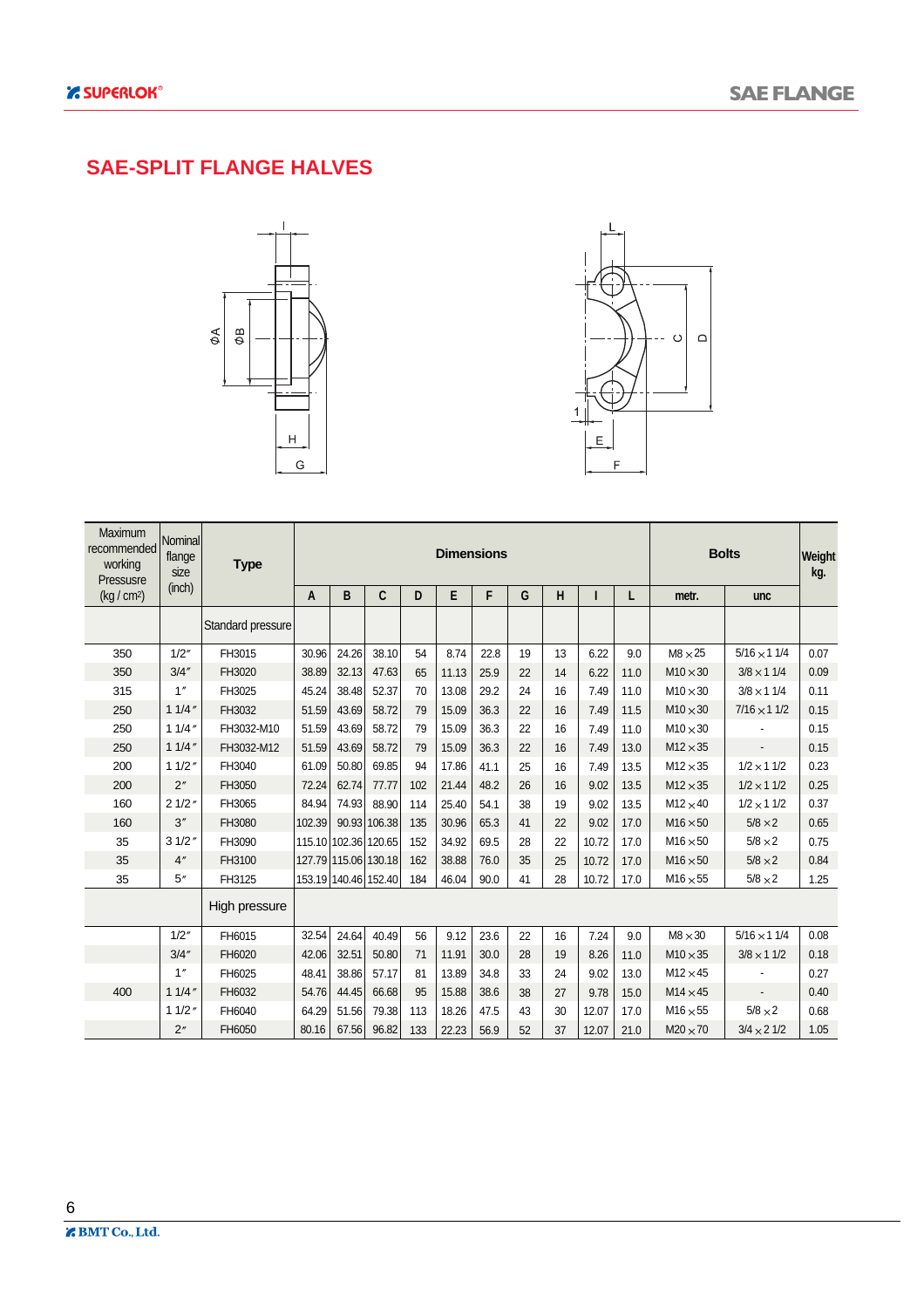# SAE-SPLIT FLANGE HALVES

| Maximum recommended working Pressusre (kg / cm²) | Nominal flange size (inch) | Type | Dimensions | | | | | | | | | | Bolts | | Weight kg. |
|---|---|---|---|---|---|---|---|---|---|---|---|---|---|---|---|
| | | | A | B | C | D | E | F | G | H | I | L | metr. | unc | |
| | | Standard pressure | | | | | | | | | | | | | |
| 350 | 1/2″ | FH3015 | 30.96 | 24.26 | 38.10 | 54 | 8.74 | 22.8 | 19 | 13 | 6.22 | 9.0 | M8×25 | 5/16×1 1/4 | 0.07 |
| 350 | 3/4″ | FH3020 | 38.89 | 32.13 | 47.63 | 65 | 11.13 | 25.9 | 22 | 14 | 6.22 | 11.0 | M10×30 | 3/8×1 1/4 | 0.09 |
| 315 | 1″ | FH3025 | 45.24 | 38.48 | 52.37 | 70 | 13.08 | 29.2 | 24 | 16 | 7.49 | 11.0 | M10×30 | 3/8×1 1/4 | 0.11 |
| 250 | 1 1/4″ | FH3032 | 51.59 | 43.69 | 58.72 | 79 | 15.09 | 36.3 | 22 | 16 | 7.49 | 11.5 | M10×30 | 7/16×1 1/2 | 0.15 |
| 250 | 1 1/4″ | FH3032-M10 | 51.59 | 43.69 | 58.72 | 79 | 15.09 | 36.3 | 22 | 16 | 7.49 | 11.0 | M10×30 | - | 0.15 |
| 250 | 1 1/4″ | FH3032-M12 | 51.59 | 43.69 | 58.72 | 79 | 15.09 | 36.3 | 22 | 16 | 7.49 | 13.0 | M12×35 | - | 0.15 |
| 200 | 1 1/2″ | FH3040 | 61.09 | 50.80 | 69.85 | 94 | 17.86 | 41.1 | 25 | 16 | 7.49 | 13.5 | M12×35 | 1/2×1 1/2 | 0.23 |
| 200 | 2″ | FH3050 | 72.24 | 62.74 | 77.77 | 102 | 21.44 | 48.2 | 26 | 16 | 9.02 | 13.5 | M12×35 | 1/2×1 1/2 | 0.25 |
| 160 | 2 1/2″ | FH3065 | 84.94 | 74.93 | 88.90 | 114 | 25.40 | 54.1 | 38 | 19 | 9.02 | 13.5 | M12×40 | 1/2×1 1/2 | 0.37 |
| 160 | 3″ | FH3080 | 102.39 | 90.93 | 106.38 | 135 | 30.96 | 65.3 | 41 | 22 | 9.02 | 17.0 | M16×50 | 5/8×2 | 0.65 |
| 35 | 3 1/2″ | FH3090 | 115.10 | 102.36 | 120.65 | 152 | 34.92 | 69.5 | 28 | 22 | 10.72 | 17.0 | M16×50 | 5/8×2 | 0.75 |
| 35 | 4″ | FH3100 | 127.79 | 115.06 | 130.18 | 162 | 38.88 | 76.0 | 35 | 25 | 10.72 | 17.0 | M16×50 | 5/8×2 | 0.84 |
| 35 | 5″ | FH3125 | 153.19 | 140.46 | 152.40 | 184 | 46.04 | 90.0 | 41 | 28 | 10.72 | 17.0 | M16×55 | 5/8×2 | 1.25 |
| | | High pressure | | | | | | | | | | | | | |
| | 1/2″ | FH6015 | 32.54 | 24.64 | 40.49 | 56 | 9.12 | 23.6 | 22 | 16 | 7.24 | 9.0 | M8×30 | 5/16×1 1/4 | 0.08 |
| | 3/4″ | FH6020 | 42.06 | 32.51 | 50.80 | 71 | 11.91 | 30.0 | 28 | 19 | 8.26 | 11.0 | M10×35 | 3/8×1 1/2 | 0.18 |
| | 1″ | FH6025 | 48.41 | 38.86 | 57.17 | 81 | 13.89 | 34.8 | 33 | 24 | 9.02 | 13.0 | M12×45 | - | 0.27 |
| 400 | 1 1/4″ | FH6032 | 54.76 | 44.45 | 66.68 | 95 | 15.88 | 38.6 | 38 | 27 | 9.78 | 15.0 | M14×45 | - | 0.40 |
| | 1 1/2″ | FH6040 | 64.29 | 51.56 | 79.38 | 113 | 18.26 | 47.5 | 43 | 30 | 12.07 | 17.0 | M16×55 | 5/8×2 | 0.68 |
| | 2″ | FH6050 | 80.16 | 67.56 | 96.82 | 133 | 22.23 | 56.9 | 52 | 37 | 12.07 | 21.0 | M20×70 | 3/4×2 1/2 | 1.05 |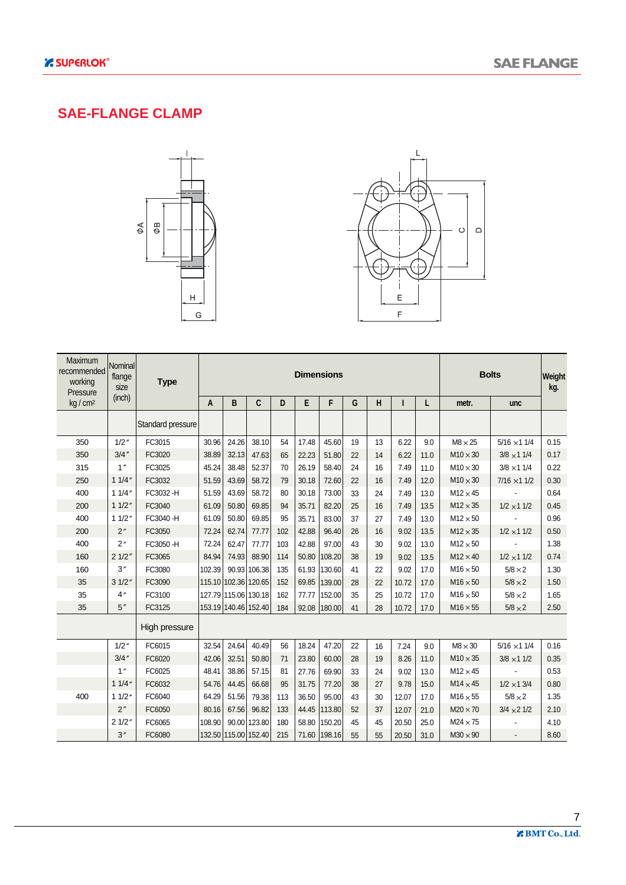## SAE-FLANGE CLAMP

| Maximum recommended working Pressure kg / cm² | Nominal flange size (inch) | Type | Dimensions | | | | | | | | | | Bolts | | Weight kg. |
|---|---|---|---|---|---|---|---|---|---|---|---|---|---|---|---|
| | | | A | B | C | D | E | F | G | H | I | L | metr. | unc | |
| | | Standard pressure | | | | | | | | | | | | | |
| 350 | 1/2″ | FC3015 | 30.96 | 24.26 | 38.10 | 54 | 17.48 | 45.60 | 19 | 13 | 6.22 | 9.0 | M8×25 | 5/16 ×1 1/4 | 0.15 |
| 350 | 3/4″ | FC3020 | 38.89 | 32.13 | 47.63 | 65 | 22.23 | 51.80 | 22 | 14 | 6.22 | 11.0 | M10×30 | 3/8 ×1 1/4 | 0.17 |
| 315 | 1″ | FC3025 | 45.24 | 38.48 | 52.37 | 70 | 26.19 | 58.40 | 24 | 16 | 7.49 | 11.0 | M10×30 | 3/8 ×1 1/4 | 0.22 |
| 250 | 1 1/4″ | FC3032 | 51.59 | 43.69 | 58.72 | 79 | 30.18 | 72.60 | 22 | 16 | 7.49 | 12.0 | M10×30 | 7/16 ×1 1/2 | 0.30 |
| 400 | 1 1/4″ | FC3032 -H | 51.59 | 43.69 | 58.72 | 80 | 30.18 | 73.00 | 33 | 24 | 7.49 | 13.0 | M12×45 | - | 0.64 |
| 200 | 1 1/2″ | FC3040 | 61.09 | 50.80 | 69.85 | 94 | 35.71 | 82.20 | 25 | 16 | 7.49 | 13.5 | M12×35 | 1/2 ×1 1/2 | 0.45 |
| 400 | 1 1/2″ | FC3040 -H | 61.09 | 50.80 | 69.85 | 95 | 35.71 | 83.00 | 37 | 27 | 7.49 | 13.0 | M12×50 | - | 0.96 |
| 200 | 2″ | FC3050 | 72.24 | 62.74 | 77.77 | 102 | 42.88 | 96.40 | 26 | 16 | 9.02 | 13.5 | M12×35 | 1/2 ×1 1/2 | 0.50 |
| 400 | 2″ | FC3050 -H | 72.24 | 62.47 | 77.77 | 103 | 42.88 | 97.00 | 43 | 30 | 9.02 | 13.0 | M12×50 | - | 1.38 |
| 160 | 2 1/2″ | FC3065 | 84.94 | 74.93 | 88.90 | 114 | 50.80 | 108.20 | 38 | 19 | 9.02 | 13.5 | M12×40 | 1/2 ×1 1/2 | 0.74 |
| 160 | 3″ | FC3080 | 102.39 | 90.93 | 106.38 | 135 | 61.93 | 130.60 | 41 | 22 | 9.02 | 17.0 | M16×50 | 5/8×2 | 1.30 |
| 35 | 3 1/2″ | FC3090 | 115.10 | 102.36 | 120.65 | 152 | 69.85 | 139.00 | 28 | 22 | 10.72 | 17.0 | M16×50 | 5/8×2 | 1.50 |
| 35 | 4″ | FC3100 | 127.79 | 115.06 | 130.18 | 162 | 77.77 | 152.00 | 35 | 25 | 10.72 | 17.0 | M16×50 | 5/8×2 | 1.65 |
| 35 | 5″ | FC3125 | 153.19 | 140.46 | 152.40 | 184 | 92.08 | 180.00 | 41 | 28 | 10.72 | 17.0 | M16×55 | 5/8×2 | 2.50 |
| | | High pressure | | | | | | | | | | | | | |
| | 1/2″ | FC6015 | 32.54 | 24.64 | 40.49 | 56 | 18.24 | 47.20 | 22 | 16 | 7.24 | 9.0 | M8×30 | 5/16 ×1 1/4 | 0.16 |
| | 3/4″ | FC6020 | 42.06 | 32.51 | 50.80 | 71 | 23.80 | 60.00 | 28 | 19 | 8.26 | 11.0 | M10×35 | 3/8 ×1 1/2 | 0.35 |
| | 1″ | FC6025 | 48.41 | 38.86 | 57.15 | 81 | 27.76 | 69.90 | 33 | 24 | 9.02 | 13.0 | M12×45 | - | 0.53 |
| | 1 1/4″ | FC6032 | 54.76 | 44.45 | 66.68 | 95 | 31.75 | 77.20 | 38 | 27 | 9.78 | 15.0 | M14×45 | 1/2 ×1 3/4 | 0.80 |
| 400 | 1 1/2″ | FC6040 | 64.29 | 51.56 | 79.38 | 113 | 36.50 | 95.00 | 43 | 30 | 12.07 | 17.0 | M16×55 | 5/8×2 | 1.35 |
| | 2″ | FC6050 | 80.16 | 67.56 | 96.82 | 133 | 44.45 | 113.80 | 52 | 37 | 12.07 | 21.0 | M20×70 | 3/4 ×2 1/2 | 2.10 |
| | 2 1/2″ | FC6065 | 108.90 | 90.00 | 123.80 | 180 | 58.80 | 150.20 | 45 | 45 | 20.50 | 25.0 | M24×75 | - | 4.10 |
| | 3″ | FC6080 | 132.50 | 115.00 | 152.40 | 215 | 71.60 | 198.16 | 55 | 55 | 20.50 | 31.0 | M30×90 | - | 8.60 |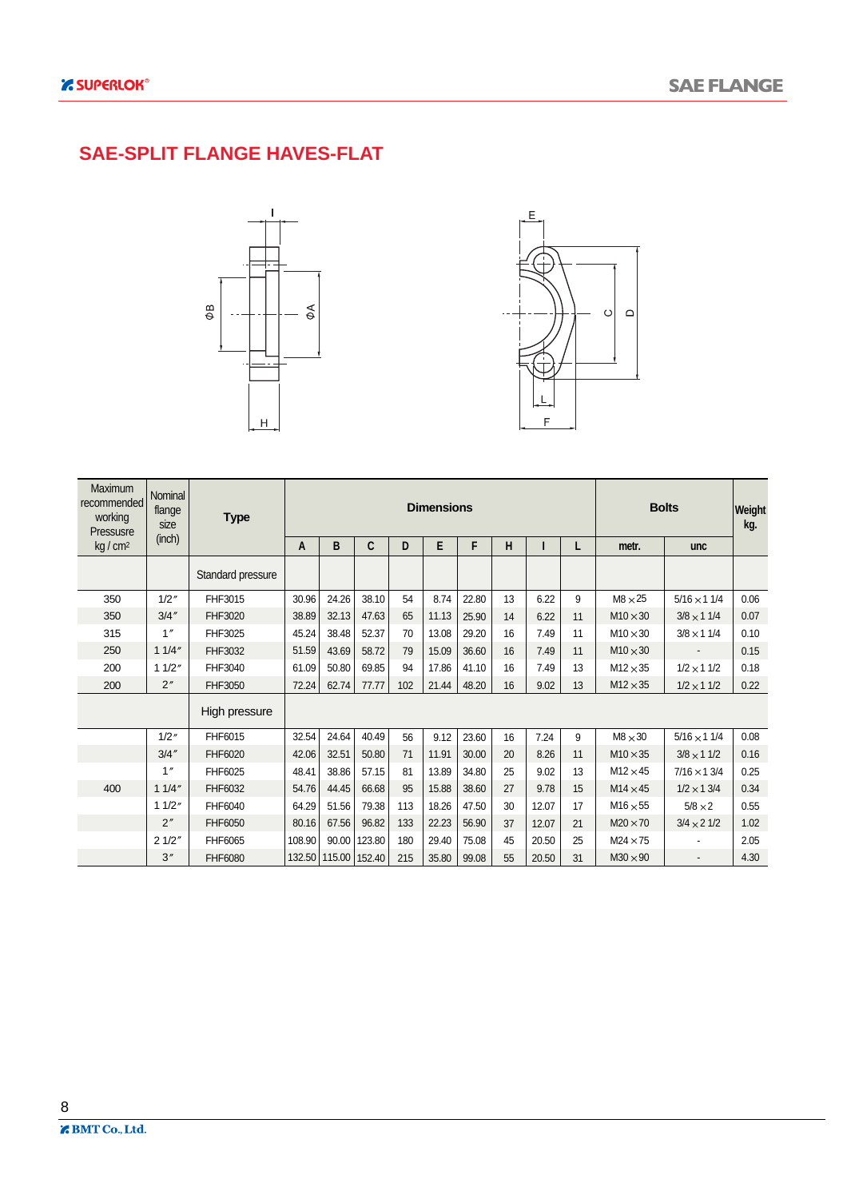## SAE-SPLIT FLANGE HAVES-FLAT

| Maximum recommended working Pressusre kg / cm² | Nominal flange size (inch) | Type | Dimensions | | | | | | | | | Bolts | | Weight kg. |
|---|---|---|---|---|---|---|---|---|---|---|---|---|---|---|
| | | | A | B | C | D | E | F | H | I | L | metr. | unc | |
| | | Standard pressure | | | | | | | | | | | | |
| 350 | 1/2″ | FHF3015 | 30.96 | 24.26 | 38.10 | 54 | 8.74 | 22.80 | 13 | 6.22 | 9 | M8×25 | 5/16×1 1/4 | 0.06 |
| 350 | 3/4″ | FHF3020 | 38.89 | 32.13 | 47.63 | 65 | 11.13 | 25.90 | 14 | 6.22 | 11 | M10×30 | 3/8×1 1/4 | 0.07 |
| 315 | 1″ | FHF3025 | 45.24 | 38.48 | 52.37 | 70 | 13.08 | 29.20 | 16 | 7.49 | 11 | M10×30 | 3/8×1 1/4 | 0.10 |
| 250 | 1 1/4″ | FHF3032 | 51.59 | 43.69 | 58.72 | 79 | 15.09 | 36.60 | 16 | 7.49 | 11 | M10×30 | - | 0.15 |
| 200 | 1 1/2″ | FHF3040 | 61.09 | 50.80 | 69.85 | 94 | 17.86 | 41.10 | 16 | 7.49 | 13 | M12×35 | 1/2×1 1/2 | 0.18 |
| 200 | 2″ | FHF3050 | 72.24 | 62.74 | 77.77 | 102 | 21.44 | 48.20 | 16 | 9.02 | 13 | M12×35 | 1/2×1 1/2 | 0.22 |
| | | High pressure | | | | | | | | | | | | |
| | 1/2″ | FHF6015 | 32.54 | 24.64 | 40.49 | 56 | 9.12 | 23.60 | 16 | 7.24 | 9 | M8×30 | 5/16×1 1/4 | 0.08 |
| | 3/4″ | FHF6020 | 42.06 | 32.51 | 50.80 | 71 | 11.91 | 30.00 | 20 | 8.26 | 11 | M10×35 | 3/8×1 1/2 | 0.16 |
| | 1″ | FHF6025 | 48.41 | 38.86 | 57.15 | 81 | 13.89 | 34.80 | 25 | 9.02 | 13 | M12×45 | 7/16×1 3/4 | 0.25 |
| 400 | 1 1/4″ | FHF6032 | 54.76 | 44.45 | 66.68 | 95 | 15.88 | 38.60 | 27 | 9.78 | 15 | M14×45 | 1/2×1 3/4 | 0.34 |
| | 1 1/2″ | FHF6040 | 64.29 | 51.56 | 79.38 | 113 | 18.26 | 47.50 | 30 | 12.07 | 17 | M16×55 | 5/8×2 | 0.55 |
| | 2″ | FHF6050 | 80.16 | 67.56 | 96.82 | 133 | 22.23 | 56.90 | 37 | 12.07 | 21 | M20×70 | 3/4×2 1/2 | 1.02 |
| | 2 1/2″ | FHF6065 | 108.90 | 90.00 | 123.80 | 180 | 29.40 | 75.08 | 45 | 20.50 | 25 | M24×75 | - | 2.05 |
| | 3″ | FHF6080 | 132.50 | 115.00 | 152.40 | 215 | 35.80 | 99.08 | 55 | 20.50 | 31 | M30×90 | - | 4.30 |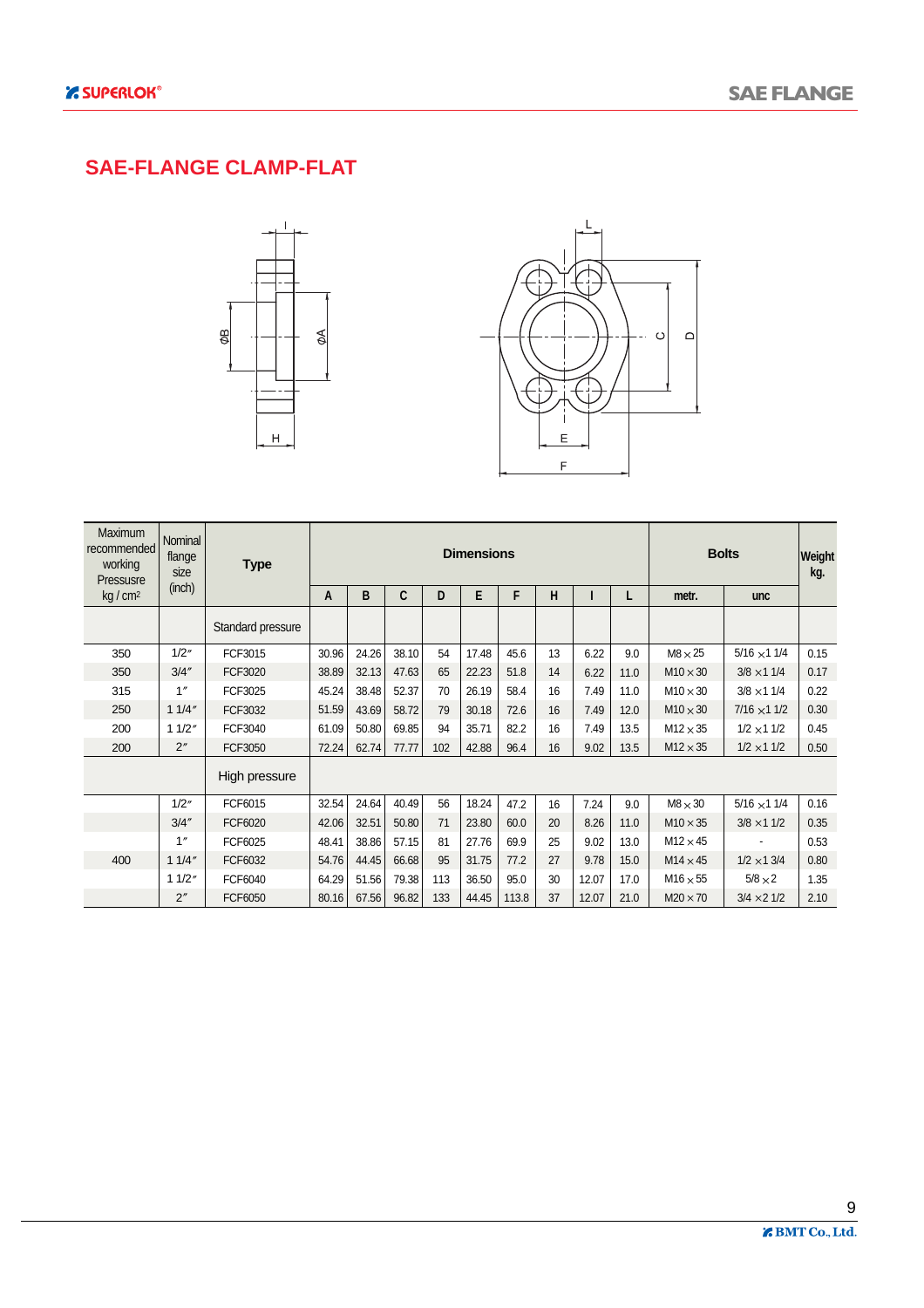## SAE-FLANGE CLAMP-FLAT

| Maximum recommended working Pressusre kg / cm² | Nominal flange size (inch) | Type | Dimensions | | | | | | | | | Bolts | | Weight kg. |
|---|---|---|---|---|---|---|---|---|---|---|---|---|---|---|
| | | | A | B | C | D | E | F | H | I | L | metr. | unc | |
| | | Standard pressure | | | | | | | | | | | | |
| 350 | 1/2″ | FCF3015 | 30.96 | 24.26 | 38.10 | 54 | 17.48 | 45.6 | 13 | 6.22 | 9.0 | M8×25 | 5/16 ×1 1/4 | 0.15 |
| 350 | 3/4″ | FCF3020 | 38.89 | 32.13 | 47.63 | 65 | 22.23 | 51.8 | 14 | 6.22 | 11.0 | M10×30 | 3/8 ×1 1/4 | 0.17 |
| 315 | 1″ | FCF3025 | 45.24 | 38.48 | 52.37 | 70 | 26.19 | 58.4 | 16 | 7.49 | 11.0 | M10×30 | 3/8 ×1 1/4 | 0.22 |
| 250 | 1 1/4″ | FCF3032 | 51.59 | 43.69 | 58.72 | 79 | 30.18 | 72.6 | 16 | 7.49 | 12.0 | M10×30 | 7/16 ×1 1/2 | 0.30 |
| 200 | 1 1/2″ | FCF3040 | 61.09 | 50.80 | 69.85 | 94 | 35.71 | 82.2 | 16 | 7.49 | 13.5 | M12×35 | 1/2 ×1 1/2 | 0.45 |
| 200 | 2″ | FCF3050 | 72.24 | 62.74 | 77.77 | 102 | 42.88 | 96.4 | 16 | 9.02 | 13.5 | M12×35 | 1/2 ×1 1/2 | 0.50 |
| | | High pressure | | | | | | | | | | | | |
| | 1/2″ | FCF6015 | 32.54 | 24.64 | 40.49 | 56 | 18.24 | 47.2 | 16 | 7.24 | 9.0 | M8×30 | 5/16 ×1 1/4 | 0.16 |
| | 3/4″ | FCF6020 | 42.06 | 32.51 | 50.80 | 71 | 23.80 | 60.0 | 20 | 8.26 | 11.0 | M10×35 | 3/8 ×1 1/2 | 0.35 |
| | 1″ | FCF6025 | 48.41 | 38.86 | 57.15 | 81 | 27.76 | 69.9 | 25 | 9.02 | 13.0 | M12×45 | - | 0.53 |
| 400 | 1 1/4″ | FCF6032 | 54.76 | 44.45 | 66.68 | 95 | 31.75 | 77.2 | 27 | 9.78 | 15.0 | M14×45 | 1/2 ×1 3/4 | 0.80 |
| | 1 1/2″ | FCF6040 | 64.29 | 51.56 | 79.38 | 113 | 36.50 | 95.0 | 30 | 12.07 | 17.0 | M16×55 | 5/8 ×2 | 1.35 |
| | 2″ | FCF6050 | 80.16 | 67.56 | 96.82 | 133 | 44.45 | 113.8 | 37 | 12.07 | 21.0 | M20×70 | 3/4 ×2 1/2 | 2.10 |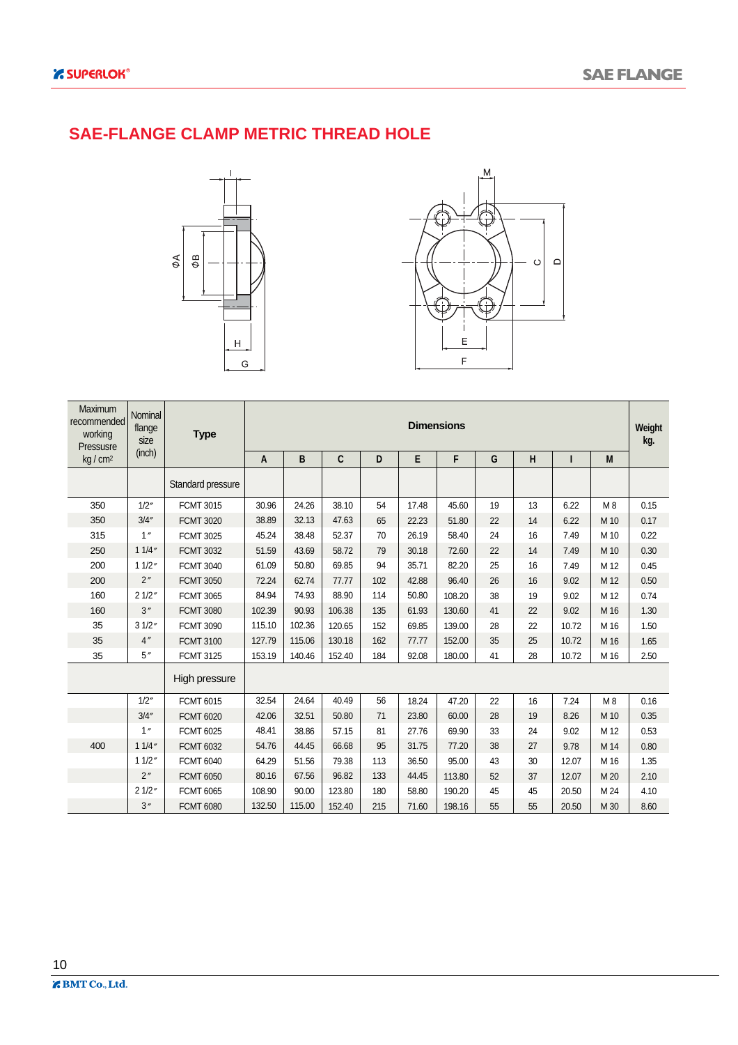# SAE-FLANGE CLAMP METRIC THREAD HOLE

| Maximum recommended working Pressusre kg / cm² | Nominal flange size (inch) | Type | Dimensions | | | | | | | | | | Weight kg. |
|---|---|---|---|---|---|---|---|---|---|---|---|---|---|
| | | | A | B | C | D | E | F | G | H | I | M | |
| | | Standard pressure | | | | | | | | | | | |
| 350 | 1/2″ | FCMT 3015 | 30.96 | 24.26 | 38.10 | 54 | 17.48 | 45.60 | 19 | 13 | 6.22 | M 8 | 0.15 |
| 350 | 3/4″ | FCMT 3020 | 38.89 | 32.13 | 47.63 | 65 | 22.23 | 51.80 | 22 | 14 | 6.22 | M 10 | 0.17 |
| 315 | 1″ | FCMT 3025 | 45.24 | 38.48 | 52.37 | 70 | 26.19 | 58.40 | 24 | 16 | 7.49 | M 10 | 0.22 |
| 250 | 1 1/4″ | FCMT 3032 | 51.59 | 43.69 | 58.72 | 79 | 30.18 | 72.60 | 22 | 14 | 7.49 | M 10 | 0.30 |
| 200 | 1 1/2″ | FCMT 3040 | 61.09 | 50.80 | 69.85 | 94 | 35.71 | 82.20 | 25 | 16 | 7.49 | M 12 | 0.45 |
| 200 | 2″ | FCMT 3050 | 72.24 | 62.74 | 77.77 | 102 | 42.88 | 96.40 | 26 | 16 | 9.02 | M 12 | 0.50 |
| 160 | 2 1/2″ | FCMT 3065 | 84.94 | 74.93 | 88.90 | 114 | 50.80 | 108.20 | 38 | 19 | 9.02 | M 12 | 0.74 |
| 160 | 3″ | FCMT 3080 | 102.39 | 90.93 | 106.38 | 135 | 61.93 | 130.60 | 41 | 22 | 9.02 | M 16 | 1.30 |
| 35 | 3 1/2″ | FCMT 3090 | 115.10 | 102.36 | 120.65 | 152 | 69.85 | 139.00 | 28 | 22 | 10.72 | M 16 | 1.50 |
| 35 | 4″ | FCMT 3100 | 127.79 | 115.06 | 130.18 | 162 | 77.77 | 152.00 | 35 | 25 | 10.72 | M 16 | 1.65 |
| 35 | 5″ | FCMT 3125 | 153.19 | 140.46 | 152.40 | 184 | 92.08 | 180.00 | 41 | 28 | 10.72 | M 16 | 2.50 |
| | | High pressure | | | | | | | | | | | |
| | 1/2″ | FCMT 6015 | 32.54 | 24.64 | 40.49 | 56 | 18.24 | 47.20 | 22 | 16 | 7.24 | M 8 | 0.16 |
| | 3/4″ | FCMT 6020 | 42.06 | 32.51 | 50.80 | 71 | 23.80 | 60.00 | 28 | 19 | 8.26 | M 10 | 0.35 |
| | 1″ | FCMT 6025 | 48.41 | 38.86 | 57.15 | 81 | 27.76 | 69.90 | 33 | 24 | 9.02 | M 12 | 0.53 |
| 400 | 1 1/4″ | FCMT 6032 | 54.76 | 44.45 | 66.68 | 95 | 31.75 | 77.20 | 38 | 27 | 9.78 | M 14 | 0.80 |
| | 1 1/2″ | FCMT 6040 | 64.29 | 51.56 | 79.38 | 113 | 36.50 | 95.00 | 43 | 30 | 12.07 | M 16 | 1.35 |
| | 2″ | FCMT 6050 | 80.16 | 67.56 | 96.82 | 133 | 44.45 | 113.80 | 52 | 37 | 12.07 | M 20 | 2.10 |
| | 2 1/2″ | FCMT 6065 | 108.90 | 90.00 | 123.80 | 180 | 58.80 | 190.20 | 45 | 45 | 20.50 | M 24 | 4.10 |
| | 3″ | FCMT 6080 | 132.50 | 115.00 | 152.40 | 215 | 71.60 | 198.16 | 55 | 55 | 20.50 | M 30 | 8.60 |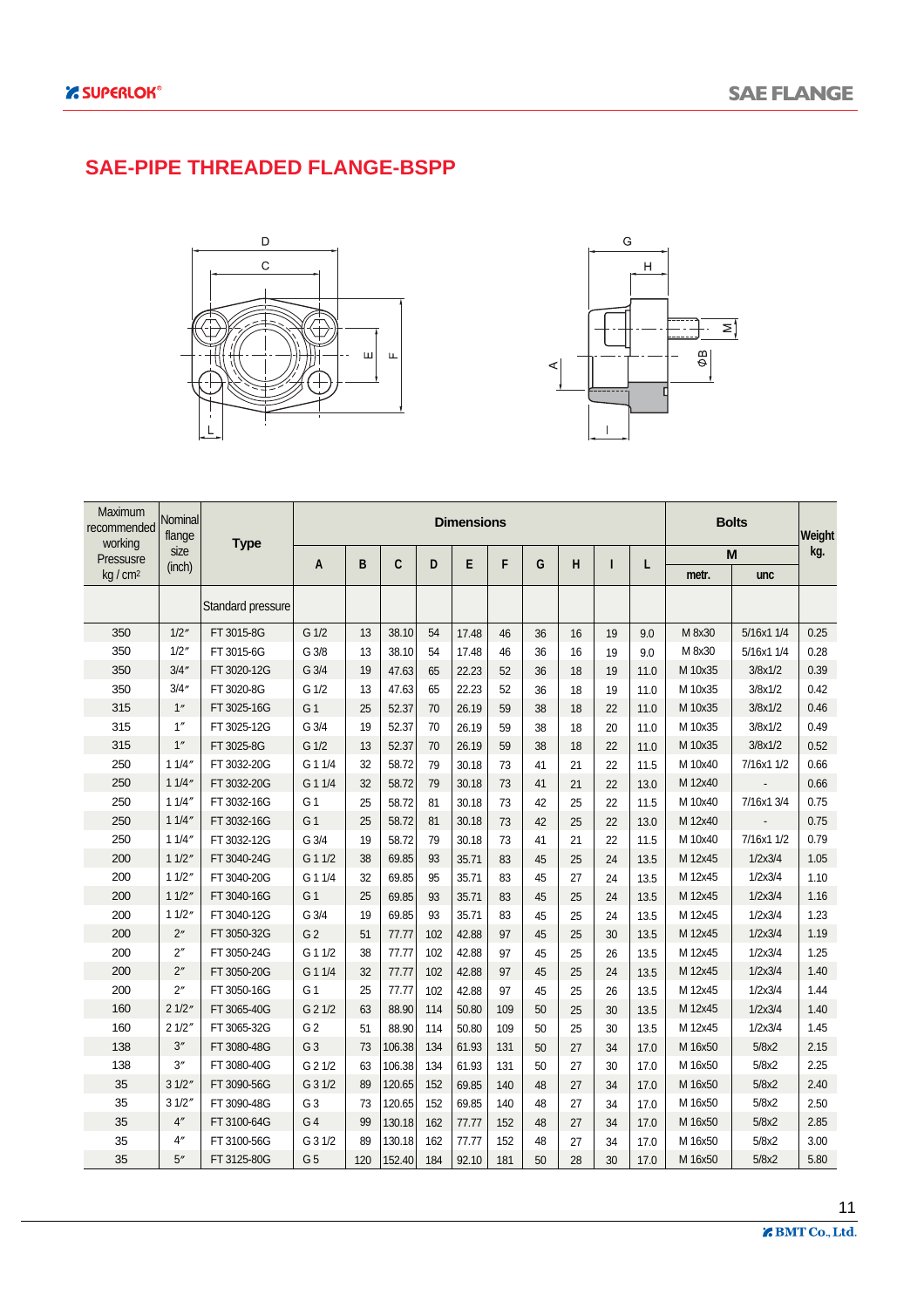## SAE-PIPE THREADED FLANGE-BSPP

| Maximum recommended working Pressusre kg / cm² | Nominal flange size (inch) | Type | Dimensions | | | | | | | | | | Bolts | | Weight kg. |
|---|---|---|---|---|---|---|---|---|---|---|---|---|---|---|---|
| | | | A | B | C | D | E | F | G | H | I | L | M | | |
| | | | | | | | | | | | | | metr. | unc | |
| | | Standard pressure | | | | | | | | | | | | | |
| 350 | 1/2″ | FT 3015-8G | G 1/2 | 13 | 38.10 | 54 | 17.48 | 46 | 36 | 16 | 19 | 9.0 | M 8x30 | 5/16x1 1/4 | 0.25 |
| 350 | 1/2″ | FT 3015-6G | G 3/8 | 13 | 38.10 | 54 | 17.48 | 46 | 36 | 16 | 19 | 9.0 | M 8x30 | 5/16x1 1/4 | 0.28 |
| 350 | 3/4″ | FT 3020-12G | G 3/4 | 19 | 47.63 | 65 | 22.23 | 52 | 36 | 18 | 19 | 11.0 | M 10x35 | 3/8x1/2 | 0.39 |
| 350 | 3/4″ | FT 3020-8G | G 1/2 | 13 | 47.63 | 65 | 22.23 | 52 | 36 | 18 | 19 | 11.0 | M 10x35 | 3/8x1/2 | 0.42 |
| 315 | 1″ | FT 3025-16G | G 1 | 25 | 52.37 | 70 | 26.19 | 59 | 38 | 18 | 22 | 11.0 | M 10x35 | 3/8x1/2 | 0.46 |
| 315 | 1″ | FT 3025-12G | G 3/4 | 19 | 52.37 | 70 | 26.19 | 59 | 38 | 18 | 20 | 11.0 | M 10x35 | 3/8x1/2 | 0.49 |
| 315 | 1″ | FT 3025-8G | G 1/2 | 13 | 52.37 | 70 | 26.19 | 59 | 38 | 18 | 22 | 11.0 | M 10x35 | 3/8x1/2 | 0.52 |
| 250 | 1 1/4″ | FT 3032-20G | G 1 1/4 | 32 | 58.72 | 79 | 30.18 | 73 | 41 | 21 | 22 | 11.5 | M 10x40 | 7/16x1 1/2 | 0.66 |
| 250 | 1 1/4″ | FT 3032-20G | G 1 1/4 | 32 | 58.72 | 79 | 30.18 | 73 | 41 | 21 | 22 | 13.0 | M 12x40 | - | 0.66 |
| 250 | 1 1/4″ | FT 3032-16G | G 1 | 25 | 58.72 | 81 | 30.18 | 73 | 42 | 25 | 22 | 11.5 | M 10x40 | 7/16x1 3/4 | 0.75 |
| 250 | 1 1/4″ | FT 3032-16G | G 1 | 25 | 58.72 | 81 | 30.18 | 73 | 42 | 25 | 22 | 13.0 | M 12x40 | - | 0.75 |
| 250 | 1 1/4″ | FT 3032-12G | G 3/4 | 19 | 58.72 | 79 | 30.18 | 73 | 41 | 21 | 22 | 11.5 | M 10x40 | 7/16x1 1/2 | 0.79 |
| 200 | 1 1/2″ | FT 3040-24G | G 1 1/2 | 38 | 69.85 | 93 | 35.71 | 83 | 45 | 25 | 24 | 13.5 | M 12x45 | 1/2x3/4 | 1.05 |
| 200 | 1 1/2″ | FT 3040-20G | G 1 1/4 | 32 | 69.85 | 95 | 35.71 | 83 | 45 | 27 | 24 | 13.5 | M 12x45 | 1/2x3/4 | 1.10 |
| 200 | 1 1/2″ | FT 3040-16G | G 1 | 25 | 69.85 | 93 | 35.71 | 83 | 45 | 25 | 24 | 13.5 | M 12x45 | 1/2x3/4 | 1.16 |
| 200 | 1 1/2″ | FT 3040-12G | G 3/4 | 19 | 69.85 | 93 | 35.71 | 83 | 45 | 25 | 24 | 13.5 | M 12x45 | 1/2x3/4 | 1.23 |
| 200 | 2″ | FT 3050-32G | G 2 | 51 | 77.77 | 102 | 42.88 | 97 | 45 | 25 | 30 | 13.5 | M 12x45 | 1/2x3/4 | 1.19 |
| 200 | 2″ | FT 3050-24G | G 1 1/2 | 38 | 77.77 | 102 | 42.88 | 97 | 45 | 25 | 26 | 13.5 | M 12x45 | 1/2x3/4 | 1.25 |
| 200 | 2″ | FT 3050-20G | G 1 1/4 | 32 | 77.77 | 102 | 42.88 | 97 | 45 | 25 | 24 | 13.5 | M 12x45 | 1/2x3/4 | 1.40 |
| 200 | 2″ | FT 3050-16G | G 1 | 25 | 77.77 | 102 | 42.88 | 97 | 45 | 25 | 26 | 13.5 | M 12x45 | 1/2x3/4 | 1.44 |
| 160 | 2 1/2″ | FT 3065-40G | G 2 1/2 | 63 | 88.90 | 114 | 50.80 | 109 | 50 | 25 | 30 | 13.5 | M 12x45 | 1/2x3/4 | 1.40 |
| 160 | 2 1/2″ | FT 3065-32G | G 2 | 51 | 88.90 | 114 | 50.80 | 109 | 50 | 25 | 30 | 13.5 | M 12x45 | 1/2x3/4 | 1.45 |
| 138 | 3″ | FT 3080-48G | G 3 | 73 | 106.38 | 134 | 61.93 | 131 | 50 | 27 | 34 | 17.0 | M 16x50 | 5/8x2 | 2.15 |
| 138 | 3″ | FT 3080-40G | G 2 1/2 | 63 | 106.38 | 134 | 61.93 | 131 | 50 | 27 | 30 | 17.0 | M 16x50 | 5/8x2 | 2.25 |
| 35 | 3 1/2″ | FT 3090-56G | G 3 1/2 | 89 | 120.65 | 152 | 69.85 | 140 | 48 | 27 | 34 | 17.0 | M 16x50 | 5/8x2 | 2.40 |
| 35 | 3 1/2″ | FT 3090-48G | G 3 | 73 | 120.65 | 152 | 69.85 | 140 | 48 | 27 | 34 | 17.0 | M 16x50 | 5/8x2 | 2.50 |
| 35 | 4″ | FT 3100-64G | G 4 | 99 | 130.18 | 162 | 77.77 | 152 | 48 | 27 | 34 | 17.0 | M 16x50 | 5/8x2 | 2.85 |
| 35 | 4″ | FT 3100-56G | G 3 1/2 | 89 | 130.18 | 162 | 77.77 | 152 | 48 | 27 | 34 | 17.0 | M 16x50 | 5/8x2 | 3.00 |
| 35 | 5″ | FT 3125-80G | G 5 | 120 | 152.40 | 184 | 92.10 | 181 | 50 | 28 | 30 | 17.0 | M 16x50 | 5/8x2 | 5.80 |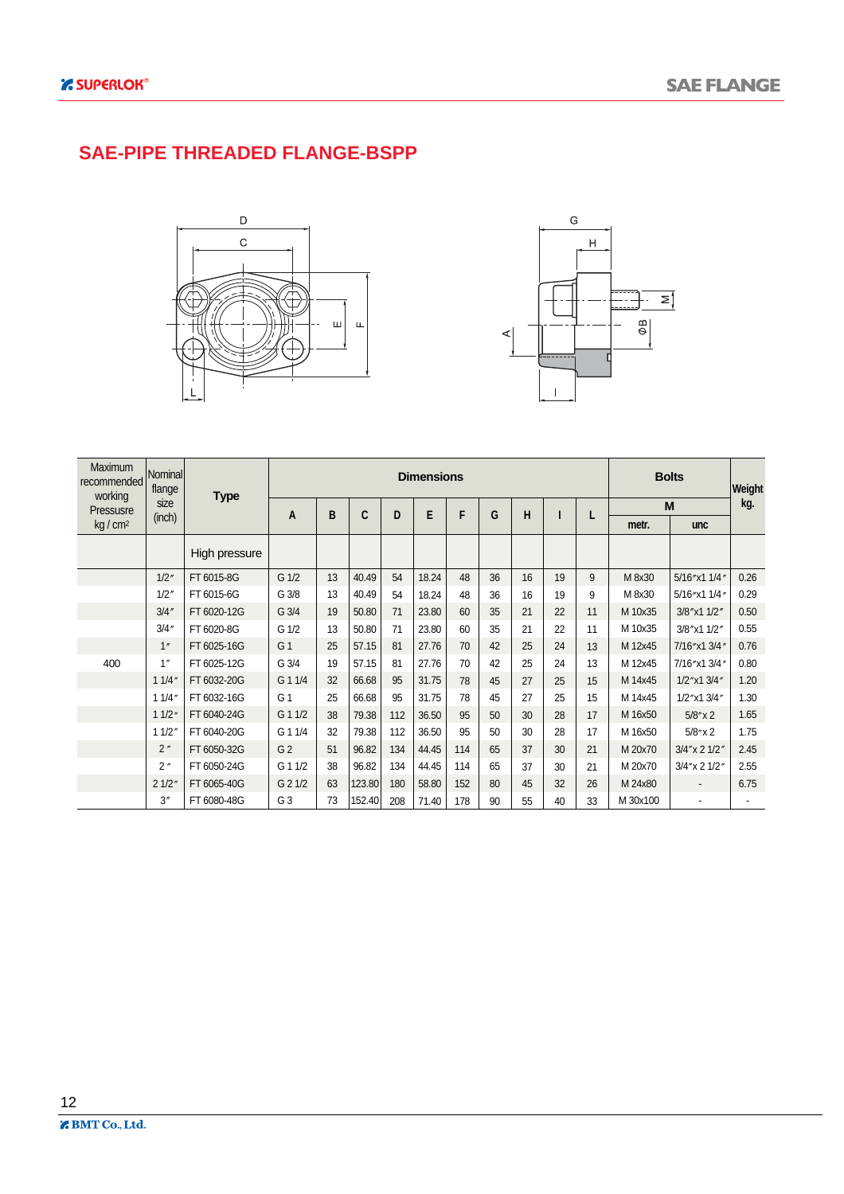# SAE-PIPE THREADED FLANGE-BSPP

| Maximum recommended working Pressusre kg / cm² | Nominal flange size (inch) | Type | Dimensions | | | | | | | | | | Bolts | | Weight kg. |
|---|---|---|---|---|---|---|---|---|---|---|---|---|---|---|---|
| | | | A | B | C | D | E | F | G | H | I | L | M | | |
| | | | | | | | | | | | | | metr. | unc | |
| | | High pressure | | | | | | | | | | | | | |
| | 1/2″ | FT 6015-8G | G 1/2 | 13 | 40.49 | 54 | 18.24 | 48 | 36 | 16 | 19 | 9 | M 8x30 | 5/16″x1 1/4″ | 0.26 |
| | 1/2″ | FT 6015-6G | G 3/8 | 13 | 40.49 | 54 | 18.24 | 48 | 36 | 16 | 19 | 9 | M 8x30 | 5/16″x1 1/4″ | 0.29 |
| | 3/4″ | FT 6020-12G | G 3/4 | 19 | 50.80 | 71 | 23.80 | 60 | 35 | 21 | 22 | 11 | M 10x35 | 3/8″x1 1/2″ | 0.50 |
| | 3/4″ | FT 6020-8G | G 1/2 | 13 | 50.80 | 71 | 23.80 | 60 | 35 | 21 | 22 | 11 | M 10x35 | 3/8″x1 1/2″ | 0.55 |
| | 1″ | FT 6025-16G | G 1 | 25 | 57.15 | 81 | 27.76 | 70 | 42 | 25 | 24 | 13 | M 12x45 | 7/16″x1 3/4″ | 0.76 |
| 400 | 1″ | FT 6025-12G | G 3/4 | 19 | 57.15 | 81 | 27.76 | 70 | 42 | 25 | 24 | 13 | M 12x45 | 7/16″x1 3/4″ | 0.80 |
| | 1 1/4″ | FT 6032-20G | G 1 1/4 | 32 | 66.68 | 95 | 31.75 | 78 | 45 | 27 | 25 | 15 | M 14x45 | 1/2″x1 3/4″ | 1.20 |
| | 1 1/4″ | FT 6032-16G | G 1 | 25 | 66.68 | 95 | 31.75 | 78 | 45 | 27 | 25 | 15 | M 14x45 | 1/2″x1 3/4″ | 1.30 |
| | 1 1/2″ | FT 6040-24G | G 1 1/2 | 38 | 79.38 | 112 | 36.50 | 95 | 50 | 30 | 28 | 17 | M 16x50 | 5/8″x 2 | 1.65 |
| | 1 1/2″ | FT 6040-20G | G 1 1/4 | 32 | 79.38 | 112 | 36.50 | 95 | 50 | 30 | 28 | 17 | M 16x50 | 5/8″x 2 | 1.75 |
| | 2″ | FT 6050-32G | G 2 | 51 | 96.82 | 134 | 44.45 | 114 | 65 | 37 | 30 | 21 | M 20x70 | 3/4″x 2 1/2″ | 2.45 |
| | 2″ | FT 6050-24G | G 1 1/2 | 38 | 96.82 | 134 | 44.45 | 114 | 65 | 37 | 30 | 21 | M 20x70 | 3/4″x 2 1/2″ | 2.55 |
| | 2 1/2″ | FT 6065-40G | G 2 1/2 | 63 | 123.80 | 180 | 58.80 | 152 | 80 | 45 | 32 | 26 | M 24x80 | - | 6.75 |
| | 3″ | FT 6080-48G | G 3 | 73 | 152.40 | 208 | 71.40 | 178 | 90 | 55 | 40 | 33 | M 30x100 | - | - |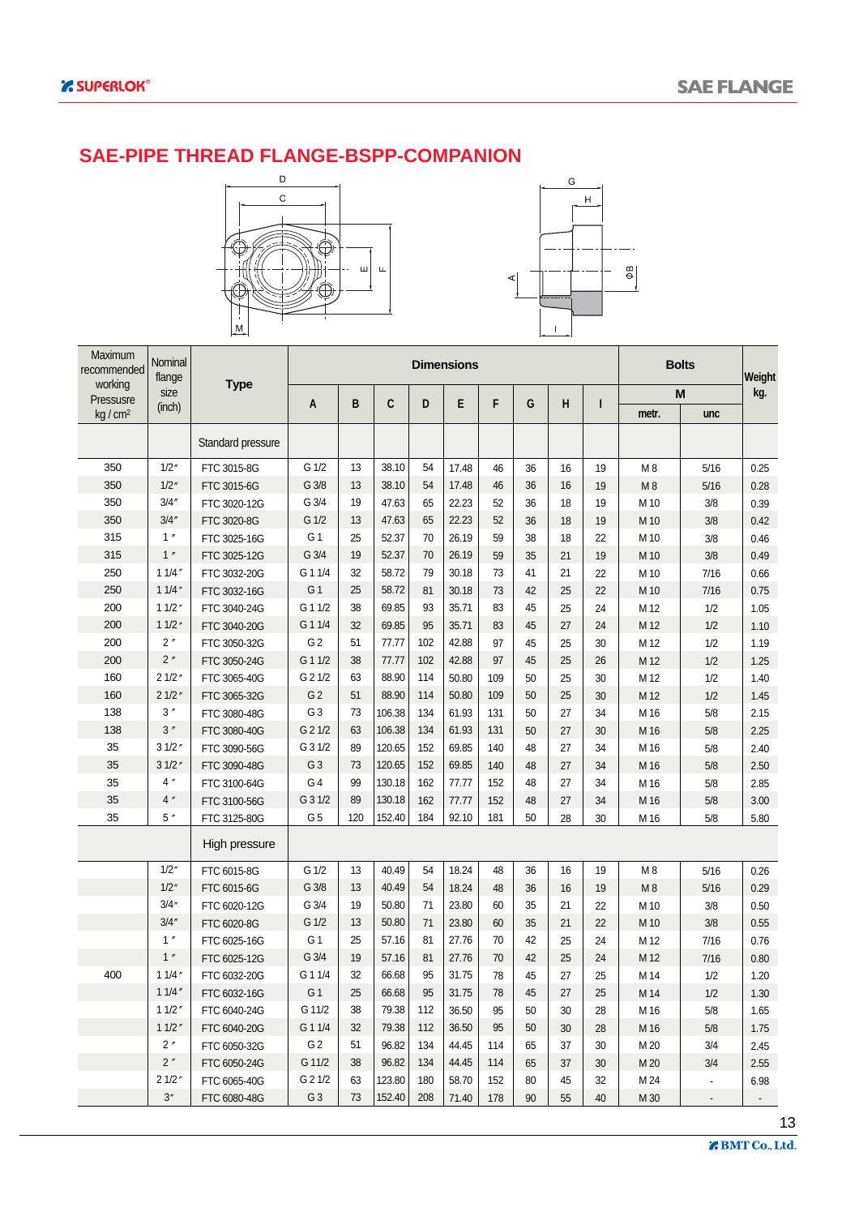## SAE-PIPE THREAD FLANGE-BSPP-COMPANION

| Maximum recommended working Pressure kg / cm² | Nominal flange size (inch) | Type | Dimensions | | | | | | | | | Bolts | | Weight kg. |
|---|---|---|---|---|---|---|---|---|---|---|---|---|---|---|
| | | | A | B | C | D | E | F | G | H | I | M | | |
| | | | | | | | | | | | | metr. | unc | |
| | | Standard pressure | | | | | | | | | | | | |
| 350 | 1/2″ | FTC 3015-8G | G 1/2 | 13 | 38.10 | 54 | 17.48 | 46 | 36 | 16 | 19 | M 8 | 5/16 | 0.25 |
| 350 | 1/2″ | FTC 3015-6G | G 3/8 | 13 | 38.10 | 54 | 17.48 | 46 | 36 | 16 | 19 | M 8 | 5/16 | 0.28 |
| 350 | 3/4″ | FTC 3020-12G | G 3/4 | 19 | 47.63 | 65 | 22.23 | 52 | 36 | 18 | 19 | M 10 | 3/8 | 0.39 |
| 350 | 3/4″ | FTC 3020-8G | G 1/2 | 13 | 47.63 | 65 | 22.23 | 52 | 36 | 18 | 19 | M 10 | 3/8 | 0.42 |
| 315 | 1″ | FTC 3025-16G | G 1 | 25 | 52.37 | 70 | 26.19 | 59 | 38 | 18 | 22 | M 10 | 3/8 | 0.46 |
| 315 | 1″ | FTC 3025-12G | G 3/4 | 19 | 52.37 | 70 | 26.19 | 59 | 35 | 21 | 19 | M 10 | 3/8 | 0.49 |
| 250 | 1 1/4″ | FTC 3032-20G | G 1 1/4 | 32 | 58.72 | 79 | 30.18 | 73 | 41 | 21 | 22 | M 10 | 7/16 | 0.66 |
| 250 | 1 1/4″ | FTC 3032-16G | G 1 | 25 | 58.72 | 81 | 30.18 | 73 | 42 | 25 | 22 | M 10 | 7/16 | 0.75 |
| 200 | 1 1/2″ | FTC 3040-24G | G 1 1/2 | 38 | 69.85 | 93 | 35.71 | 83 | 45 | 25 | 24 | M 12 | 1/2 | 1.05 |
| 200 | 1 1/2″ | FTC 3040-20G | G 1 1/4 | 32 | 69.85 | 95 | 35.71 | 83 | 45 | 27 | 24 | M 12 | 1/2 | 1.10 |
| 200 | 2″ | FTC 3050-32G | G 2 | 51 | 77.77 | 102 | 42.88 | 97 | 45 | 25 | 30 | M 12 | 1/2 | 1.19 |
| 200 | 2″ | FTC 3050-24G | G 1 1/2 | 38 | 77.77 | 102 | 42.88 | 97 | 45 | 25 | 26 | M 12 | 1/2 | 1.25 |
| 160 | 2 1/2″ | FTC 3065-40G | G 2 1/2 | 63 | 88.90 | 114 | 50.80 | 109 | 50 | 25 | 30 | M 12 | 1/2 | 1.40 |
| 160 | 2 1/2″ | FTC 3065-32G | G 2 | 51 | 88.90 | 114 | 50.80 | 109 | 50 | 25 | 30 | M 12 | 1/2 | 1.45 |
| 138 | 3″ | FTC 3080-48G | G 3 | 73 | 106.38 | 134 | 61.93 | 131 | 50 | 27 | 34 | M 16 | 5/8 | 2.15 |
| 138 | 3″ | FTC 3080-40G | G 2 1/2 | 63 | 106.38 | 134 | 61.93 | 131 | 50 | 27 | 30 | M 16 | 5/8 | 2.25 |
| 35 | 3 1/2″ | FTC 3090-56G | G 3 1/2 | 89 | 120.65 | 152 | 69.85 | 140 | 48 | 27 | 34 | M 16 | 5/8 | 2.40 |
| 35 | 3 1/2″ | FTC 3090-48G | G 3 | 73 | 120.65 | 152 | 69.85 | 140 | 48 | 27 | 34 | M 16 | 5/8 | 2.50 |
| 35 | 4″ | FTC 3100-64G | G 4 | 99 | 130.18 | 162 | 77.77 | 152 | 48 | 27 | 34 | M 16 | 5/8 | 2.85 |
| 35 | 4″ | FTC 3100-56G | G 3 1/2 | 89 | 130.18 | 162 | 77.77 | 152 | 48 | 27 | 34 | M 16 | 5/8 | 3.00 |
| 35 | 5″ | FTC 3125-80G | G 5 | 120 | 152.40 | 184 | 92.10 | 181 | 50 | 28 | 30 | M 16 | 5/8 | 5.80 |
| | | High pressure | | | | | | | | | | | | |
| | 1/2″ | FTC 6015-8G | G 1/2 | 13 | 40.49 | 54 | 18.24 | 48 | 36 | 16 | 19 | M 8 | 5/16 | 0.26 |
| | 1/2″ | FTC 6015-6G | G 3/8 | 13 | 40.49 | 54 | 18.24 | 48 | 36 | 16 | 19 | M 8 | 5/16 | 0.29 |
| | 3/4″ | FTC 6020-12G | G 3/4 | 19 | 50.80 | 71 | 23.80 | 60 | 35 | 21 | 22 | M 10 | 3/8 | 0.50 |
| | 3/4″ | FTC 6020-8G | G 1/2 | 13 | 50.80 | 71 | 23.80 | 60 | 35 | 21 | 22 | M 10 | 3/8 | 0.55 |
| | 1″ | FTC 6025-16G | G 1 | 25 | 57.16 | 81 | 27.76 | 70 | 42 | 25 | 24 | M 12 | 7/16 | 0.76 |
| | 1″ | FTC 6025-12G | G 3/4 | 19 | 57.16 | 81 | 27.76 | 70 | 42 | 25 | 24 | M 12 | 7/16 | 0.80 |
| 400 | 1 1/4″ | FTC 6032-20G | G 1 1/4 | 32 | 66.68 | 95 | 31.75 | 78 | 45 | 27 | 25 | M 14 | 1/2 | 1.20 |
| | 1 1/4″ | FTC 6032-16G | G 1 | 25 | 66.68 | 95 | 31.75 | 78 | 45 | 27 | 25 | M 14 | 1/2 | 1.30 |
| | 1 1/2″ | FTC 6040-24G | G 11/2 | 38 | 79.38 | 112 | 36.50 | 95 | 50 | 30 | 28 | M 16 | 5/8 | 1.65 |
| | 1 1/2″ | FTC 6040-20G | G 1 1/4 | 32 | 79.38 | 112 | 36.50 | 95 | 50 | 30 | 28 | M 16 | 5/8 | 1.75 |
| | 2″ | FTC 6050-32G | G 2 | 51 | 96.82 | 134 | 44.45 | 114 | 65 | 37 | 30 | M 20 | 3/4 | 2.45 |
| | 2″ | FTC 6050-24G | G 11/2 | 38 | 96.82 | 134 | 44.45 | 114 | 65 | 37 | 30 | M 20 | 3/4 | 2.55 |
| | 2 1/2″ | FTC 6065-40G | G 2 1/2 | 63 | 123.80 | 180 | 58.70 | 152 | 80 | 45 | 32 | M 24 | - | 6.98 |
| | 3″ | FTC 6080-48G | G 3 | 73 | 152.40 | 208 | 71.40 | 178 | 90 | 55 | 40 | M 30 | - | - |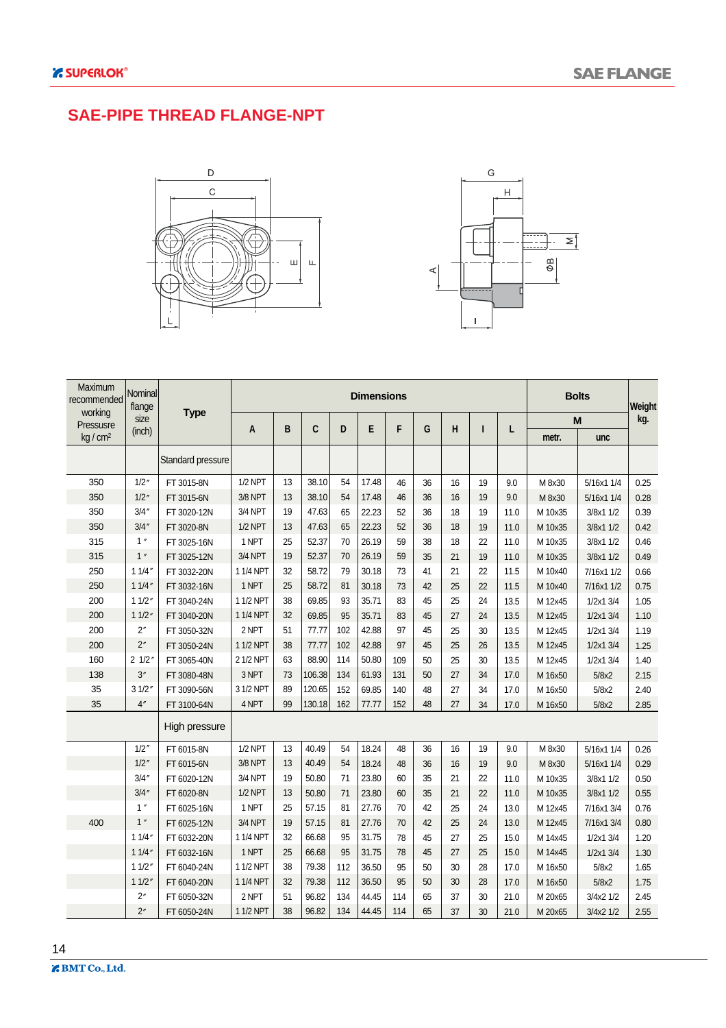# SAE-PIPE THREAD FLANGE-NPT

| Maximum recommended working Pressusre kg / cm² | Nominal flange size (inch) | Type | Dimensions | | | | | | | | | | Bolts | | Weight kg. |
|---|---|---|---|---|---|---|---|---|---|---|---|---|---|---|---|
| | | | A | B | C | D | E | F | G | H | I | L | M | | |
| | | | | | | | | | | | | | metr. | unc | |
| | | Standard pressure | | | | | | | | | | | | | |
| 350 | 1/2″ | FT 3015-8N | 1/2 NPT | 13 | 38.10 | 54 | 17.48 | 46 | 36 | 16 | 19 | 9.0 | M 8x30 | 5/16x1 1/4 | 0.25 |
| 350 | 1/2″ | FT 3015-6N | 3/8 NPT | 13 | 38.10 | 54 | 17.48 | 46 | 36 | 16 | 19 | 9.0 | M 8x30 | 5/16x1 1/4 | 0.28 |
| 350 | 3/4″ | FT 3020-12N | 3/4 NPT | 19 | 47.63 | 65 | 22.23 | 52 | 36 | 18 | 19 | 11.0 | M 10x35 | 3/8x1 1/2 | 0.39 |
| 350 | 3/4″ | FT 3020-8N | 1/2 NPT | 13 | 47.63 | 65 | 22.23 | 52 | 36 | 18 | 19 | 11.0 | M 10x35 | 3/8x1 1/2 | 0.42 |
| 315 | 1″ | FT 3025-16N | 1 NPT | 25 | 52.37 | 70 | 26.19 | 59 | 38 | 18 | 22 | 11.0 | M 10x35 | 3/8x1 1/2 | 0.46 |
| 315 | 1″ | FT 3025-12N | 3/4 NPT | 19 | 52.37 | 70 | 26.19 | 59 | 35 | 21 | 19 | 11.0 | M 10x35 | 3/8x1 1/2 | 0.49 |
| 250 | 1 1/4″ | FT 3032-20N | 1 1/4 NPT | 32 | 58.72 | 79 | 30.18 | 73 | 41 | 21 | 22 | 11.5 | M 10x40 | 7/16x1 1/2 | 0.66 |
| 250 | 1 1/4″ | FT 3032-16N | 1 NPT | 25 | 58.72 | 81 | 30.18 | 73 | 42 | 25 | 22 | 11.5 | M 10x40 | 7/16x1 1/2 | 0.75 |
| 200 | 1 1/2″ | FT 3040-24N | 1 1/2 NPT | 38 | 69.85 | 93 | 35.71 | 83 | 45 | 25 | 24 | 13.5 | M 12x45 | 1/2x1 3/4 | 1.05 |
| 200 | 1 1/2″ | FT 3040-20N | 1 1/4 NPT | 32 | 69.85 | 95 | 35.71 | 83 | 45 | 27 | 24 | 13.5 | M 12x45 | 1/2x1 3/4 | 1.10 |
| 200 | 2″ | FT 3050-32N | 2 NPT | 51 | 77.77 | 102 | 42.88 | 97 | 45 | 25 | 30 | 13.5 | M 12x45 | 1/2x1 3/4 | 1.19 |
| 200 | 2″ | FT 3050-24N | 1 1/2 NPT | 38 | 77.77 | 102 | 42.88 | 97 | 45 | 25 | 26 | 13.5 | M 12x45 | 1/2x1 3/4 | 1.25 |
| 160 | 2 1/2″ | FT 3065-40N | 2 1/2 NPT | 63 | 88.90 | 114 | 50.80 | 109 | 50 | 25 | 30 | 13.5 | M 12x45 | 1/2x1 3/4 | 1.40 |
| 138 | 3″ | FT 3080-48N | 3 NPT | 73 | 106.38 | 134 | 61.93 | 131 | 50 | 27 | 34 | 17.0 | M 16x50 | 5/8x2 | 2.15 |
| 35 | 3 1/2″ | FT 3090-56N | 3 1/2 NPT | 89 | 120.65 | 152 | 69.85 | 140 | 48 | 27 | 34 | 17.0 | M 16x50 | 5/8x2 | 2.40 |
| 35 | 4″ | FT 3100-64N | 4 NPT | 99 | 130.18 | 162 | 77.77 | 152 | 48 | 27 | 34 | 17.0 | M 16x50 | 5/8x2 | 2.85 |
| | | High pressure | | | | | | | | | | | | | |
| | 1/2″ | FT 6015-8N | 1/2 NPT | 13 | 40.49 | 54 | 18.24 | 48 | 36 | 16 | 19 | 9.0 | M 8x30 | 5/16x1 1/4 | 0.26 |
| | 1/2″ | FT 6015-6N | 3/8 NPT | 13 | 40.49 | 54 | 18.24 | 48 | 36 | 16 | 19 | 9.0 | M 8x30 | 5/16x1 1/4 | 0.29 |
| | 3/4″ | FT 6020-12N | 3/4 NPT | 19 | 50.80 | 71 | 23.80 | 60 | 35 | 21 | 22 | 11.0 | M 10x35 | 3/8x1 1/2 | 0.50 |
| | 3/4″ | FT 6020-8N | 1/2 NPT | 13 | 50.80 | 71 | 23.80 | 60 | 35 | 21 | 22 | 11.0 | M 10x35 | 3/8x1 1/2 | 0.55 |
| | 1″ | FT 6025-16N | 1 NPT | 25 | 57.15 | 81 | 27.76 | 70 | 42 | 25 | 24 | 13.0 | M 12x45 | 7/16x1 3/4 | 0.76 |
| 400 | 1″ | FT 6025-12N | 3/4 NPT | 19 | 57.15 | 81 | 27.76 | 70 | 42 | 25 | 24 | 13.0 | M 12x45 | 7/16x1 3/4 | 0.80 |
| | 1 1/4″ | FT 6032-20N | 1 1/4 NPT | 32 | 66.68 | 95 | 31.75 | 78 | 45 | 27 | 25 | 15.0 | M 14x45 | 1/2x1 3/4 | 1.20 |
| | 1 1/4″ | FT 6032-16N | 1 NPT | 25 | 66.68 | 95 | 31.75 | 78 | 45 | 27 | 25 | 15.0 | M 14x45 | 1/2x1 3/4 | 1.30 |
| | 1 1/2″ | FT 6040-24N | 1 1/2 NPT | 38 | 79.38 | 112 | 36.50 | 95 | 50 | 30 | 28 | 17.0 | M 16x50 | 5/8x2 | 1.65 |
| | 1 1/2″ | FT 6040-20N | 1 1/4 NPT | 32 | 79.38 | 112 | 36.50 | 95 | 50 | 30 | 28 | 17.0 | M 16x50 | 5/8x2 | 1.75 |
| | 2″ | FT 6050-32N | 2 NPT | 51 | 96.82 | 134 | 44.45 | 114 | 65 | 37 | 30 | 21.0 | M 20x65 | 3/4x2 1/2 | 2.45 |
| | 2″ | FT 6050-24N | 1 1/2 NPT | 38 | 96.82 | 134 | 44.45 | 114 | 65 | 37 | 30 | 21.0 | M 20x65 | 3/4x2 1/2 | 2.55 |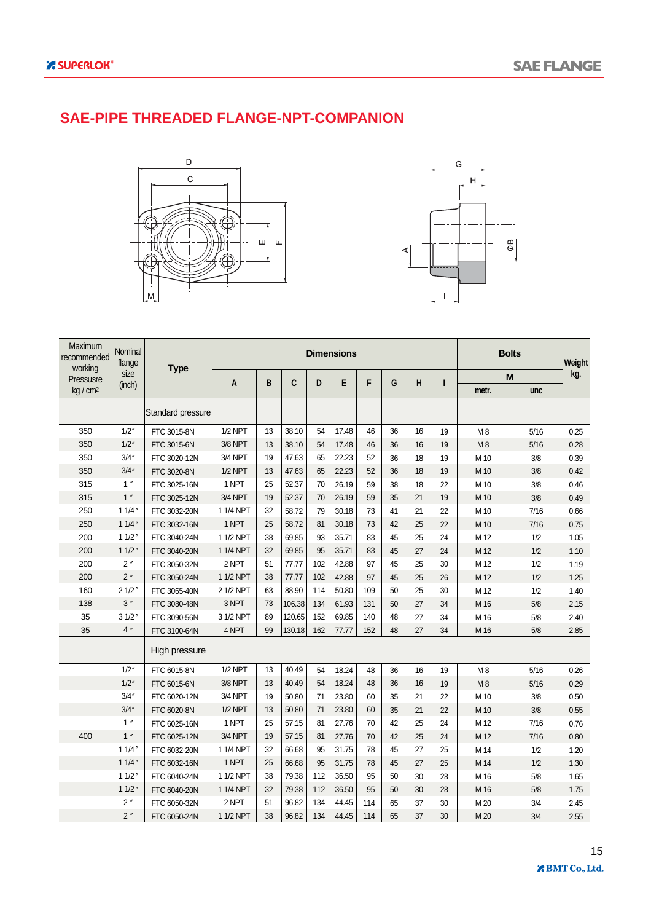# SAE-PIPE THREADED FLANGE-NPT-COMPANION

| Maximum recommended working Pressure kg / cm² | Nominal flange size (inch) | Type | Dimensions | | | | | | | | | Bolts | | Weight kg. |
|---|---|---|---|---|---|---|---|---|---|---|---|---|---|---|
| | | | A | B | C | D | E | F | G | H | I | M metr. | M unc | |
| | | Standard pressure | | | | | | | | | | | | |
| 350 | 1/2″ | FTC 3015-8N | 1/2 NPT | 13 | 38.10 | 54 | 17.48 | 46 | 36 | 16 | 19 | M 8 | 5/16 | 0.25 |
| 350 | 1/2″ | FTC 3015-6N | 3/8 NPT | 13 | 38.10 | 54 | 17.48 | 46 | 36 | 16 | 19 | M 8 | 5/16 | 0.28 |
| 350 | 3/4″ | FTC 3020-12N | 3/4 NPT | 19 | 47.63 | 65 | 22.23 | 52 | 36 | 18 | 19 | M 10 | 3/8 | 0.39 |
| 350 | 3/4″ | FTC 3020-8N | 1/2 NPT | 13 | 47.63 | 65 | 22.23 | 52 | 36 | 18 | 19 | M 10 | 3/8 | 0.42 |
| 315 | 1″ | FTC 3025-16N | 1 NPT | 25 | 52.37 | 70 | 26.19 | 59 | 38 | 18 | 22 | M 10 | 3/8 | 0.46 |
| 315 | 1″ | FTC 3025-12N | 3/4 NPT | 19 | 52.37 | 70 | 26.19 | 59 | 35 | 21 | 19 | M 10 | 3/8 | 0.49 |
| 250 | 1 1/4″ | FTC 3032-20N | 1 1/4 NPT | 32 | 58.72 | 79 | 30.18 | 73 | 41 | 21 | 22 | M 10 | 7/16 | 0.66 |
| 250 | 1 1/4″ | FTC 3032-16N | 1 NPT | 25 | 58.72 | 81 | 30.18 | 73 | 42 | 25 | 22 | M 10 | 7/16 | 0.75 |
| 200 | 1 1/2″ | FTC 3040-24N | 1 1/2 NPT | 38 | 69.85 | 93 | 35.71 | 83 | 45 | 25 | 24 | M 12 | 1/2 | 1.05 |
| 200 | 1 1/2″ | FTC 3040-20N | 1 1/4 NPT | 32 | 69.85 | 95 | 35.71 | 83 | 45 | 27 | 24 | M 12 | 1/2 | 1.10 |
| 200 | 2″ | FTC 3050-32N | 2 NPT | 51 | 77.77 | 102 | 42.88 | 97 | 45 | 25 | 30 | M 12 | 1/2 | 1.19 |
| 200 | 2″ | FTC 3050-24N | 1 1/2 NPT | 38 | 77.77 | 102 | 42.88 | 97 | 45 | 25 | 26 | M 12 | 1/2 | 1.25 |
| 160 | 2 1/2″ | FTC 3065-40N | 2 1/2 NPT | 63 | 88.90 | 114 | 50.80 | 109 | 50 | 25 | 30 | M 12 | 1/2 | 1.40 |
| 138 | 3″ | FTC 3080-48N | 3 NPT | 73 | 106.38 | 134 | 61.93 | 131 | 50 | 27 | 34 | M 16 | 5/8 | 2.15 |
| 35 | 3 1/2″ | FTC 3090-56N | 3 1/2 NPT | 89 | 120.65 | 152 | 69.85 | 140 | 48 | 27 | 34 | M 16 | 5/8 | 2.40 |
| 35 | 4″ | FTC 3100-64N | 4 NPT | 99 | 130.18 | 162 | 77.77 | 152 | 48 | 27 | 34 | M 16 | 5/8 | 2.85 |
| | | High pressure | | | | | | | | | | | | |
| | 1/2″ | FTC 6015-8N | 1/2 NPT | 13 | 40.49 | 54 | 18.24 | 48 | 36 | 16 | 19 | M 8 | 5/16 | 0.26 |
| | 1/2″ | FTC 6015-6N | 3/8 NPT | 13 | 40.49 | 54 | 18.24 | 48 | 36 | 16 | 19 | M 8 | 5/16 | 0.29 |
| | 3/4″ | FTC 6020-12N | 3/4 NPT | 19 | 50.80 | 71 | 23.80 | 60 | 35 | 21 | 22 | M 10 | 3/8 | 0.50 |
| | 3/4″ | FTC 6020-8N | 1/2 NPT | 13 | 50.80 | 71 | 23.80 | 60 | 35 | 21 | 22 | M 10 | 3/8 | 0.55 |
| | 1″ | FTC 6025-16N | 1 NPT | 25 | 57.15 | 81 | 27.76 | 70 | 42 | 25 | 24 | M 12 | 7/16 | 0.76 |
| 400 | 1″ | FTC 6025-12N | 3/4 NPT | 19 | 57.15 | 81 | 27.76 | 70 | 42 | 25 | 24 | M 12 | 7/16 | 0.80 |
| | 1 1/4″ | FTC 6032-20N | 1 1/4 NPT | 32 | 66.68 | 95 | 31.75 | 78 | 45 | 27 | 25 | M 14 | 1/2 | 1.20 |
| | 1 1/4″ | FTC 6032-16N | 1 NPT | 25 | 66.68 | 95 | 31.75 | 78 | 45 | 27 | 25 | M 14 | 1/2 | 1.30 |
| | 1 1/2″ | FTC 6040-24N | 1 1/2 NPT | 38 | 79.38 | 112 | 36.50 | 95 | 50 | 30 | 28 | M 16 | 5/8 | 1.65 |
| | 1 1/2″ | FTC 6040-20N | 1 1/4 NPT | 32 | 79.38 | 112 | 36.50 | 95 | 50 | 30 | 28 | M 16 | 5/8 | 1.75 |
| | 2″ | FTC 6050-32N | 2 NPT | 51 | 96.82 | 134 | 44.45 | 114 | 65 | 37 | 30 | M 20 | 3/4 | 2.45 |
| | 2″ | FTC 6050-24N | 1 1/2 NPT | 38 | 96.82 | 134 | 44.45 | 114 | 65 | 37 | 30 | M 20 | 3/4 | 2.55 |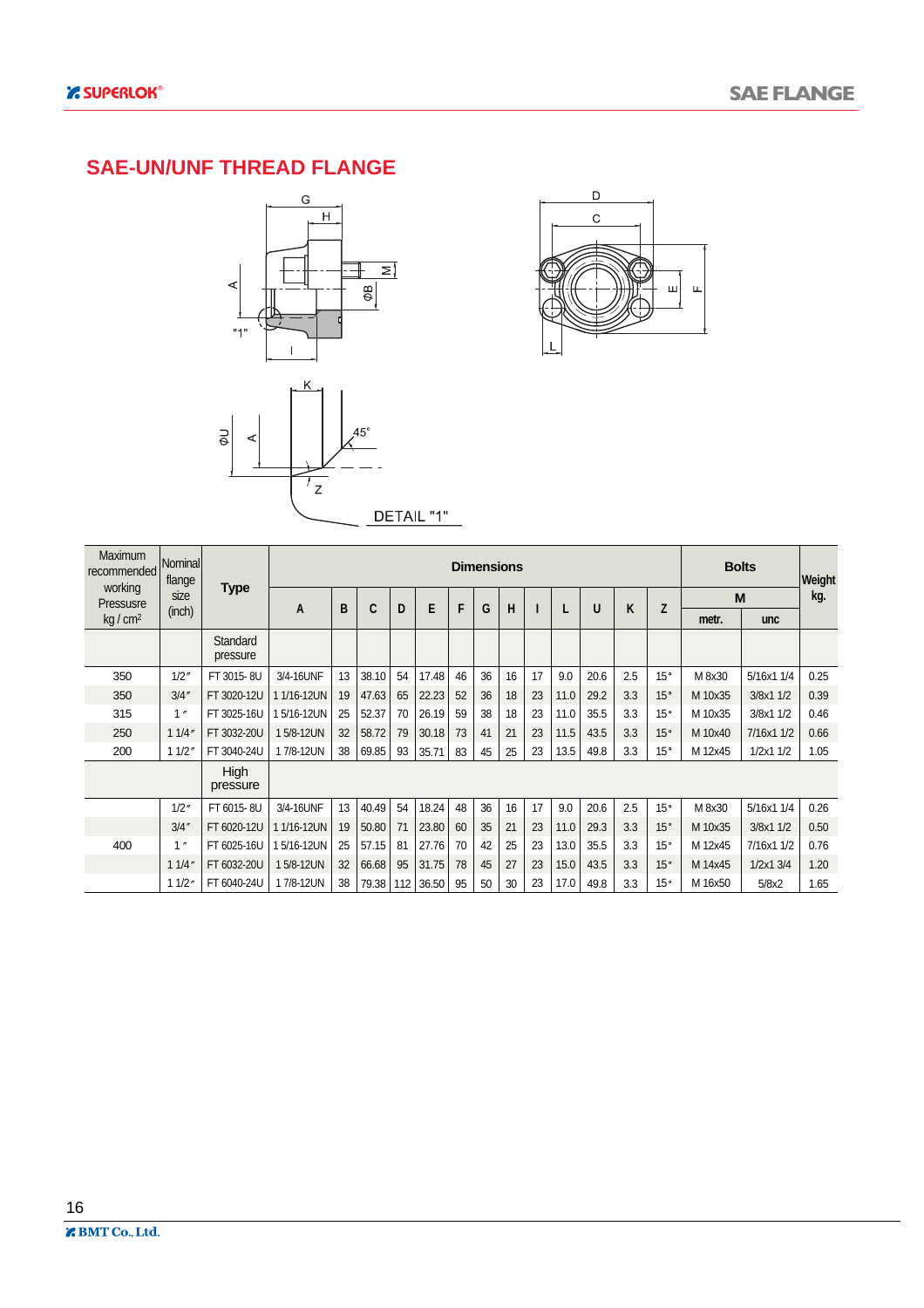# SAE-UN/UNF THREAD FLANGE

DETAIL "1"

| Maximum recommended working Pressusre kg / cm² | Nominal flange size (inch) | Type | Dimensions | | | | | | | | | | | | | Bolts | | Weight kg. |
|---|---|---|---|---|---|---|---|---|---|---|---|---|---|---|---|---|---|---|
| | | | A | B | C | D | E | F | G | H | I | L | U | K | Z | M | | |
| | | | | | | | | | | | | | | | | metr. | unc | |
| | | Standard pressure | | | | | | | | | | | | | | | | |
| 350 | 1/2" | FT 3015- 8U | 3/4-16UNF | 13 | 38.10 | 54 | 17.48 | 46 | 36 | 16 | 17 | 9.0 | 20.6 | 2.5 | 15° | M 8x30 | 5/16x1 1/4 | 0.25 |
| 350 | 3/4" | FT 3020-12U | 1 1/16-12UN | 19 | 47.63 | 65 | 22.23 | 52 | 36 | 18 | 23 | 11.0 | 29.2 | 3.3 | 15° | M 10x35 | 3/8x1 1/2 | 0.39 |
| 315 | 1" | FT 3025-16U | 1 5/16-12UN | 25 | 52.37 | 70 | 26.19 | 59 | 38 | 18 | 23 | 11.0 | 35.5 | 3.3 | 15° | M 10x35 | 3/8x1 1/2 | 0.46 |
| 250 | 1 1/4" | FT 3032-20U | 1 5/8-12UN | 32 | 58.72 | 79 | 30.18 | 73 | 41 | 21 | 23 | 11.5 | 43.5 | 3.3 | 15° | M 10x40 | 7/16x1 1/2 | 0.66 |
| 200 | 1 1/2" | FT 3040-24U | 1 7/8-12UN | 38 | 69.85 | 93 | 35.71 | 83 | 45 | 25 | 23 | 13.5 | 49.8 | 3.3 | 15° | M 12x45 | 1/2x1 1/2 | 1.05 |
| | | High pressure | | | | | | | | | | | | | | | | |
| | 1/2" | FT 6015- 8U | 3/4-16UNF | 13 | 40.49 | 54 | 18.24 | 48 | 36 | 16 | 17 | 9.0 | 20.6 | 2.5 | 15° | M 8x30 | 5/16x1 1/4 | 0.26 |
| | 3/4" | FT 6020-12U | 1 1/16-12UN | 19 | 50.80 | 71 | 23.80 | 60 | 35 | 21 | 23 | 11.0 | 29.3 | 3.3 | 15° | M 10x35 | 3/8x1 1/2 | 0.50 |
| 400 | 1" | FT 6025-16U | 1 5/16-12UN | 25 | 57.15 | 81 | 27.76 | 70 | 42 | 25 | 23 | 13.0 | 35.5 | 3.3 | 15° | M 12x45 | 7/16x1 1/2 | 0.76 |
| | 1 1/4" | FT 6032-20U | 1 5/8-12UN | 32 | 66.68 | 95 | 31.75 | 78 | 45 | 27 | 23 | 15.0 | 43.5 | 3.3 | 15° | M 14x45 | 1/2x1 3/4 | 1.20 |
| | 1 1/2" | FT 6040-24U | 1 7/8-12UN | 38 | 79.38 | 112 | 36.50 | 95 | 50 | 30 | 23 | 17.0 | 49.8 | 3.3 | 15° | M 16x50 | 5/8x2 | 1.65 |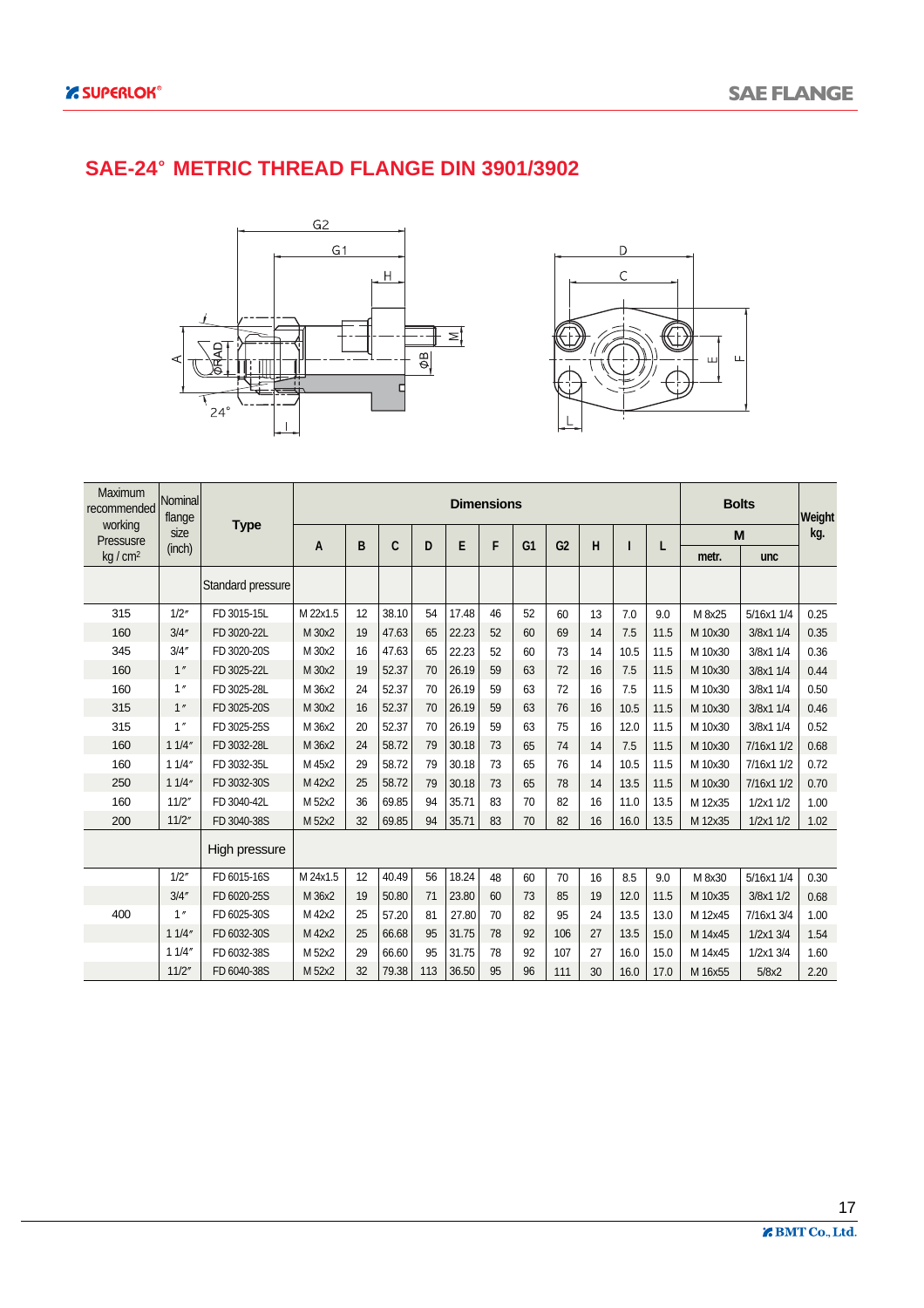# SAE-24° METRIC THREAD FLANGE DIN 3901/3902

| Maximum recommended working Pressure kg / cm² | Nominal flange size (inch) | Type | Dimensions | | | | | | | | | | | Bolts | | Weight kg. |
|---|---|---|---|---|---|---|---|---|---|---|---|---|---|---|---|---|
| | | | A | B | C | D | E | F | G1 | G2 | H | I | L | M metr. | M unc | |
| | | Standard pressure | | | | | | | | | | | | | | |
| 315 | 1/2″ | FD 3015-15L | M 22x1.5 | 12 | 38.10 | 54 | 17.48 | 46 | 52 | 60 | 13 | 7.0 | 9.0 | M 8x25 | 5/16x1 1/4 | 0.25 |
| 160 | 3/4″ | FD 3020-22L | M 30x2 | 19 | 47.63 | 65 | 22.23 | 52 | 60 | 69 | 14 | 7.5 | 11.5 | M 10x30 | 3/8x1 1/4 | 0.35 |
| 345 | 3/4″ | FD 3020-20S | M 30x2 | 16 | 47.63 | 65 | 22.23 | 52 | 60 | 73 | 14 | 10.5 | 11.5 | M 10x30 | 3/8x1 1/4 | 0.36 |
| 160 | 1″ | FD 3025-22L | M 30x2 | 19 | 52.37 | 70 | 26.19 | 59 | 63 | 72 | 16 | 7.5 | 11.5 | M 10x30 | 3/8x1 1/4 | 0.44 |
| 160 | 1″ | FD 3025-28L | M 36x2 | 24 | 52.37 | 70 | 26.19 | 59 | 63 | 72 | 16 | 7.5 | 11.5 | M 10x30 | 3/8x1 1/4 | 0.50 |
| 315 | 1″ | FD 3025-20S | M 30x2 | 16 | 52.37 | 70 | 26.19 | 59 | 63 | 76 | 16 | 10.5 | 11.5 | M 10x30 | 3/8x1 1/4 | 0.46 |
| 315 | 1″ | FD 3025-25S | M 36x2 | 20 | 52.37 | 70 | 26.19 | 59 | 63 | 75 | 16 | 12.0 | 11.5 | M 10x30 | 3/8x1 1/4 | 0.52 |
| 160 | 1 1/4″ | FD 3032-28L | M 36x2 | 24 | 58.72 | 79 | 30.18 | 73 | 65 | 74 | 14 | 7.5 | 11.5 | M 10x30 | 7/16x1 1/2 | 0.68 |
| 160 | 1 1/4″ | FD 3032-35L | M 45x2 | 29 | 58.72 | 79 | 30.18 | 73 | 65 | 76 | 14 | 10.5 | 11.5 | M 10x30 | 7/16x1 1/2 | 0.72 |
| 250 | 1 1/4″ | FD 3032-30S | M 42x2 | 25 | 58.72 | 79 | 30.18 | 73 | 65 | 78 | 14 | 13.5 | 11.5 | M 10x30 | 7/16x1 1/2 | 0.70 |
| 160 | 11/2″ | FD 3040-42L | M 52x2 | 36 | 69.85 | 94 | 35.71 | 83 | 70 | 82 | 16 | 11.0 | 13.5 | M 12x35 | 1/2x1 1/2 | 1.00 |
| 200 | 11/2″ | FD 3040-38S | M 52x2 | 32 | 69.85 | 94 | 35.71 | 83 | 70 | 82 | 16 | 16.0 | 13.5 | M 12x35 | 1/2x1 1/2 | 1.02 |
| | | High pressure | | | | | | | | | | | | | | |
| | 1/2″ | FD 6015-16S | M 24x1.5 | 12 | 40.49 | 56 | 18.24 | 48 | 60 | 70 | 16 | 8.5 | 9.0 | M 8x30 | 5/16x1 1/4 | 0.30 |
| | 3/4″ | FD 6020-25S | M 36x2 | 19 | 50.80 | 71 | 23.80 | 60 | 73 | 85 | 19 | 12.0 | 11.5 | M 10x35 | 3/8x1 1/2 | 0.68 |
| 400 | 1″ | FD 6025-30S | M 42x2 | 25 | 57.20 | 81 | 27.80 | 70 | 82 | 95 | 24 | 13.5 | 13.0 | M 12x45 | 7/16x1 3/4 | 1.00 |
| | 1 1/4″ | FD 6032-30S | M 42x2 | 25 | 66.68 | 95 | 31.75 | 78 | 92 | 106 | 27 | 13.5 | 15.0 | M 14x45 | 1/2x1 3/4 | 1.54 |
| | 1 1/4″ | FD 6032-38S | M 52x2 | 29 | 66.60 | 95 | 31.75 | 78 | 92 | 107 | 27 | 16.0 | 15.0 | M 14x45 | 1/2x1 3/4 | 1.60 |
| | 11/2″ | FD 6040-38S | M 52x2 | 32 | 79.38 | 113 | 36.50 | 95 | 96 | 111 | 30 | 16.0 | 17.0 | M 16x55 | 5/8x2 | 2.20 |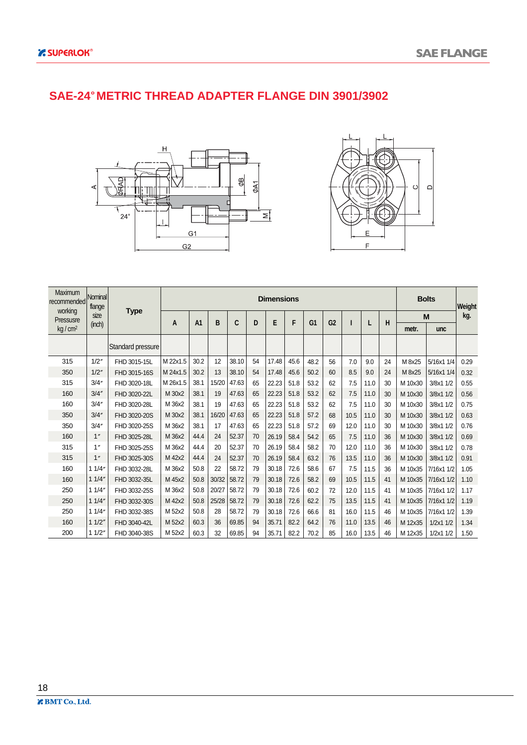# SAE-24° METRIC THREAD ADAPTER FLANGE DIN 3901/3902

| Maximum recommended working Pressure kg / cm² | Nominal flange size (inch) | Type | Dimensions | | | | | | | | | | | | Bolts | | Weight kg. |
|---|---|---|---|---|---|---|---|---|---|---|---|---|---|---|---|---|---|
| | | | A | A1 | B | C | D | E | F | G1 | G2 | I | L | H | M | | |
| | | | | | | | | | | | | | | | metr. | unc | |
| | | Standard pressure | | | | | | | | | | | | | | | |
| 315 | 1/2″ | FHD 3015-15L | M 22x1.5 | 30.2 | 12 | 38.10 | 54 | 17.48 | 45.6 | 48.2 | 56 | 7.0 | 9.0 | 24 | M 8x25 | 5/16x1 1/4 | 0.29 |
| 350 | 1/2″ | FHD 3015-16S | M 24x1.5 | 30.2 | 13 | 38.10 | 54 | 17.48 | 45.6 | 50.2 | 60 | 8.5 | 9.0 | 24 | M 8x25 | 5/16x1 1/4 | 0.32 |
| 315 | 3/4″ | FHD 3020-18L | M 26x1.5 | 38.1 | 15/20 | 47.63 | 65 | 22.23 | 51.8 | 53.2 | 62 | 7.5 | 11.0 | 30 | M 10x30 | 3/8x1 1/2 | 0.55 |
| 160 | 3/4″ | FHD 3020-22L | M 30x2 | 38.1 | 19 | 47.63 | 65 | 22.23 | 51.8 | 53.2 | 62 | 7.5 | 11.0 | 30 | M 10x30 | 3/8x1 1/2 | 0.56 |
| 160 | 3/4″ | FHD 3020-28L | M 36x2 | 38.1 | 19 | 47.63 | 65 | 22.23 | 51.8 | 53.2 | 62 | 7.5 | 11.0 | 30 | M 10x30 | 3/8x1 1/2 | 0.75 |
| 350 | 3/4″ | FHD 3020-20S | M 30x2 | 38.1 | 16/20 | 47.63 | 65 | 22.23 | 51.8 | 57.2 | 68 | 10.5 | 11.0 | 30 | M 10x30 | 3/8x1 1/2 | 0.63 |
| 350 | 3/4″ | FHD 3020-25S | M 36x2 | 38.1 | 17 | 47.63 | 65 | 22.23 | 51.8 | 57.2 | 69 | 12.0 | 11.0 | 30 | M 10x30 | 3/8x1 1/2 | 0.76 |
| 160 | 1″ | FHD 3025-28L | M 36x2 | 44.4 | 24 | 52.37 | 70 | 26.19 | 58.4 | 54.2 | 65 | 7.5 | 11.0 | 36 | M 10x30 | 3/8x1 1/2 | 0.69 |
| 315 | 1″ | FHD 3025-25S | M 36x2 | 44.4 | 20 | 52.37 | 70 | 26.19 | 58.4 | 58.2 | 70 | 12.0 | 11.0 | 36 | M 10x30 | 3/8x1 1/2 | 0.78 |
| 315 | 1″ | FHD 3025-30S | M 42x2 | 44.4 | 24 | 52.37 | 70 | 26.19 | 58.4 | 63.2 | 76 | 13.5 | 11.0 | 36 | M 10x30 | 3/8x1 1/2 | 0.91 |
| 160 | 1 1/4″ | FHD 3032-28L | M 36x2 | 50.8 | 22 | 58.72 | 79 | 30.18 | 72.6 | 58.6 | 67 | 7.5 | 11.5 | 36 | M 10x35 | 7/16x1 1/2 | 1.05 |
| 160 | 1 1/4″ | FHD 3032-35L | M 45x2 | 50.8 | 30/32 | 58.72 | 79 | 30.18 | 72.6 | 58.2 | 69 | 10.5 | 11.5 | 41 | M 10x35 | 7/16x1 1/2 | 1.10 |
| 250 | 1 1/4″ | FHD 3032-25S | M 36x2 | 50.8 | 20/27 | 58.72 | 79 | 30.18 | 72.6 | 60.2 | 72 | 12.0 | 11.5 | 41 | M 10x35 | 7/16x1 1/2 | 1.17 |
| 250 | 1 1/4″ | FHD 3032-30S | M 42x2 | 50.8 | 25/28 | 58.72 | 79 | 30.18 | 72.6 | 62.2 | 75 | 13.5 | 11.5 | 41 | M 10x35 | 7/16x1 1/2 | 1.19 |
| 250 | 1 1/4″ | FHD 3032-38S | M 52x2 | 50.8 | 28 | 58.72 | 79 | 30.18 | 72.6 | 66.6 | 81 | 16.0 | 11.5 | 46 | M 10x35 | 7/16x1 1/2 | 1.39 |
| 160 | 1 1/2″ | FHD 3040-42L | M 52x2 | 60.3 | 36 | 69.85 | 94 | 35.71 | 82.2 | 64.2 | 76 | 11.0 | 13.5 | 46 | M 12x35 | 1/2x1 1/2 | 1.34 |
| 200 | 1 1/2″ | FHD 3040-38S | M 52x2 | 60.3 | 32 | 69.85 | 94 | 35.71 | 82.2 | 70.2 | 85 | 16.0 | 13.5 | 46 | M 12x35 | 1/2x1 1/2 | 1.50 |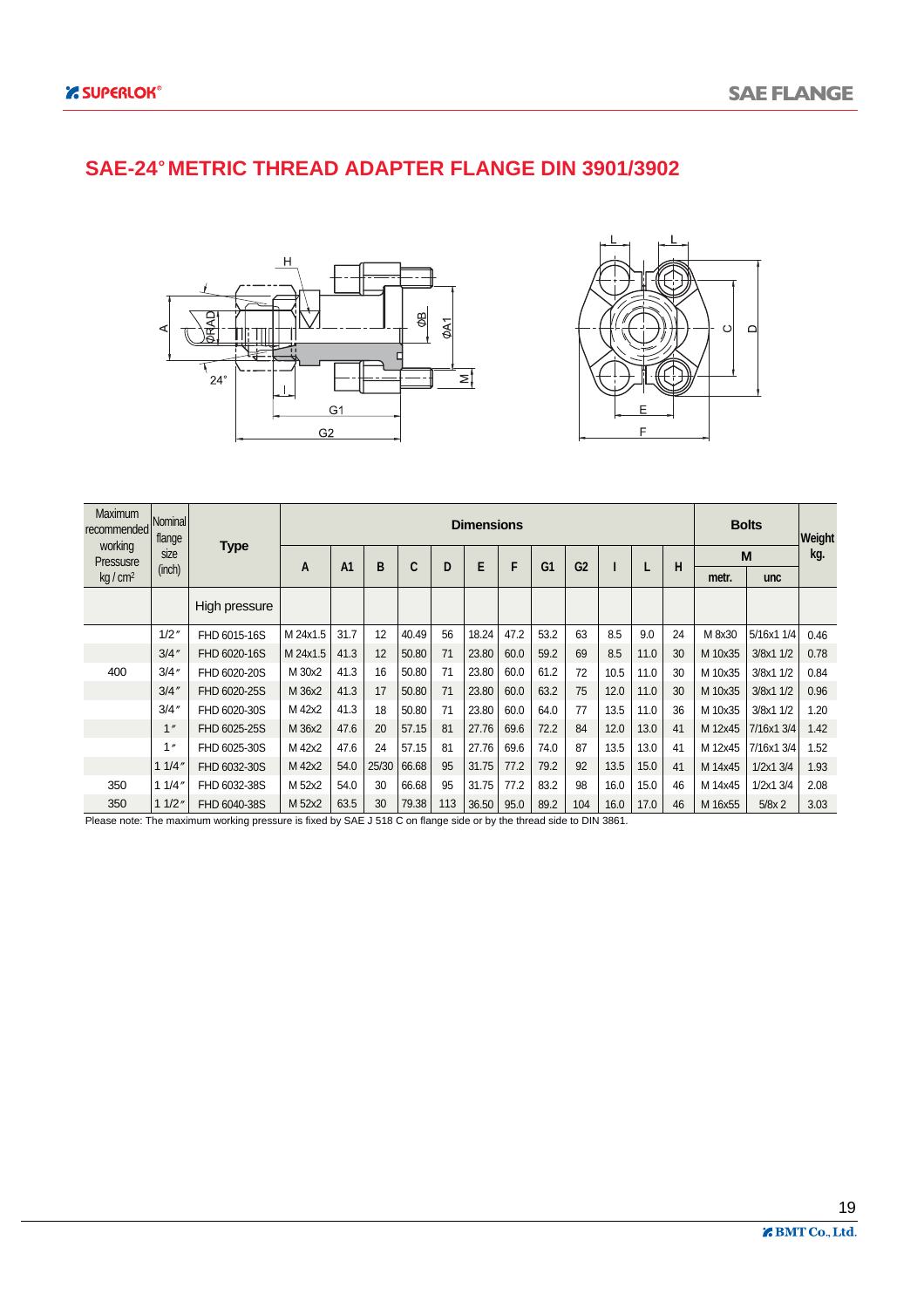# SAE-24° METRIC THREAD ADAPTER FLANGE DIN 3901/3902

| Maximum recommended working Pressusre kg / cm² | Nominal flange size (inch) | Type | Dimensions | | | | | | | | | | | | Bolts | | Weight kg. |
|---|---|---|---|---|---|---|---|---|---|---|---|---|---|---|---|---|---|
| | | | A | A1 | B | C | D | E | F | G1 | G2 | I | L | H | M metr. | M unc | |
| | | High pressure | | | | | | | | | | | | | | | |
| | 1/2″ | FHD 6015-16S | M 24x1.5 | 31.7 | 12 | 40.49 | 56 | 18.24 | 47.2 | 53.2 | 63 | 8.5 | 9.0 | 24 | M 8x30 | 5/16x1 1/4 | 0.46 |
| | 3/4″ | FHD 6020-16S | M 24x1.5 | 41.3 | 12 | 50.80 | 71 | 23.80 | 60.0 | 59.2 | 69 | 8.5 | 11.0 | 30 | M 10x35 | 3/8x1 1/2 | 0.78 |
| 400 | 3/4″ | FHD 6020-20S | M 30x2 | 41.3 | 16 | 50.80 | 71 | 23.80 | 60.0 | 61.2 | 72 | 10.5 | 11.0 | 30 | M 10x35 | 3/8x1 1/2 | 0.84 |
| | 3/4″ | FHD 6020-25S | M 36x2 | 41.3 | 17 | 50.80 | 71 | 23.80 | 60.0 | 63.2 | 75 | 12.0 | 11.0 | 30 | M 10x35 | 3/8x1 1/2 | 0.96 |
| | 3/4″ | FHD 6020-30S | M 42x2 | 41.3 | 18 | 50.80 | 71 | 23.80 | 60.0 | 64.0 | 77 | 13.5 | 11.0 | 36 | M 10x35 | 3/8x1 1/2 | 1.20 |
| | 1″ | FHD 6025-25S | M 36x2 | 47.6 | 20 | 57.15 | 81 | 27.76 | 69.6 | 72.2 | 84 | 12.0 | 13.0 | 41 | M 12x45 | 7/16x1 3/4 | 1.42 |
| | 1″ | FHD 6025-30S | M 42x2 | 47.6 | 24 | 57.15 | 81 | 27.76 | 69.6 | 74.0 | 87 | 13.5 | 13.0 | 41 | M 12x45 | 7/16x1 3/4 | 1.52 |
| | 1 1/4″ | FHD 6032-30S | M 42x2 | 54.0 | 25/30 | 66.68 | 95 | 31.75 | 77.2 | 79.2 | 92 | 13.5 | 15.0 | 41 | M 14x45 | 1/2x1 3/4 | 1.93 |
| 350 | 1 1/4″ | FHD 6032-38S | M 52x2 | 54.0 | 30 | 66.68 | 95 | 31.75 | 77.2 | 83.2 | 98 | 16.0 | 15.0 | 46 | M 14x45 | 1/2x1 3/4 | 2.08 |
| 350 | 1 1/2″ | FHD 6040-38S | M 52x2 | 63.5 | 30 | 79.38 | 113 | 36.50 | 95.0 | 89.2 | 104 | 16.0 | 17.0 | 46 | M 16x55 | 5/8x 2 | 3.03 |

Please note: The maximum working pressure is fixed by SAE J 518 C on flange side or by the thread side to DIN 3861.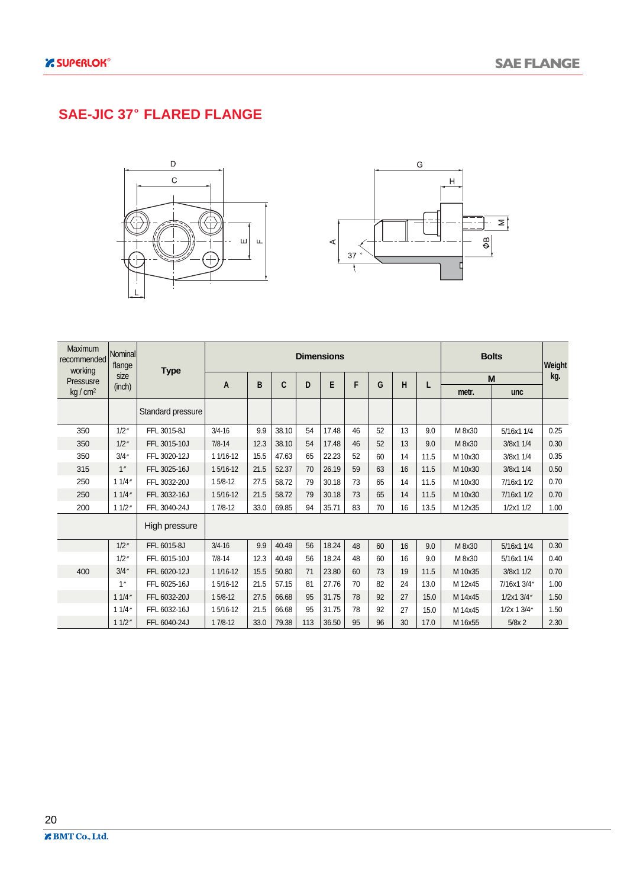## SAE-JIC 37° FLARED FLANGE

| Maximum recommended working Pressusre kg / cm² | Nominal flange size (inch) | Type | Dimensions | | | | | | | | | Bolts | | Weight kg. |
|---|---|---|---|---|---|---|---|---|---|---|---|---|---|---|
| | | | A | B | C | D | E | F | G | H | L | M metr. | M unc | |
| | | Standard pressure | | | | | | | | | | | | |
| 350 | 1/2″ | FFL 3015-8J | 3/4-16 | 9.9 | 38.10 | 54 | 17.48 | 46 | 52 | 13 | 9.0 | M 8x30 | 5/16x1 1/4 | 0.25 |
| 350 | 1/2″ | FFL 3015-10J | 7/8-14 | 12.3 | 38.10 | 54 | 17.48 | 46 | 52 | 13 | 9.0 | M 8x30 | 3/8x1 1/4 | 0.30 |
| 350 | 3/4″ | FFL 3020-12J | 1 1/16-12 | 15.5 | 47.63 | 65 | 22.23 | 52 | 60 | 14 | 11.5 | M 10x30 | 3/8x1 1/4 | 0.35 |
| 315 | 1″ | FFL 3025-16J | 1 5/16-12 | 21.5 | 52.37 | 70 | 26.19 | 59 | 63 | 16 | 11.5 | M 10x30 | 3/8x1 1/4 | 0.50 |
| 250 | 1 1/4″ | FFL 3032-20J | 1 5/8-12 | 27.5 | 58.72 | 79 | 30.18 | 73 | 65 | 14 | 11.5 | M 10x30 | 7/16x1 1/2 | 0.70 |
| 250 | 1 1/4″ | FFL 3032-16J | 1 5/16-12 | 21.5 | 58.72 | 79 | 30.18 | 73 | 65 | 14 | 11.5 | M 10x30 | 7/16x1 1/2 | 0.70 |
| 200 | 1 1/2″ | FFL 3040-24J | 1 7/8-12 | 33.0 | 69.85 | 94 | 35.71 | 83 | 70 | 16 | 13.5 | M 12x35 | 1/2x1 1/2 | 1.00 |
| | | High pressure | | | | | | | | | | | | |
| | 1/2″ | FFL 6015-8J | 3/4-16 | 9.9 | 40.49 | 56 | 18.24 | 48 | 60 | 16 | 9.0 | M 8x30 | 5/16x1 1/4 | 0.30 |
| | 1/2″ | FFL 6015-10J | 7/8-14 | 12.3 | 40.49 | 56 | 18.24 | 48 | 60 | 16 | 9.0 | M 8x30 | 5/16x1 1/4 | 0.40 |
| 400 | 3/4″ | FFL 6020-12J | 1 1/16-12 | 15.5 | 50.80 | 71 | 23.80 | 60 | 73 | 19 | 11.5 | M 10x35 | 3/8x1 1/2 | 0.70 |
| | 1″ | FFL 6025-16J | 1 5/16-12 | 21.5 | 57.15 | 81 | 27.76 | 70 | 82 | 24 | 13.0 | M 12x45 | 7/16x1 3/4″ | 1.00 |
| | 1 1/4″ | FFL 6032-20J | 1 5/8-12 | 27.5 | 66.68 | 95 | 31.75 | 78 | 92 | 27 | 15.0 | M 14x45 | 1/2x1 3/4″ | 1.50 |
| | 1 1/4″ | FFL 6032-16J | 1 5/16-12 | 21.5 | 66.68 | 95 | 31.75 | 78 | 92 | 27 | 15.0 | M 14x45 | 1/2x 1 3/4″ | 1.50 |
| | 1 1/2″ | FFL 6040-24J | 1 7/8-12 | 33.0 | 79.38 | 113 | 36.50 | 95 | 96 | 30 | 17.0 | M 16x55 | 5/8x 2 | 2.30 |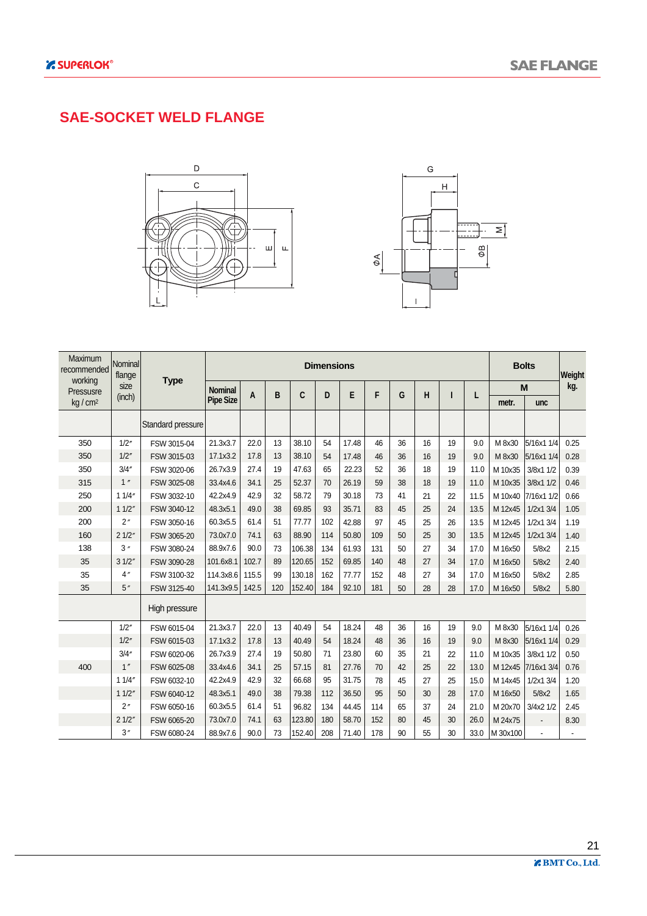# SAE-SOCKET WELD FLANGE

| Maximum recommended working Pressure kg / cm² | Nominal flange size (inch) | Type | Dimensions | | | | | | | | | | | Bolts | | Weight kg. |
|---|---|---|---|---|---|---|---|---|---|---|---|---|---|---|---|---|
| | | | Nominal Pipe Size | A | B | C | D | E | F | G | H | I | L | M metr. | M unc | |
| | | Standard pressure | | | | | | | | | | | | | | |
| 350 | 1/2″ | FSW 3015-04 | 21.3x3.7 | 22.0 | 13 | 38.10 | 54 | 17.48 | 46 | 36 | 16 | 19 | 9.0 | M 8x30 | 5/16x1 1/4 | 0.25 |
| 350 | 1/2″ | FSW 3015-03 | 17.1x3.2 | 17.8 | 13 | 38.10 | 54 | 17.48 | 46 | 36 | 16 | 19 | 9.0 | M 8x30 | 5/16x1 1/4 | 0.28 |
| 350 | 3/4″ | FSW 3020-06 | 26.7x3.9 | 27.4 | 19 | 47.63 | 65 | 22.23 | 52 | 36 | 18 | 19 | 11.0 | M 10x35 | 3/8x1 1/2 | 0.39 |
| 315 | 1″ | FSW 3025-08 | 33.4x4.6 | 34.1 | 25 | 52.37 | 70 | 26.19 | 59 | 38 | 18 | 19 | 11.0 | M 10x35 | 3/8x1 1/2 | 0.46 |
| 250 | 1 1/4″ | FSW 3032-10 | 42.2x4.9 | 42.9 | 32 | 58.72 | 79 | 30.18 | 73 | 41 | 21 | 22 | 11.5 | M 10x40 | 7/16x1 1/2 | 0.66 |
| 200 | 1 1/2″ | FSW 3040-12 | 48.3x5.1 | 49.0 | 38 | 69.85 | 93 | 35.71 | 83 | 45 | 25 | 24 | 13.5 | M 12x45 | 1/2x1 3/4 | 1.05 |
| 200 | 2″ | FSW 3050-16 | 60.3x5.5 | 61.4 | 51 | 77.77 | 102 | 42.88 | 97 | 45 | 25 | 26 | 13.5 | M 12x45 | 1/2x1 3/4 | 1.19 |
| 160 | 2 1/2″ | FSW 3065-20 | 73.0x7.0 | 74.1 | 63 | 88.90 | 114 | 50.80 | 109 | 50 | 25 | 30 | 13.5 | M 12x45 | 1/2x1 3/4 | 1.40 |
| 138 | 3″ | FSW 3080-24 | 88.9x7.6 | 90.0 | 73 | 106.38 | 134 | 61.93 | 131 | 50 | 27 | 34 | 17.0 | M 16x50 | 5/8x2 | 2.15 |
| 35 | 3 1/2″ | FSW 3090-28 | 101.6x8.1 | 102.7 | 89 | 120.65 | 152 | 69.85 | 140 | 48 | 27 | 34 | 17.0 | M 16x50 | 5/8x2 | 2.40 |
| 35 | 4″ | FSW 3100-32 | 114.3x8.6 | 115.5 | 99 | 130.18 | 162 | 77.77 | 152 | 48 | 27 | 34 | 17.0 | M 16x50 | 5/8x2 | 2.85 |
| 35 | 5″ | FSW 3125-40 | 141.3x9.5 | 142.5 | 120 | 152.40 | 184 | 92.10 | 181 | 50 | 28 | 28 | 17.0 | M 16x50 | 5/8x2 | 5.80 |
| | | High pressure | | | | | | | | | | | | | | |
| | 1/2″ | FSW 6015-04 | 21.3x3.7 | 22.0 | 13 | 40.49 | 54 | 18.24 | 48 | 36 | 16 | 19 | 9.0 | M 8x30 | 5/16x1 1/4 | 0.26 |
| | 1/2″ | FSW 6015-03 | 17.1x3.2 | 17.8 | 13 | 40.49 | 54 | 18.24 | 48 | 36 | 16 | 19 | 9.0 | M 8x30 | 5/16x1 1/4 | 0.29 |
| | 3/4″ | FSW 6020-06 | 26.7x3.9 | 27.4 | 19 | 50.80 | 71 | 23.80 | 60 | 35 | 21 | 22 | 11.0 | M 10x35 | 3/8x1 1/2 | 0.50 |
| 400 | 1″ | FSW 6025-08 | 33.4x4.6 | 34.1 | 25 | 57.15 | 81 | 27.76 | 70 | 42 | 25 | 22 | 13.0 | M 12x45 | 7/16x1 3/4 | 0.76 |
| | 1 1/4″ | FSW 6032-10 | 42.2x4.9 | 42.9 | 32 | 66.68 | 95 | 31.75 | 78 | 45 | 27 | 25 | 15.0 | M 14x45 | 1/2x1 3/4 | 1.20 |
| | 1 1/2″ | FSW 6040-12 | 48.3x5.1 | 49.0 | 38 | 79.38 | 112 | 36.50 | 95 | 50 | 30 | 28 | 17.0 | M 16x50 | 5/8x2 | 1.65 |
| | 2″ | FSW 6050-16 | 60.3x5.5 | 61.4 | 51 | 96.82 | 134 | 44.45 | 114 | 65 | 37 | 24 | 21.0 | M 20x70 | 3/4x2 1/2 | 2.45 |
| | 2 1/2″ | FSW 6065-20 | 73.0x7.0 | 74.1 | 63 | 123.80 | 180 | 58.70 | 152 | 80 | 45 | 30 | 26.0 | M 24x75 | - | 8.30 |
| | 3″ | FSW 6080-24 | 88.9x7.6 | 90.0 | 73 | 152.40 | 208 | 71.40 | 178 | 90 | 55 | 30 | 33.0 | M 30x100 | - | - |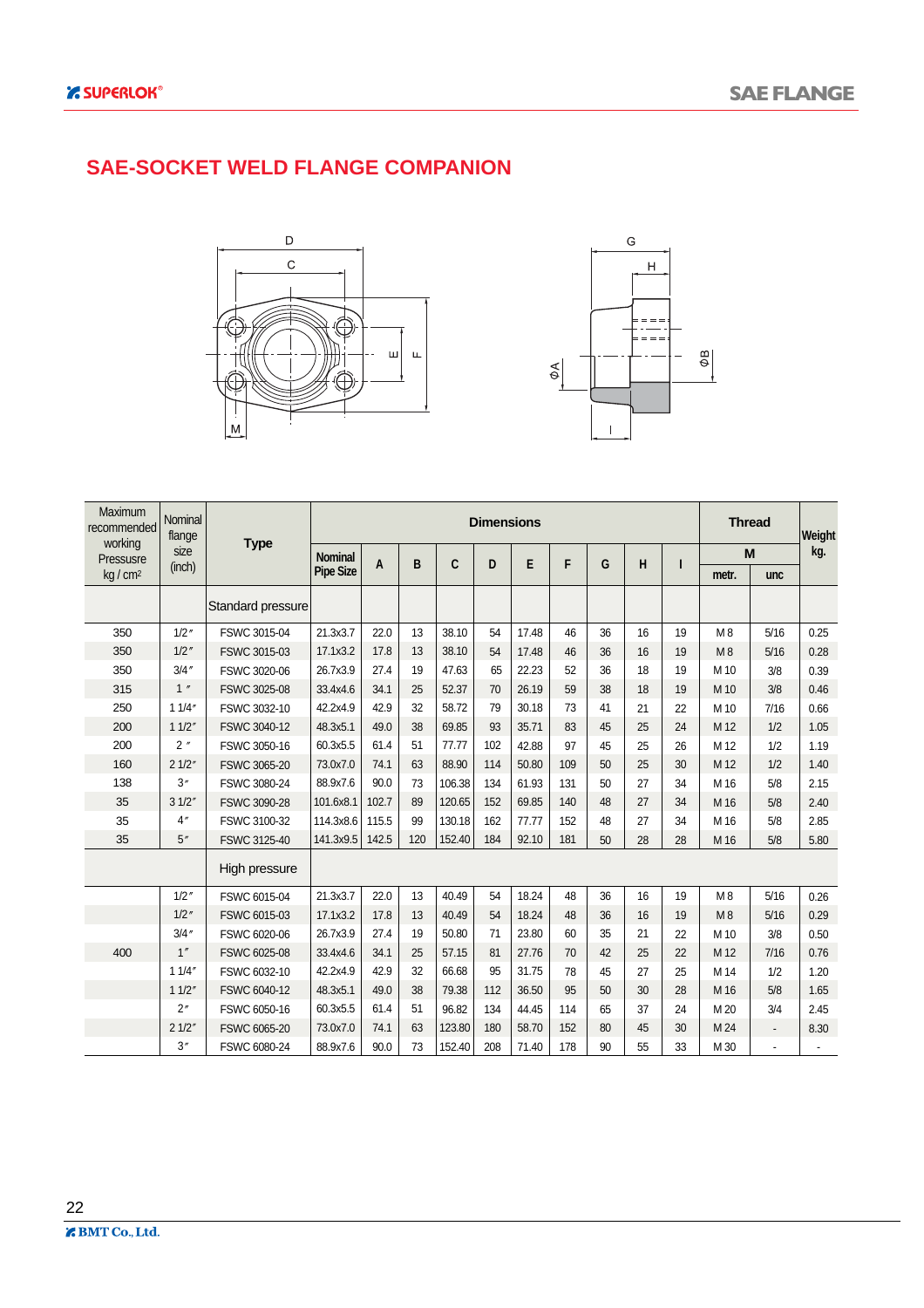# SAE-SOCKET WELD FLANGE COMPANION

| Maximum recommended working Pressusre kg / cm² | Nominal flange size (inch) | Type | Dimensions | | | | | | | | | | Thread | | Weight kg. |
|---|---|---|---|---|---|---|---|---|---|---|---|---|---|---|---|
| | | | Nominal Pipe Size | A | B | C | D | E | F | G | H | I | M | | |
| | | | | | | | | | | | | | metr. | unc | |
| | | Standard pressure | | | | | | | | | | | | | |
| 350 | 1/2″ | FSWC 3015-04 | 21.3x3.7 | 22.0 | 13 | 38.10 | 54 | 17.48 | 46 | 36 | 16 | 19 | M 8 | 5/16 | 0.25 |
| 350 | 1/2″ | FSWC 3015-03 | 17.1x3.2 | 17.8 | 13 | 38.10 | 54 | 17.48 | 46 | 36 | 16 | 19 | M 8 | 5/16 | 0.28 |
| 350 | 3/4″ | FSWC 3020-06 | 26.7x3.9 | 27.4 | 19 | 47.63 | 65 | 22.23 | 52 | 36 | 18 | 19 | M 10 | 3/8 | 0.39 |
| 315 | 1 ″ | FSWC 3025-08 | 33.4x4.6 | 34.1 | 25 | 52.37 | 70 | 26.19 | 59 | 38 | 18 | 19 | M 10 | 3/8 | 0.46 |
| 250 | 1 1/4″ | FSWC 3032-10 | 42.2x4.9 | 42.9 | 32 | 58.72 | 79 | 30.18 | 73 | 41 | 21 | 22 | M 10 | 7/16 | 0.66 |
| 200 | 1 1/2″ | FSWC 3040-12 | 48.3x5.1 | 49.0 | 38 | 69.85 | 93 | 35.71 | 83 | 45 | 25 | 24 | M 12 | 1/2 | 1.05 |
| 200 | 2 ″ | FSWC 3050-16 | 60.3x5.5 | 61.4 | 51 | 77.77 | 102 | 42.88 | 97 | 45 | 25 | 26 | M 12 | 1/2 | 1.19 |
| 160 | 2 1/2″ | FSWC 3065-20 | 73.0x7.0 | 74.1 | 63 | 88.90 | 114 | 50.80 | 109 | 50 | 25 | 30 | M 12 | 1/2 | 1.40 |
| 138 | 3″ | FSWC 3080-24 | 88.9x7.6 | 90.0 | 73 | 106.38 | 134 | 61.93 | 131 | 50 | 27 | 34 | M 16 | 5/8 | 2.15 |
| 35 | 3 1/2″ | FSWC 3090-28 | 101.6x8.1 | 102.7 | 89 | 120.65 | 152 | 69.85 | 140 | 48 | 27 | 34 | M 16 | 5/8 | 2.40 |
| 35 | 4″ | FSWC 3100-32 | 114.3x8.6 | 115.5 | 99 | 130.18 | 162 | 77.77 | 152 | 48 | 27 | 34 | M 16 | 5/8 | 2.85 |
| 35 | 5″ | FSWC 3125-40 | 141.3x9.5 | 142.5 | 120 | 152.40 | 184 | 92.10 | 181 | 50 | 28 | 28 | M 16 | 5/8 | 5.80 |
| | | High pressure | | | | | | | | | | | | | |
| | 1/2″ | FSWC 6015-04 | 21.3x3.7 | 22.0 | 13 | 40.49 | 54 | 18.24 | 48 | 36 | 16 | 19 | M 8 | 5/16 | 0.26 |
| | 1/2″ | FSWC 6015-03 | 17.1x3.2 | 17.8 | 13 | 40.49 | 54 | 18.24 | 48 | 36 | 16 | 19 | M 8 | 5/16 | 0.29 |
| | 3/4″ | FSWC 6020-06 | 26.7x3.9 | 27.4 | 19 | 50.80 | 71 | 23.80 | 60 | 35 | 21 | 22 | M 10 | 3/8 | 0.50 |
| 400 | 1″ | FSWC 6025-08 | 33.4x4.6 | 34.1 | 25 | 57.15 | 81 | 27.76 | 70 | 42 | 25 | 22 | M 12 | 7/16 | 0.76 |
| | 1 1/4″ | FSWC 6032-10 | 42.2x4.9 | 42.9 | 32 | 66.68 | 95 | 31.75 | 78 | 45 | 27 | 25 | M 14 | 1/2 | 1.20 |
| | 1 1/2″ | FSWC 6040-12 | 48.3x5.1 | 49.0 | 38 | 79.38 | 112 | 36.50 | 95 | 50 | 30 | 28 | M 16 | 5/8 | 1.65 |
| | 2″ | FSWC 6050-16 | 60.3x5.5 | 61.4 | 51 | 96.82 | 134 | 44.45 | 114 | 65 | 37 | 24 | M 20 | 3/4 | 2.45 |
| | 2 1/2″ | FSWC 6065-20 | 73.0x7.0 | 74.1 | 63 | 123.80 | 180 | 58.70 | 152 | 80 | 45 | 30 | M 24 | - | 8.30 |
| | 3″ | FSWC 6080-24 | 88.9x7.6 | 90.0 | 73 | 152.40 | 208 | 71.40 | 178 | 90 | 55 | 33 | M 30 | - | - |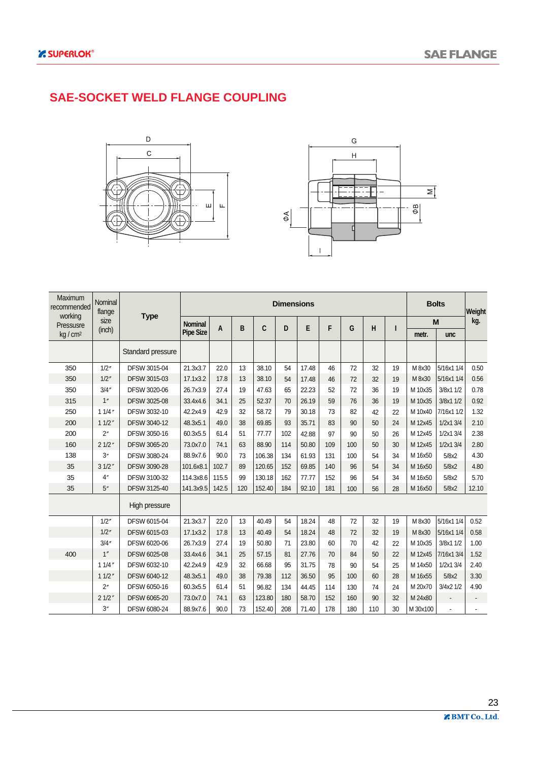## SAE-SOCKET WELD FLANGE COUPLING

| Maximum recommended working Pressuure kg / cm² | Nominal flange size (inch) | Type | Dimensions | | | | | | | | | | | Bolts | | Weight kg. |
|---|---|---|---|---|---|---|---|---|---|---|---|---|---|---|---|---|
| | | | Nominal Pipe Size | A | B | C | D | E | F | G | H | I | M | | |
| | | | | | | | | | | | | | metr. | unc | |
| | | Standard pressure | | | | | | | | | | | | | |
| 350 | 1/2″ | DFSW 3015-04 | 21.3x3.7 | 22.0 | 13 | 38.10 | 54 | 17.48 | 46 | 72 | 32 | 19 | M 8x30 | 5/16x1 1/4 | 0.50 |
| 350 | 1/2″ | DFSW 3015-03 | 17.1x3.2 | 17.8 | 13 | 38.10 | 54 | 17.48 | 46 | 72 | 32 | 19 | M 8x30 | 5/16x1 1/4 | 0.56 |
| 350 | 3/4″ | DFSW 3020-06 | 26.7x3.9 | 27.4 | 19 | 47.63 | 65 | 22.23 | 52 | 72 | 36 | 19 | M 10x35 | 3/8x1 1/2 | 0.78 |
| 315 | 1″ | DFSW 3025-08 | 33.4x4.6 | 34.1 | 25 | 52.37 | 70 | 26.19 | 59 | 76 | 36 | 19 | M 10x35 | 3/8x1 1/2 | 0.92 |
| 250 | 1 1/4″ | DFSW 3032-10 | 42.2x4.9 | 42.9 | 32 | 58.72 | 79 | 30.18 | 73 | 82 | 42 | 22 | M 10x40 | 7/16x1 1/2 | 1.32 |
| 200 | 1 1/2″ | DFSW 3040-12 | 48.3x5.1 | 49.0 | 38 | 69.85 | 93 | 35.71 | 83 | 90 | 50 | 24 | M 12x45 | 1/2x1 3/4 | 2.10 |
| 200 | 2″ | DFSW 3050-16 | 60.3x5.5 | 61.4 | 51 | 77.77 | 102 | 42.88 | 97 | 90 | 50 | 26 | M 12x45 | 1/2x1 3/4 | 2.38 |
| 160 | 2 1/2″ | DFSW 3065-20 | 73.0x7.0 | 74.1 | 63 | 88.90 | 114 | 50.80 | 109 | 100 | 50 | 30 | M 12x45 | 1/2x1 3/4 | 2.80 |
| 138 | 3″ | DFSW 3080-24 | 88.9x7.6 | 90.0 | 73 | 106.38 | 134 | 61.93 | 131 | 100 | 54 | 34 | M 16x50 | 5/8x2 | 4.30 |
| 35 | 3 1/2″ | DFSW 3090-28 | 101.6x8.1 | 102.7 | 89 | 120.65 | 152 | 69.85 | 140 | 96 | 54 | 34 | M 16x50 | 5/8x2 | 4.80 |
| 35 | 4″ | DFSW 3100-32 | 114.3x8.6 | 115.5 | 99 | 130.18 | 162 | 77.77 | 152 | 96 | 54 | 34 | M 16x50 | 5/8x2 | 5.70 |
| 35 | 5″ | DFSW 3125-40 | 141.3x9.5 | 142.5 | 120 | 152.40 | 184 | 92.10 | 181 | 100 | 56 | 28 | M 16x50 | 5/8x2 | 12.10 |
| | | High pressure | | | | | | | | | | | | | |
| | 1/2″ | DFSW 6015-04 | 21.3x3.7 | 22.0 | 13 | 40.49 | 54 | 18.24 | 48 | 72 | 32 | 19 | M 8x30 | 5/16x1 1/4 | 0.52 |
| | 1/2″ | DFSW 6015-03 | 17.1x3.2 | 17.8 | 13 | 40.49 | 54 | 18.24 | 48 | 72 | 32 | 19 | M 8x30 | 5/16x1 1/4 | 0.58 |
| | 3/4″ | DFSW 6020-06 | 26.7x3.9 | 27.4 | 19 | 50.80 | 71 | 23.80 | 60 | 70 | 42 | 22 | M 10x35 | 3/8x1 1/2 | 1.00 |
| 400 | 1″ | DFSW 6025-08 | 33.4x4.6 | 34.1 | 25 | 57.15 | 81 | 27.76 | 70 | 84 | 50 | 22 | M 12x45 | 7/16x1 3/4 | 1.52 |
| | 1 1/4″ | DFSW 6032-10 | 42.2x4.9 | 42.9 | 32 | 66.68 | 95 | 31.75 | 78 | 90 | 54 | 25 | M 14x50 | 1/2x1 3/4 | 2.40 |
| | 1 1/2″ | DFSW 6040-12 | 48.3x5.1 | 49.0 | 38 | 79.38 | 112 | 36.50 | 95 | 100 | 60 | 28 | M 16x55 | 5/8x2 | 3.30 |
| | 2″ | DFSW 6050-16 | 60.3x5.5 | 61.4 | 51 | 96.82 | 134 | 44.45 | 114 | 130 | 74 | 24 | M 20x70 | 3/4x2 1/2 | 4.90 |
| | 2 1/2″ | DFSW 6065-20 | 73.0x7.0 | 74.1 | 63 | 123.80 | 180 | 58.70 | 152 | 160 | 90 | 32 | M 24x80 | - | - |
| | 3″ | DFSW 6080-24 | 88.9x7.6 | 90.0 | 73 | 152.40 | 208 | 71.40 | 178 | 180 | 110 | 30 | M 30x100 | - | - |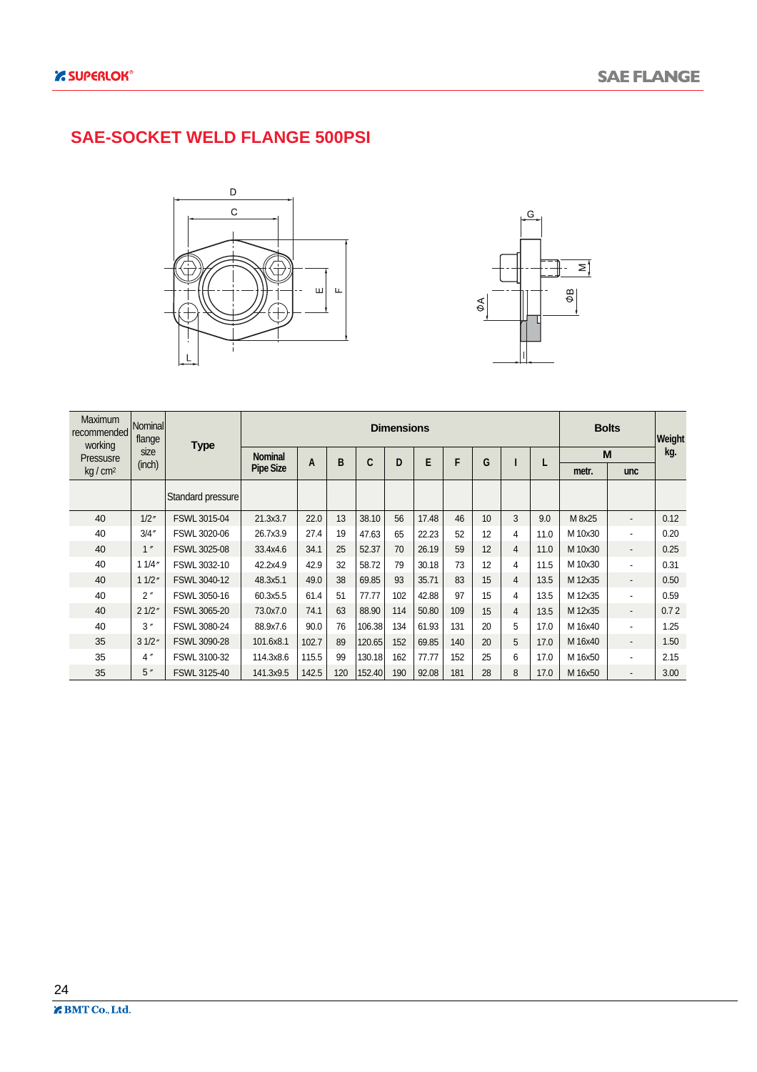# SAE-SOCKET WELD FLANGE 500PSI

| Maximum recommended working Pressusre kg / cm² | Nominal flange size (inch) | Type | Dimensions | | | | | | | | | | Bolts | | Weight kg. |
|---|---|---|---|---|---|---|---|---|---|---|---|---|---|---|---|
| | | | Nominal Pipe Size | A | B | C | D | E | F | G | I | L | M | | |
| | | | | | | | | | | | | | metr. | unc | |
| | | Standard pressure | | | | | | | | | | | | | |
| 40 | 1/2″ | FSWL 3015-04 | 21.3x3.7 | 22.0 | 13 | 38.10 | 56 | 17.48 | 46 | 10 | 3 | 9.0 | M 8x25 | - | 0.12 |
| 40 | 3/4″ | FSWL 3020-06 | 26.7x3.9 | 27.4 | 19 | 47.63 | 65 | 22.23 | 52 | 12 | 4 | 11.0 | M 10x30 | - | 0.20 |
| 40 | 1″ | FSWL 3025-08 | 33.4x4.6 | 34.1 | 25 | 52.37 | 70 | 26.19 | 59 | 12 | 4 | 11.0 | M 10x30 | - | 0.25 |
| 40 | 1 1/4″ | FSWL 3032-10 | 42.2x4.9 | 42.9 | 32 | 58.72 | 79 | 30.18 | 73 | 12 | 4 | 11.5 | M 10x30 | - | 0.31 |
| 40 | 1 1/2″ | FSWL 3040-12 | 48.3x5.1 | 49.0 | 38 | 69.85 | 93 | 35.71 | 83 | 15 | 4 | 13.5 | M 12x35 | - | 0.50 |
| 40 | 2″ | FSWL 3050-16 | 60.3x5.5 | 61.4 | 51 | 77.77 | 102 | 42.88 | 97 | 15 | 4 | 13.5 | M 12x35 | - | 0.59 |
| 40 | 2 1/2″ | FSWL 3065-20 | 73.0x7.0 | 74.1 | 63 | 88.90 | 114 | 50.80 | 109 | 15 | 4 | 13.5 | M 12x35 | - | 0.72 |
| 40 | 3″ | FSWL 3080-24 | 88.9x7.6 | 90.0 | 76 | 106.38 | 134 | 61.93 | 131 | 20 | 5 | 17.0 | M 16x40 | - | 1.25 |
| 35 | 3 1/2″ | FSWL 3090-28 | 101.6x8.1 | 102.7 | 89 | 120.65 | 152 | 69.85 | 140 | 20 | 5 | 17.0 | M 16x40 | - | 1.50 |
| 35 | 4″ | FSWL 3100-32 | 114.3x8.6 | 115.5 | 99 | 130.18 | 162 | 77.77 | 152 | 25 | 6 | 17.0 | M 16x50 | - | 2.15 |
| 35 | 5″ | FSWL 3125-40 | 141.3x9.5 | 142.5 | 120 | 152.40 | 190 | 92.08 | 181 | 28 | 8 | 17.0 | M 16x50 | - | 3.00 |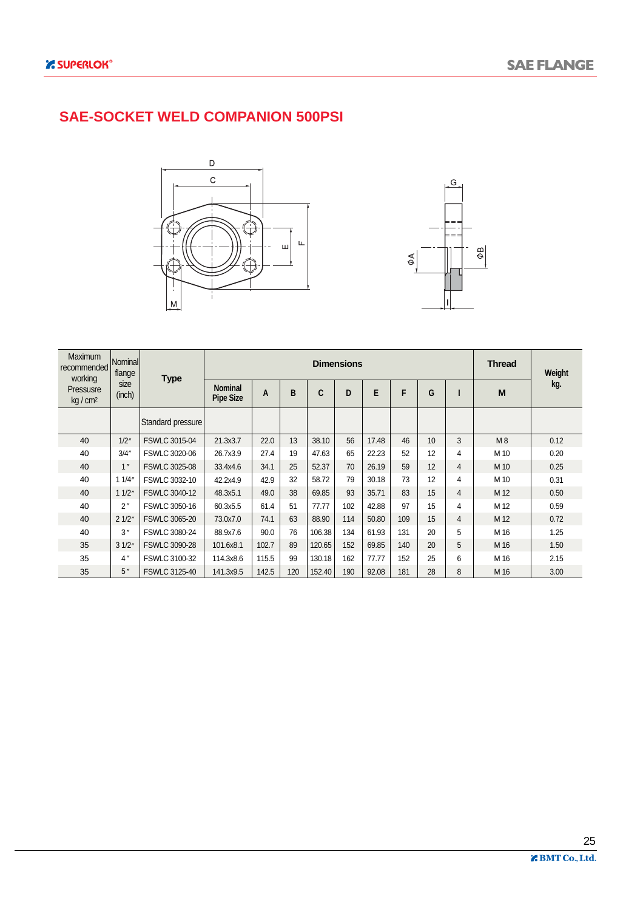## SAE-SOCKET WELD COMPANION 500PSI

| Maximum recommended working Pressuure kg / cm² | Nominal flange size (inch) | Type | Dimensions | | | | | | | | | Thread | Weight kg. |
|---|---|---|---|---|---|---|---|---|---|---|---|---|---|
| | | | Nominal Pipe Size | A | B | C | D | E | F | G | I | M | |
| | | Standard pressure | | | | | | | | | | | |
| 40 | 1/2″ | FSWLC 3015-04 | 21.3x3.7 | 22.0 | 13 | 38.10 | 56 | 17.48 | 46 | 10 | 3 | M 8 | 0.12 |
| 40 | 3/4″ | FSWLC 3020-06 | 26.7x3.9 | 27.4 | 19 | 47.63 | 65 | 22.23 | 52 | 12 | 4 | M 10 | 0.20 |
| 40 | 1″ | FSWLC 3025-08 | 33.4x4.6 | 34.1 | 25 | 52.37 | 70 | 26.19 | 59 | 12 | 4 | M 10 | 0.25 |
| 40 | 1 1/4″ | FSWLC 3032-10 | 42.2x4.9 | 42.9 | 32 | 58.72 | 79 | 30.18 | 73 | 12 | 4 | M 10 | 0.31 |
| 40 | 1 1/2″ | FSWLC 3040-12 | 48.3x5.1 | 49.0 | 38 | 69.85 | 93 | 35.71 | 83 | 15 | 4 | M 12 | 0.50 |
| 40 | 2″ | FSWLC 3050-16 | 60.3x5.5 | 61.4 | 51 | 77.77 | 102 | 42.88 | 97 | 15 | 4 | M 12 | 0.59 |
| 40 | 2 1/2″ | FSWLC 3065-20 | 73.0x7.0 | 74.1 | 63 | 88.90 | 114 | 50.80 | 109 | 15 | 4 | M 12 | 0.72 |
| 40 | 3″ | FSWLC 3080-24 | 88.9x7.6 | 90.0 | 76 | 106.38 | 134 | 61.93 | 131 | 20 | 5 | M 16 | 1.25 |
| 35 | 3 1/2″ | FSWLC 3090-28 | 101.6x8.1 | 102.7 | 89 | 120.65 | 152 | 69.85 | 140 | 20 | 5 | M 16 | 1.50 |
| 35 | 4″ | FSWLC 3100-32 | 114.3x8.6 | 115.5 | 99 | 130.18 | 162 | 77.77 | 152 | 25 | 6 | M 16 | 2.15 |
| 35 | 5″ | FSWLC 3125-40 | 141.3x9.5 | 142.5 | 120 | 152.40 | 190 | 92.08 | 181 | 28 | 8 | M 16 | 3.00 |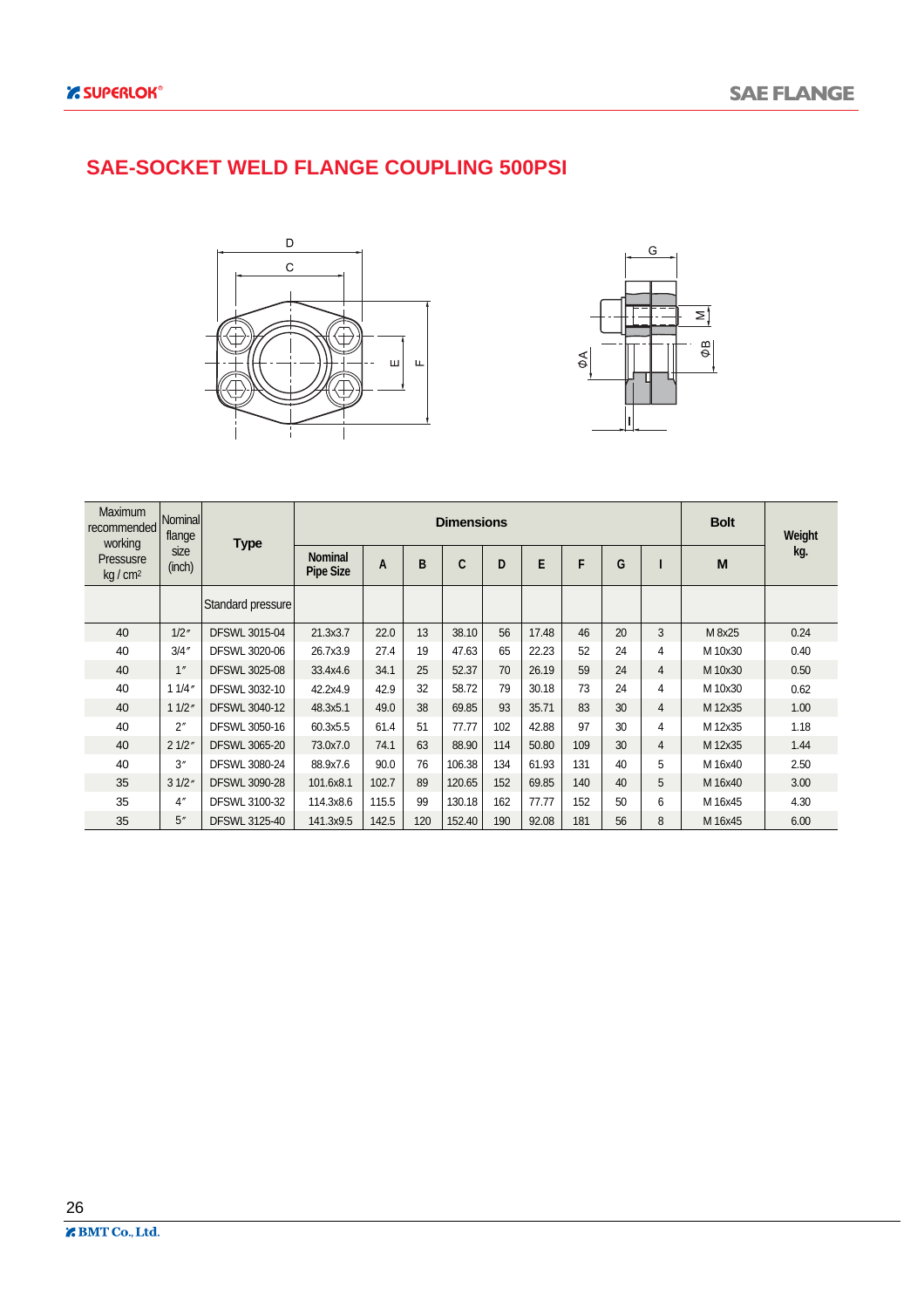# SAE-SOCKET WELD FLANGE COUPLING 500PSI

| Maximum recommended working Pressusre kg / cm² | Nominal flange size (inch) | Type | Dimensions | | | | | | | | | Bolt | Weight kg. |
|---|---|---|---|---|---|---|---|---|---|---|---|---|---|
| | | | Nominal Pipe Size | A | B | C | D | E | F | G | I | M | |
| | | Standard pressure | | | | | | | | | | | |
| 40 | 1/2″ | DFSWL 3015-04 | 21.3x3.7 | 22.0 | 13 | 38.10 | 56 | 17.48 | 46 | 20 | 3 | M 8x25 | 0.24 |
| 40 | 3/4″ | DFSWL 3020-06 | 26.7x3.9 | 27.4 | 19 | 47.63 | 65 | 22.23 | 52 | 24 | 4 | M 10x30 | 0.40 |
| 40 | 1″ | DFSWL 3025-08 | 33.4x4.6 | 34.1 | 25 | 52.37 | 70 | 26.19 | 59 | 24 | 4 | M 10x30 | 0.50 |
| 40 | 1 1/4″ | DFSWL 3032-10 | 42.2x4.9 | 42.9 | 32 | 58.72 | 79 | 30.18 | 73 | 24 | 4 | M 10x30 | 0.62 |
| 40 | 1 1/2″ | DFSWL 3040-12 | 48.3x5.1 | 49.0 | 38 | 69.85 | 93 | 35.71 | 83 | 30 | 4 | M 12x35 | 1.00 |
| 40 | 2″ | DFSWL 3050-16 | 60.3x5.5 | 61.4 | 51 | 77.77 | 102 | 42.88 | 97 | 30 | 4 | M 12x35 | 1.18 |
| 40 | 2 1/2″ | DFSWL 3065-20 | 73.0x7.0 | 74.1 | 63 | 88.90 | 114 | 50.80 | 109 | 30 | 4 | M 12x35 | 1.44 |
| 40 | 3″ | DFSWL 3080-24 | 88.9x7.6 | 90.0 | 76 | 106.38 | 134 | 61.93 | 131 | 40 | 5 | M 16x40 | 2.50 |
| 35 | 3 1/2″ | DFSWL 3090-28 | 101.6x8.1 | 102.7 | 89 | 120.65 | 152 | 69.85 | 140 | 40 | 5 | M 16x40 | 3.00 |
| 35 | 4″ | DFSWL 3100-32 | 114.3x8.6 | 115.5 | 99 | 130.18 | 162 | 77.77 | 152 | 50 | 6 | M 16x45 | 4.30 |
| 35 | 5″ | DFSWL 3125-40 | 141.3x9.5 | 142.5 | 120 | 152.40 | 190 | 92.08 | 181 | 56 | 8 | M 16x45 | 6.00 |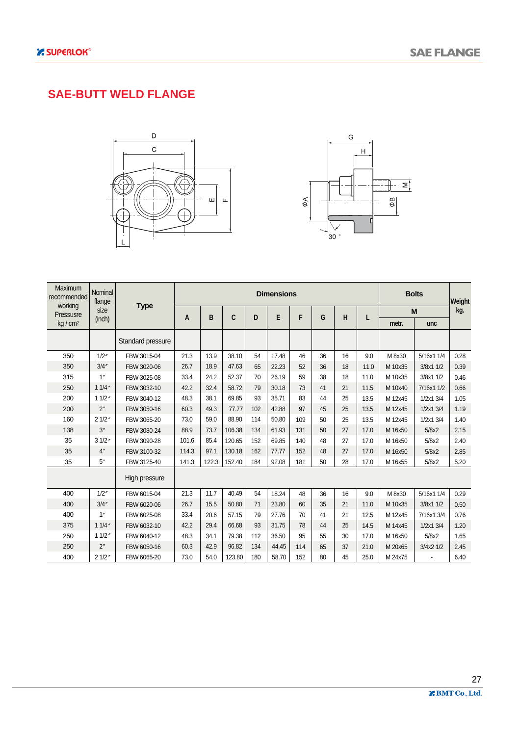# SAE-BUTT WELD FLANGE

| Maximum recommended working Pressure kg / cm² | Nominal flange size (inch) | Type | Dimensions | | | | | | | | | Bolts | | Weight kg. |
|---|---|---|---|---|---|---|---|---|---|---|---|---|---|---|
| | | | A | B | C | D | E | F | G | H | L | M | | |
| | | | | | | | | | | | | metr. | unc | |
| | | Standard pressure | | | | | | | | | | | | |
| 350 | 1/2″ | FBW 3015-04 | 21.3 | 13.9 | 38.10 | 54 | 17.48 | 46 | 36 | 16 | 9.0 | M 8x30 | 5/16x1 1/4 | 0.28 |
| 350 | 3/4″ | FBW 3020-06 | 26.7 | 18.9 | 47.63 | 65 | 22.23 | 52 | 36 | 18 | 11.0 | M 10x35 | 3/8x1 1/2 | 0.39 |
| 315 | 1″ | FBW 3025-08 | 33.4 | 24.2 | 52.37 | 70 | 26.19 | 59 | 38 | 18 | 11.0 | M 10x35 | 3/8x1 1/2 | 0.46 |
| 250 | 1 1/4″ | FBW 3032-10 | 42.2 | 32.4 | 58.72 | 79 | 30.18 | 73 | 41 | 21 | 11.5 | M 10x40 | 7/16x1 1/2 | 0.66 |
| 200 | 1 1/2″ | FBW 3040-12 | 48.3 | 38.1 | 69.85 | 93 | 35.71 | 83 | 44 | 25 | 13.5 | M 12x45 | 1/2x1 3/4 | 1.05 |
| 200 | 2″ | FBW 3050-16 | 60.3 | 49.3 | 77.77 | 102 | 42.88 | 97 | 45 | 25 | 13.5 | M 12x45 | 1/2x1 3/4 | 1.19 |
| 160 | 2 1/2″ | FBW 3065-20 | 73.0 | 59.0 | 88.90 | 114 | 50.80 | 109 | 50 | 25 | 13.5 | M 12x45 | 1/2x1 3/4 | 1.40 |
| 138 | 3″ | FBW 3080-24 | 88.9 | 73.7 | 106.38 | 134 | 61.93 | 131 | 50 | 27 | 17.0 | M 16x50 | 5/8x2 | 2.15 |
| 35 | 3 1/2″ | FBW 3090-28 | 101.6 | 85.4 | 120.65 | 152 | 69.85 | 140 | 48 | 27 | 17.0 | M 16x50 | 5/8x2 | 2.40 |
| 35 | 4″ | FBW 3100-32 | 114.3 | 97.1 | 130.18 | 162 | 77.77 | 152 | 48 | 27 | 17.0 | M 16x50 | 5/8x2 | 2.85 |
| 35 | 5″ | FBW 3125-40 | 141.3 | 122.3 | 152.40 | 184 | 92.08 | 181 | 50 | 28 | 17.0 | M 16x55 | 5/8x2 | 5.20 |
| | | High pressure | | | | | | | | | | | | |
| 400 | 1/2″ | FBW 6015-04 | 21.3 | 11.7 | 40.49 | 54 | 18.24 | 48 | 36 | 16 | 9.0 | M 8x30 | 5/16x1 1/4 | 0.29 |
| 400 | 3/4″ | FBW 6020-06 | 26.7 | 15.5 | 50.80 | 71 | 23.80 | 60 | 35 | 21 | 11.0 | M 10x35 | 3/8x1 1/2 | 0.50 |
| 400 | 1″ | FBW 6025-08 | 33.4 | 20.6 | 57.15 | 79 | 27.76 | 70 | 41 | 21 | 12.5 | M 12x45 | 7/16x1 3/4 | 0.76 |
| 375 | 1 1/4″ | FBW 6032-10 | 42.2 | 29.4 | 66.68 | 93 | 31.75 | 78 | 44 | 25 | 14.5 | M 14x45 | 1/2x1 3/4 | 1.20 |
| 250 | 1 1/2″ | FBW 6040-12 | 48.3 | 34.1 | 79.38 | 112 | 36.50 | 95 | 55 | 30 | 17.0 | M 16x50 | 5/8x2 | 1.65 |
| 250 | 2″ | FBW 6050-16 | 60.3 | 42.9 | 96.82 | 134 | 44.45 | 114 | 65 | 37 | 21.0 | M 20x65 | 3/4x2 1/2 | 2.45 |
| 400 | 2 1/2″ | FBW 6065-20 | 73.0 | 54.0 | 123.80 | 180 | 58.70 | 152 | 80 | 45 | 25.0 | M 24x75 | - | 6.40 |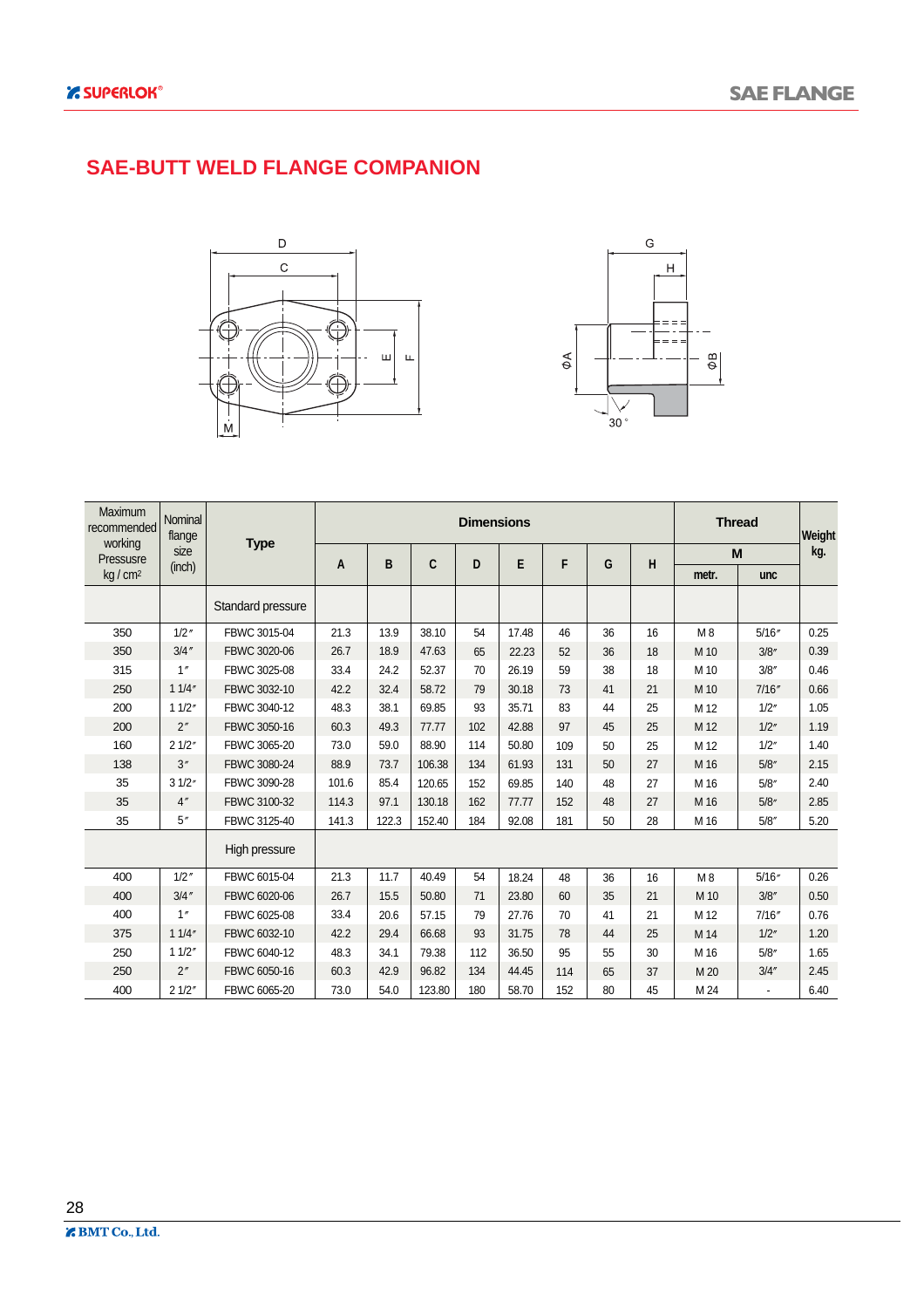# SAE-BUTT WELD FLANGE COMPANION

| Maximum recommended working Pressusre kg / cm² | Nominal flange size (inch) | Type | Dimensions | | | | | | | | Thread | | Weight kg. |
|---|---|---|---|---|---|---|---|---|---|---|---|---|---|
| | | | | | | | | | | | M | | |
| | | | A | B | C | D | E | F | G | H | metr. | unc | |
| | | Standard pressure | | | | | | | | | | | |
| 350 | 1/2″ | FBWC 3015-04 | 21.3 | 13.9 | 38.10 | 54 | 17.48 | 46 | 36 | 16 | M 8 | 5/16″ | 0.25 |
| 350 | 3/4″ | FBWC 3020-06 | 26.7 | 18.9 | 47.63 | 65 | 22.23 | 52 | 36 | 18 | M 10 | 3/8″ | 0.39 |
| 315 | 1″ | FBWC 3025-08 | 33.4 | 24.2 | 52.37 | 70 | 26.19 | 59 | 38 | 18 | M 10 | 3/8″ | 0.46 |
| 250 | 1 1/4″ | FBWC 3032-10 | 42.2 | 32.4 | 58.72 | 79 | 30.18 | 73 | 41 | 21 | M 10 | 7/16″ | 0.66 |
| 200 | 1 1/2″ | FBWC 3040-12 | 48.3 | 38.1 | 69.85 | 93 | 35.71 | 83 | 44 | 25 | M 12 | 1/2″ | 1.05 |
| 200 | 2″ | FBWC 3050-16 | 60.3 | 49.3 | 77.77 | 102 | 42.88 | 97 | 45 | 25 | M 12 | 1/2″ | 1.19 |
| 160 | 2 1/2″ | FBWC 3065-20 | 73.0 | 59.0 | 88.90 | 114 | 50.80 | 109 | 50 | 25 | M 12 | 1/2″ | 1.40 |
| 138 | 3″ | FBWC 3080-24 | 88.9 | 73.7 | 106.38 | 134 | 61.93 | 131 | 50 | 27 | M 16 | 5/8″ | 2.15 |
| 35 | 3 1/2″ | FBWC 3090-28 | 101.6 | 85.4 | 120.65 | 152 | 69.85 | 140 | 48 | 27 | M 16 | 5/8″ | 2.40 |
| 35 | 4″ | FBWC 3100-32 | 114.3 | 97.1 | 130.18 | 162 | 77.77 | 152 | 48 | 27 | M 16 | 5/8″ | 2.85 |
| 35 | 5″ | FBWC 3125-40 | 141.3 | 122.3 | 152.40 | 184 | 92.08 | 181 | 50 | 28 | M 16 | 5/8″ | 5.20 |
| | | High pressure | | | | | | | | | | | |
| 400 | 1/2″ | FBWC 6015-04 | 21.3 | 11.7 | 40.49 | 54 | 18.24 | 48 | 36 | 16 | M 8 | 5/16″ | 0.26 |
| 400 | 3/4″ | FBWC 6020-06 | 26.7 | 15.5 | 50.80 | 71 | 23.80 | 60 | 35 | 21 | M 10 | 3/8″ | 0.50 |
| 400 | 1″ | FBWC 6025-08 | 33.4 | 20.6 | 57.15 | 79 | 27.76 | 70 | 41 | 21 | M 12 | 7/16″ | 0.76 |
| 375 | 1 1/4″ | FBWC 6032-10 | 42.2 | 29.4 | 66.68 | 93 | 31.75 | 78 | 44 | 25 | M 14 | 1/2″ | 1.20 |
| 250 | 1 1/2″ | FBWC 6040-12 | 48.3 | 34.1 | 79.38 | 112 | 36.50 | 95 | 55 | 30 | M 16 | 5/8″ | 1.65 |
| 250 | 2″ | FBWC 6050-16 | 60.3 | 42.9 | 96.82 | 134 | 44.45 | 114 | 65 | 37 | M 20 | 3/4″ | 2.45 |
| 400 | 2 1/2″ | FBWC 6065-20 | 73.0 | 54.0 | 123.80 | 180 | 58.70 | 152 | 80 | 45 | M 24 | - | 6.40 |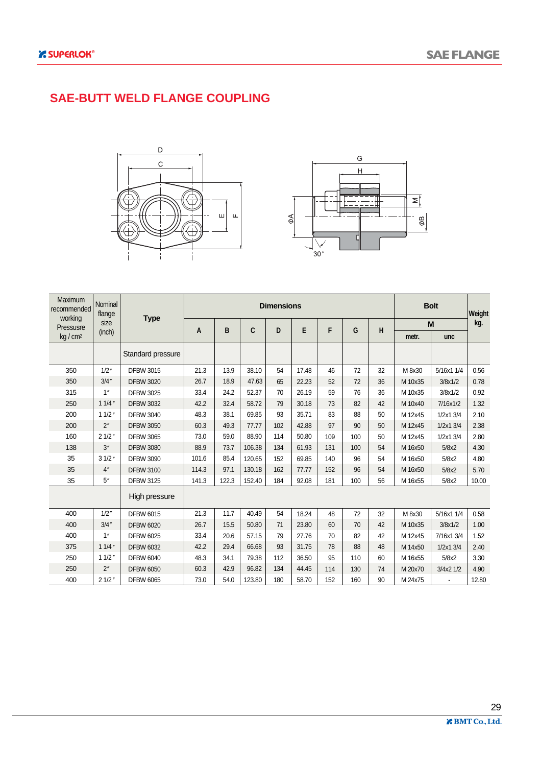# SAE-BUTT WELD FLANGE COUPLING

| Maximum recommended working Pressure kg / cm2 | Nominal flange size (inch) | Type | Dimensions | | | | | | | | Bolt | | Weight kg. |
|---|---|---|---|---|---|---|---|---|---|---|---|---|---|
| | | | | | | | | | | | M | | |
| | | | A | B | C | D | E | F | G | H | metr. | unc | |
| | | Standard pressure | | | | | | | | | | | |
| 350 | 1/2″ | DFBW 3015 | 21.3 | 13.9 | 38.10 | 54 | 17.48 | 46 | 72 | 32 | M 8x30 | 5/16x1 1/4 | 0.56 |
| 350 | 3/4″ | DFBW 3020 | 26.7 | 18.9 | 47.63 | 65 | 22.23 | 52 | 72 | 36 | M 10x35 | 3/8x1/2 | 0.78 |
| 315 | 1″ | DFBW 3025 | 33.4 | 24.2 | 52.37 | 70 | 26.19 | 59 | 76 | 36 | M 10x35 | 3/8x1/2 | 0.92 |
| 250 | 1 1/4″ | DFBW 3032 | 42.2 | 32.4 | 58.72 | 79 | 30.18 | 73 | 82 | 42 | M 10x40 | 7/16x1/2 | 1.32 |
| 200 | 1 1/2″ | DFBW 3040 | 48.3 | 38.1 | 69.85 | 93 | 35.71 | 83 | 88 | 50 | M 12x45 | 1/2x1 3/4 | 2.10 |
| 200 | 2″ | DFBW 3050 | 60.3 | 49.3 | 77.77 | 102 | 42.88 | 97 | 90 | 50 | M 12x45 | 1/2x1 3/4 | 2.38 |
| 160 | 2 1/2″ | DFBW 3065 | 73.0 | 59.0 | 88.90 | 114 | 50.80 | 109 | 100 | 50 | M 12x45 | 1/2x1 3/4 | 2.80 |
| 138 | 3″ | DFBW 3080 | 88.9 | 73.7 | 106.38 | 134 | 61.93 | 131 | 100 | 54 | M 16x50 | 5/8x2 | 4.30 |
| 35 | 3 1/2″ | DFBW 3090 | 101.6 | 85.4 | 120.65 | 152 | 69.85 | 140 | 96 | 54 | M 16x50 | 5/8x2 | 4.80 |
| 35 | 4″ | DFBW 3100 | 114.3 | 97.1 | 130.18 | 162 | 77.77 | 152 | 96 | 54 | M 16x50 | 5/8x2 | 5.70 |
| 35 | 5″ | DFBW 3125 | 141.3 | 122.3 | 152.40 | 184 | 92.08 | 181 | 100 | 56 | M 16x55 | 5/8x2 | 10.00 |
| | | High pressure | | | | | | | | | | | |
| 400 | 1/2″ | DFBW 6015 | 21.3 | 11.7 | 40.49 | 54 | 18.24 | 48 | 72 | 32 | M 8x30 | 5/16x1 1/4 | 0.58 |
| 400 | 3/4″ | DFBW 6020 | 26.7 | 15.5 | 50.80 | 71 | 23.80 | 60 | 70 | 42 | M 10x35 | 3/8x1/2 | 1.00 |
| 400 | 1″ | DFBW 6025 | 33.4 | 20.6 | 57.15 | 79 | 27.76 | 70 | 82 | 42 | M 12x45 | 7/16x1 3/4 | 1.52 |
| 375 | 1 1/4″ | DFBW 6032 | 42.2 | 29.4 | 66.68 | 93 | 31.75 | 78 | 88 | 48 | M 14x50 | 1/2x1 3/4 | 2.40 |
| 250 | 1 1/2″ | DFBW 6040 | 48.3 | 34.1 | 79.38 | 112 | 36.50 | 95 | 110 | 60 | M 16x55 | 5/8x2 | 3.30 |
| 250 | 2″ | DFBW 6050 | 60.3 | 42.9 | 96.82 | 134 | 44.45 | 114 | 130 | 74 | M 20x70 | 3/4x2 1/2 | 4.90 |
| 400 | 2 1/2″ | DFBW 6065 | 73.0 | 54.0 | 123.80 | 180 | 58.70 | 152 | 160 | 90 | M 24x75 | - | 12.80 |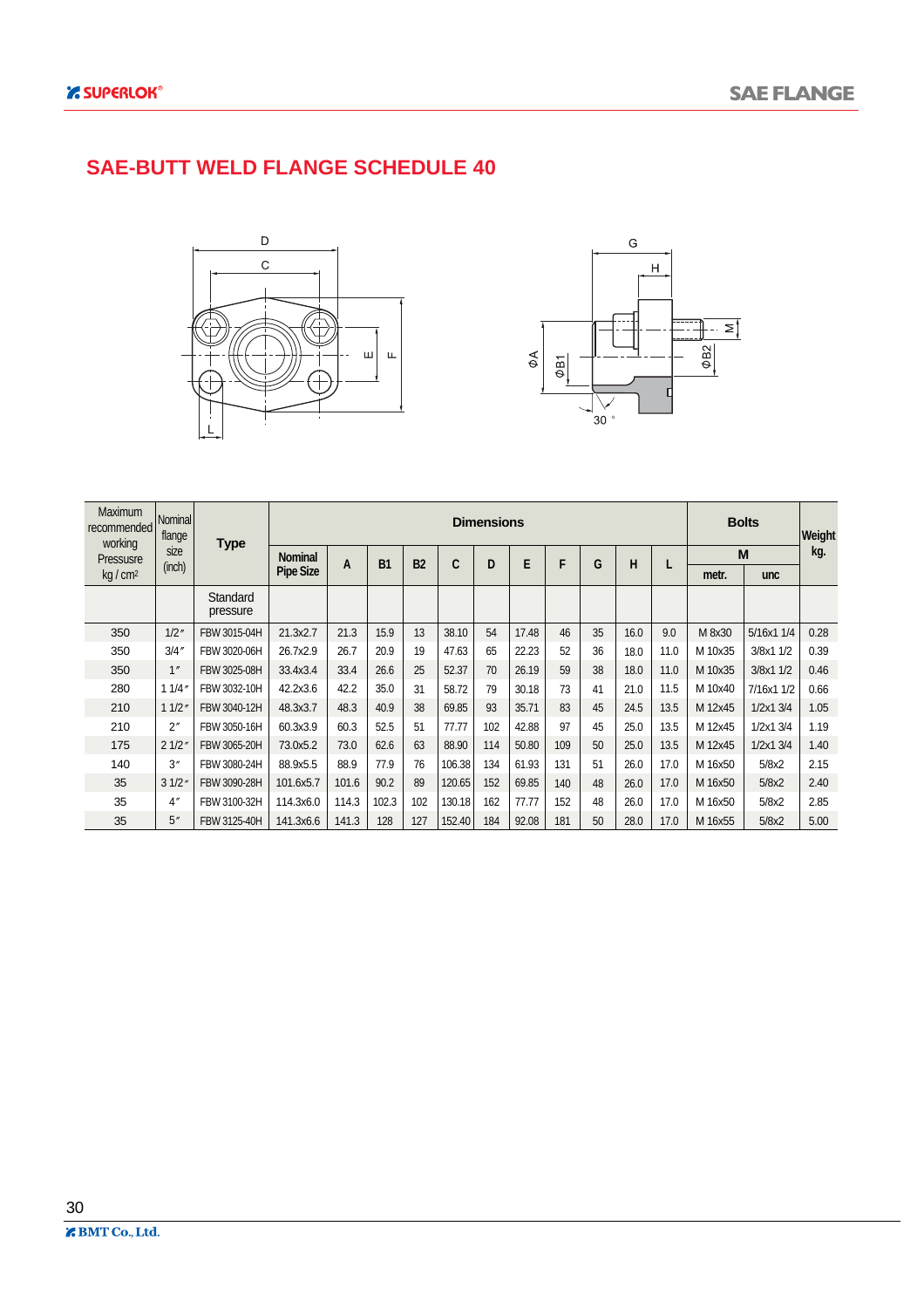# SAE-BUTT WELD FLANGE SCHEDULE 40

| Maximum recommended working Pressusre kg / cm² | Nominal flange size (inch) | Type | Dimensions | | | | | | | | | | | Bolts | | Weight kg. |
|---|---|---|---|---|---|---|---|---|---|---|---|---|---|---|---|---|
| | | | Nominal Pipe Size | A | B1 | B2 | C | D | E | F | G | H | L | M | | |
| | | | | | | | | | | | | | | metr. | unc | |
| | | Standard pressure | | | | | | | | | | | | | | |
| 350 | 1/2″ | FBW 3015-04H | 21.3x2.7 | 21.3 | 15.9 | 13 | 38.10 | 54 | 17.48 | 46 | 35 | 16.0 | 9.0 | M 8x30 | 5/16x1 1/4 | 0.28 |
| 350 | 3/4″ | FBW 3020-06H | 26.7x2.9 | 26.7 | 20.9 | 19 | 47.63 | 65 | 22.23 | 52 | 36 | 18.0 | 11.0 | M 10x35 | 3/8x1 1/2 | 0.39 |
| 350 | 1″ | FBW 3025-08H | 33.4x3.4 | 33.4 | 26.6 | 25 | 52.37 | 70 | 26.19 | 59 | 38 | 18.0 | 11.0 | M 10x35 | 3/8x1 1/2 | 0.46 |
| 280 | 1 1/4″ | FBW 3032-10H | 42.2x3.6 | 42.2 | 35.0 | 31 | 58.72 | 79 | 30.18 | 73 | 41 | 21.0 | 11.5 | M 10x40 | 7/16x1 1/2 | 0.66 |
| 210 | 1 1/2″ | FBW 3040-12H | 48.3x3.7 | 48.3 | 40.9 | 38 | 69.85 | 93 | 35.71 | 83 | 45 | 24.5 | 13.5 | M 12x45 | 1/2x1 3/4 | 1.05 |
| 210 | 2″ | FBW 3050-16H | 60.3x3.9 | 60.3 | 52.5 | 51 | 77.77 | 102 | 42.88 | 97 | 45 | 25.0 | 13.5 | M 12x45 | 1/2x1 3/4 | 1.19 |
| 175 | 2 1/2″ | FBW 3065-20H | 73.0x5.2 | 73.0 | 62.6 | 63 | 88.90 | 114 | 50.80 | 109 | 50 | 25.0 | 13.5 | M 12x45 | 1/2x1 3/4 | 1.40 |
| 140 | 3″ | FBW 3080-24H | 88.9x5.5 | 88.9 | 77.9 | 76 | 106.38 | 134 | 61.93 | 131 | 51 | 26.0 | 17.0 | M 16x50 | 5/8x2 | 2.15 |
| 35 | 3 1/2″ | FBW 3090-28H | 101.6x5.7 | 101.6 | 90.2 | 89 | 120.65 | 152 | 69.85 | 140 | 48 | 26.0 | 17.0 | M 16x50 | 5/8x2 | 2.40 |
| 35 | 4″ | FBW 3100-32H | 114.3x6.0 | 114.3 | 102.3 | 102 | 130.18 | 162 | 77.77 | 152 | 48 | 26.0 | 17.0 | M 16x50 | 5/8x2 | 2.85 |
| 35 | 5″ | FBW 3125-40H | 141.3x6.6 | 141.3 | 128 | 127 | 152.40 | 184 | 92.08 | 181 | 50 | 28.0 | 17.0 | M 16x55 | 5/8x2 | 5.00 |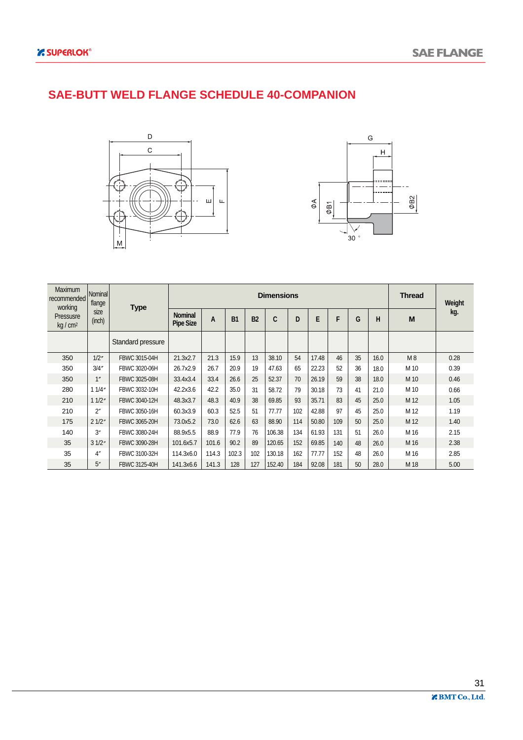# SAE-BUTT WELD FLANGE SCHEDULE 40-COMPANION

| Maximum recommended working Pressuure kg / cm² | Nominal flange size (inch) | Type | Dimensions | | | | | | | | | | Thread | Weight kg. |
|---|---|---|---|---|---|---|---|---|---|---|---|---|---|---|
| | | | Nominal Pipe Size | A | B1 | B2 | C | D | E | F | G | H | M | |
| | | Standard pressure | | | | | | | | | | | | |
| 350 | 1/2″ | FBWC 3015-04H | 21.3x2.7 | 21.3 | 15.9 | 13 | 38.10 | 54 | 17.48 | 46 | 35 | 16.0 | M 8 | 0.28 |
| 350 | 3/4″ | FBWC 3020-06H | 26.7x2.9 | 26.7 | 20.9 | 19 | 47.63 | 65 | 22.23 | 52 | 36 | 18.0 | M 10 | 0.39 |
| 350 | 1″ | FBWC 3025-08H | 33.4x3.4 | 33.4 | 26.6 | 25 | 52.37 | 70 | 26.19 | 59 | 38 | 18.0 | M 10 | 0.46 |
| 280 | 1 1/4″ | FBWC 3032-10H | 42.2x3.6 | 42.2 | 35.0 | 31 | 58.72 | 79 | 30.18 | 73 | 41 | 21.0 | M 10 | 0.66 |
| 210 | 1 1/2″ | FBWC 3040-12H | 48.3x3.7 | 48.3 | 40.9 | 38 | 69.85 | 93 | 35.71 | 83 | 45 | 25.0 | M 12 | 1.05 |
| 210 | 2″ | FBWC 3050-16H | 60.3x3.9 | 60.3 | 52.5 | 51 | 77.77 | 102 | 42.88 | 97 | 45 | 25.0 | M 12 | 1.19 |
| 175 | 2 1/2″ | FBWC 3065-20H | 73.0x5.2 | 73.0 | 62.6 | 63 | 88.90 | 114 | 50.80 | 109 | 50 | 25.0 | M 12 | 1.40 |
| 140 | 3″ | FBWC 3080-24H | 88.9x5.5 | 88.9 | 77.9 | 76 | 106.38 | 134 | 61.93 | 131 | 51 | 26.0 | M 16 | 2.15 |
| 35 | 3 1/2″ | FBWC 3090-28H | 101.6x5.7 | 101.6 | 90.2 | 89 | 120.65 | 152 | 69.85 | 140 | 48 | 26.0 | M 16 | 2.38 |
| 35 | 4″ | FBWC 3100-32H | 114.3x6.0 | 114.3 | 102.3 | 102 | 130.18 | 162 | 77.77 | 152 | 48 | 26.0 | M 16 | 2.85 |
| 35 | 5″ | FBWC 3125-40H | 141.3x6.6 | 141.3 | 128 | 127 | 152.40 | 184 | 92.08 | 181 | 50 | 28.0 | M 18 | 5.00 |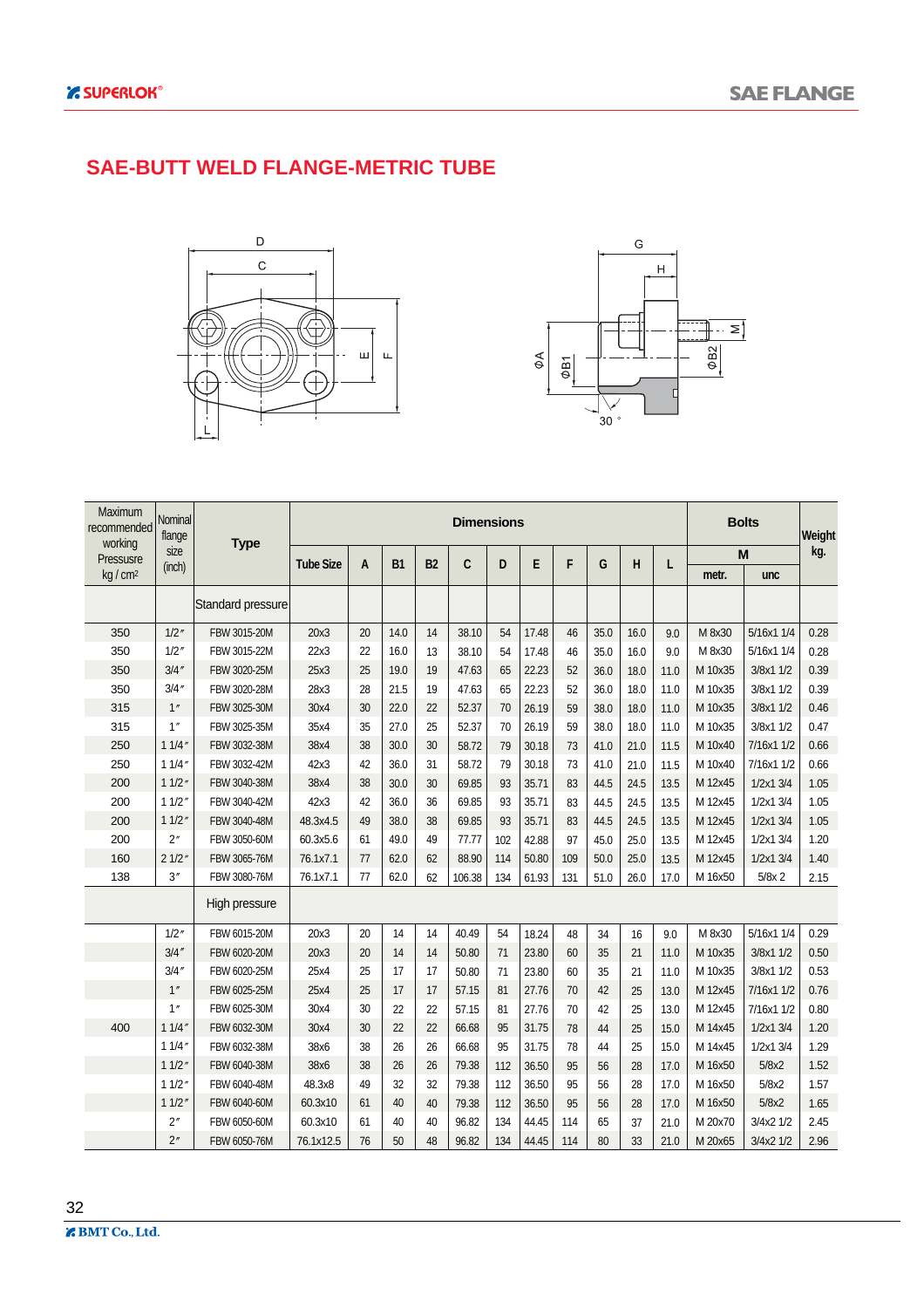# SAE-BUTT WELD FLANGE-METRIC TUBE

| Maximum recommended working Pressure kg / cm² | Nominal flange size (inch) | Type | Dimensions | | | | | | | | | | | Bolts | | Weight kg. |
|---|---|---|---|---|---|---|---|---|---|---|---|---|---|---|---|---|
| | | | Tube Size | A | B1 | B2 | C | D | E | F | G | H | L | M | | |
| | | | | | | | | | | | | | | metr. | unc | |
| | | Standard pressure | | | | | | | | | | | | | | |
| 350 | 1/2″ | FBW 3015-20M | 20x3 | 20 | 14.0 | 14 | 38.10 | 54 | 17.48 | 46 | 35.0 | 16.0 | 9.0 | M 8x30 | 5/16x1 1/4 | 0.28 |
| 350 | 1/2″ | FBW 3015-22M | 22x3 | 22 | 16.0 | 13 | 38.10 | 54 | 17.48 | 46 | 35.0 | 16.0 | 9.0 | M 8x30 | 5/16x1 1/4 | 0.28 |
| 350 | 3/4″ | FBW 3020-25M | 25x3 | 25 | 19.0 | 19 | 47.63 | 65 | 22.23 | 52 | 36.0 | 18.0 | 11.0 | M 10x35 | 3/8x1 1/2 | 0.39 |
| 350 | 3/4″ | FBW 3020-28M | 28x3 | 28 | 21.5 | 19 | 47.63 | 65 | 22.23 | 52 | 36.0 | 18.0 | 11.0 | M 10x35 | 3/8x1 1/2 | 0.39 |
| 315 | 1″ | FBW 3025-30M | 30x4 | 30 | 22.0 | 22 | 52.37 | 70 | 26.19 | 59 | 38.0 | 18.0 | 11.0 | M 10x35 | 3/8x1 1/2 | 0.46 |
| 315 | 1″ | FBW 3025-35M | 35x4 | 35 | 27.0 | 25 | 52.37 | 70 | 26.19 | 59 | 38.0 | 18.0 | 11.0 | M 10x35 | 3/8x1 1/2 | 0.47 |
| 250 | 1 1/4″ | FBW 3032-38M | 38x4 | 38 | 30.0 | 30 | 58.72 | 79 | 30.18 | 73 | 41.0 | 21.0 | 11.5 | M 10x40 | 7/16x1 1/2 | 0.66 |
| 250 | 1 1/4″ | FBW 3032-42M | 42x3 | 42 | 36.0 | 31 | 58.72 | 79 | 30.18 | 73 | 41.0 | 21.0 | 11.5 | M 10x40 | 7/16x1 1/2 | 0.66 |
| 200 | 1 1/2″ | FBW 3040-38M | 38x4 | 38 | 30.0 | 30 | 69.85 | 93 | 35.71 | 83 | 44.5 | 24.5 | 13.5 | M 12x45 | 1/2x1 3/4 | 1.05 |
| 200 | 1 1/2″ | FBW 3040-42M | 42x3 | 42 | 36.0 | 36 | 69.85 | 93 | 35.71 | 83 | 44.5 | 24.5 | 13.5 | M 12x45 | 1/2x1 3/4 | 1.05 |
| 200 | 1 1/2″ | FBW 3040-48M | 48.3x4.5 | 49 | 38.0 | 38 | 69.85 | 93 | 35.71 | 83 | 44.5 | 24.5 | 13.5 | M 12x45 | 1/2x1 3/4 | 1.05 |
| 200 | 2″ | FBW 3050-60M | 60.3x5.6 | 61 | 49.0 | 49 | 77.77 | 102 | 42.88 | 97 | 45.0 | 25.0 | 13.5 | M 12x45 | 1/2x1 3/4 | 1.20 |
| 160 | 2 1/2″ | FBW 3065-76M | 76.1x7.1 | 77 | 62.0 | 62 | 88.90 | 114 | 50.80 | 109 | 50.0 | 25.0 | 13.5 | M 12x45 | 1/2x1 3/4 | 1.40 |
| 138 | 3″ | FBW 3080-76M | 76.1x7.1 | 77 | 62.0 | 62 | 106.38 | 134 | 61.93 | 131 | 51.0 | 26.0 | 17.0 | M 16x50 | 5/8x 2 | 2.15 |
| | | High pressure | | | | | | | | | | | | | | |
| | 1/2″ | FBW 6015-20M | 20x3 | 20 | 14 | 14 | 40.49 | 54 | 18.24 | 48 | 34 | 16 | 9.0 | M 8x30 | 5/16x1 1/4 | 0.29 |
| | 3/4″ | FBW 6020-20M | 20x3 | 20 | 14 | 14 | 50.80 | 71 | 23.80 | 60 | 35 | 21 | 11.0 | M 10x35 | 3/8x1 1/2 | 0.50 |
| | 3/4″ | FBW 6020-25M | 25x4 | 25 | 17 | 17 | 50.80 | 71 | 23.80 | 60 | 35 | 21 | 11.0 | M 10x35 | 3/8x1 1/2 | 0.53 |
| | 1″ | FBW 6025-25M | 25x4 | 25 | 17 | 17 | 57.15 | 81 | 27.76 | 70 | 42 | 25 | 13.0 | M 12x45 | 7/16x1 1/2 | 0.76 |
| | 1″ | FBW 6025-30M | 30x4 | 30 | 22 | 22 | 57.15 | 81 | 27.76 | 70 | 42 | 25 | 13.0 | M 12x45 | 7/16x1 1/2 | 0.80 |
| 400 | 1 1/4″ | FBW 6032-30M | 30x4 | 30 | 22 | 22 | 66.68 | 95 | 31.75 | 78 | 44 | 25 | 15.0 | M 14x45 | 1/2x1 3/4 | 1.20 |
| | 1 1/4″ | FBW 6032-38M | 38x6 | 38 | 26 | 26 | 66.68 | 95 | 31.75 | 78 | 44 | 25 | 15.0 | M 14x45 | 1/2x1 3/4 | 1.29 |
| | 1 1/2″ | FBW 6040-38M | 38x6 | 38 | 26 | 26 | 79.38 | 112 | 36.50 | 95 | 56 | 28 | 17.0 | M 16x50 | 5/8x2 | 1.52 |
| | 1 1/2″ | FBW 6040-48M | 48.3x8 | 49 | 32 | 32 | 79.38 | 112 | 36.50 | 95 | 56 | 28 | 17.0 | M 16x50 | 5/8x2 | 1.57 |
| | 1 1/2″ | FBW 6040-60M | 60.3x10 | 61 | 40 | 40 | 79.38 | 112 | 36.50 | 95 | 56 | 28 | 17.0 | M 16x50 | 5/8x2 | 1.65 |
| | 2″ | FBW 6050-60M | 60.3x10 | 61 | 40 | 40 | 96.82 | 134 | 44.45 | 114 | 65 | 37 | 21.0 | M 20x70 | 3/4x2 1/2 | 2.45 |
| | 2″ | FBW 6050-76M | 76.1x12.5 | 76 | 50 | 48 | 96.82 | 134 | 44.45 | 114 | 80 | 33 | 21.0 | M 20x65 | 3/4x2 1/2 | 2.96 |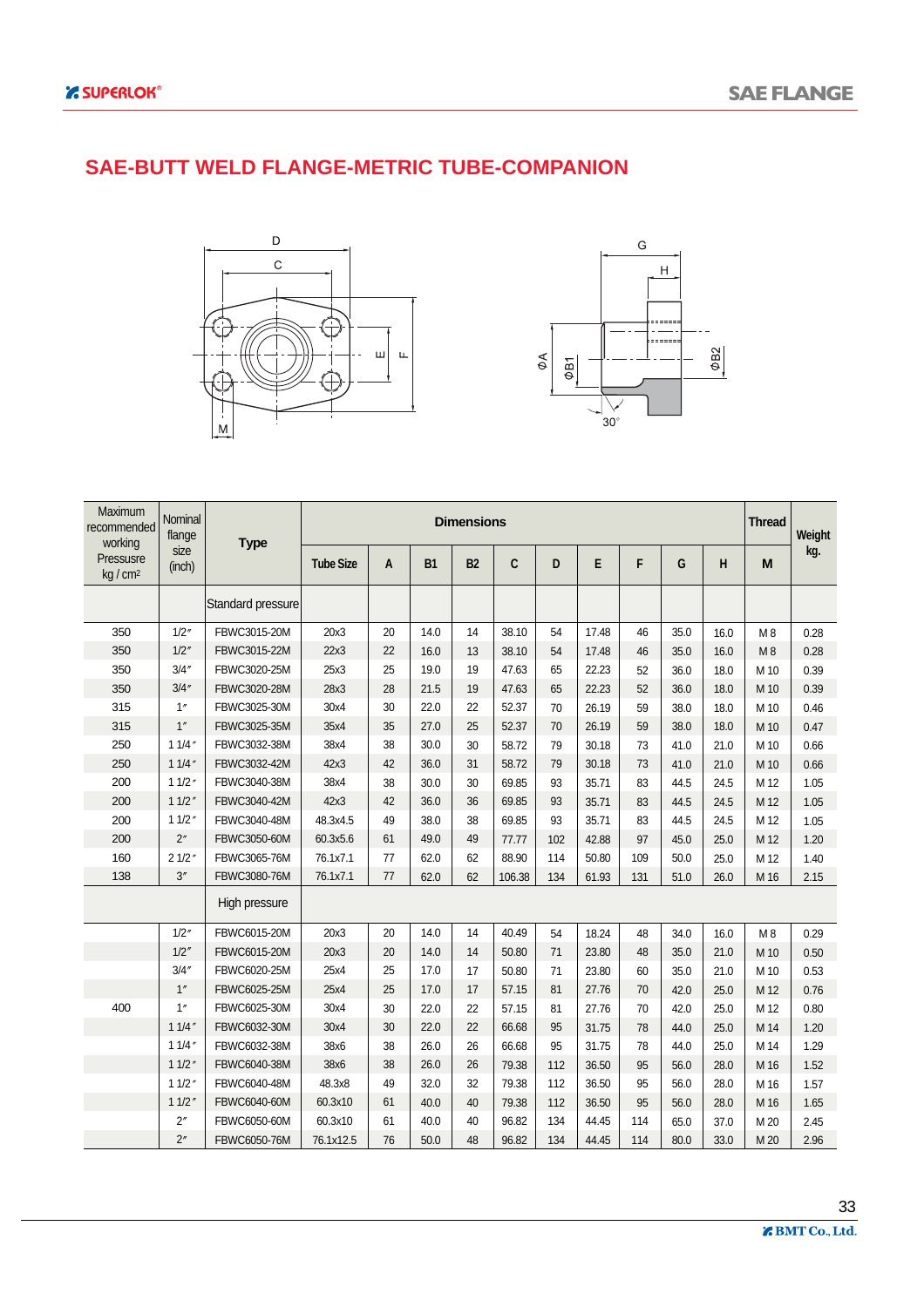# SAE-BUTT WELD FLANGE-METRIC TUBE-COMPANION

| Maximum recommended working Pressusre kg / cm² | Nominal flange size (inch) | Type | Dimensions | | | | | | | | | | Thread | Weight kg. |
|---|---|---|---|---|---|---|---|---|---|---|---|---|---|---|
| | | | Tube Size | A | B1 | B2 | C | D | E | F | G | H | M | |
| | | Standard pressure | | | | | | | | | | | | |
| 350 | 1/2″ | FBWC3015-20M | 20x3 | 20 | 14.0 | 14 | 38.10 | 54 | 17.48 | 46 | 35.0 | 16.0 | M 8 | 0.28 |
| 350 | 1/2″ | FBWC3015-22M | 22x3 | 22 | 16.0 | 13 | 38.10 | 54 | 17.48 | 46 | 35.0 | 16.0 | M 8 | 0.28 |
| 350 | 3/4″ | FBWC3020-25M | 25x3 | 25 | 19.0 | 19 | 47.63 | 65 | 22.23 | 52 | 36.0 | 18.0 | M 10 | 0.39 |
| 350 | 3/4″ | FBWC3020-28M | 28x3 | 28 | 21.5 | 19 | 47.63 | 65 | 22.23 | 52 | 36.0 | 18.0 | M 10 | 0.39 |
| 315 | 1″ | FBWC3025-30M | 30x4 | 30 | 22.0 | 22 | 52.37 | 70 | 26.19 | 59 | 38.0 | 18.0 | M 10 | 0.46 |
| 315 | 1″ | FBWC3025-35M | 35x4 | 35 | 27.0 | 25 | 52.37 | 70 | 26.19 | 59 | 38.0 | 18.0 | M 10 | 0.47 |
| 250 | 1 1/4″ | FBWC3032-38M | 38x4 | 38 | 30.0 | 30 | 58.72 | 79 | 30.18 | 73 | 41.0 | 21.0 | M 10 | 0.66 |
| 250 | 1 1/4″ | FBWC3032-42M | 42x3 | 42 | 36.0 | 31 | 58.72 | 79 | 30.18 | 73 | 41.0 | 21.0 | M 10 | 0.66 |
| 200 | 1 1/2″ | FBWC3040-38M | 38x4 | 38 | 30.0 | 30 | 69.85 | 93 | 35.71 | 83 | 44.5 | 24.5 | M 12 | 1.05 |
| 200 | 1 1/2″ | FBWC3040-42M | 42x3 | 42 | 36.0 | 36 | 69.85 | 93 | 35.71 | 83 | 44.5 | 24.5 | M 12 | 1.05 |
| 200 | 1 1/2″ | FBWC3040-48M | 48.3x4.5 | 49 | 38.0 | 38 | 69.85 | 93 | 35.71 | 83 | 44.5 | 24.5 | M 12 | 1.05 |
| 200 | 2″ | FBWC3050-60M | 60.3x5.6 | 61 | 49.0 | 49 | 77.77 | 102 | 42.88 | 97 | 45.0 | 25.0 | M 12 | 1.20 |
| 160 | 2 1/2″ | FBWC3065-76M | 76.1x7.1 | 77 | 62.0 | 62 | 88.90 | 114 | 50.80 | 109 | 50.0 | 25.0 | M 12 | 1.40 |
| 138 | 3″ | FBWC3080-76M | 76.1x7.1 | 77 | 62.0 | 62 | 106.38 | 134 | 61.93 | 131 | 51.0 | 26.0 | M 16 | 2.15 |
| | | High pressure | | | | | | | | | | | | |
| | 1/2″ | FBWC6015-20M | 20x3 | 20 | 14.0 | 14 | 40.49 | 54 | 18.24 | 48 | 34.0 | 16.0 | M 8 | 0.29 |
| | 1/2″ | FBWC6015-20M | 20x3 | 20 | 14.0 | 14 | 50.80 | 71 | 23.80 | 48 | 35.0 | 21.0 | M 10 | 0.50 |
| | 3/4″ | FBWC6020-25M | 25x4 | 25 | 17.0 | 17 | 50.80 | 71 | 23.80 | 60 | 35.0 | 21.0 | M 10 | 0.53 |
| | 1″ | FBWC6025-25M | 25x4 | 25 | 17.0 | 17 | 57.15 | 81 | 27.76 | 70 | 42.0 | 25.0 | M 12 | 0.76 |
| 400 | 1″ | FBWC6025-30M | 30x4 | 30 | 22.0 | 22 | 57.15 | 81 | 27.76 | 70 | 42.0 | 25.0 | M 12 | 0.80 |
| | 1 1/4″ | FBWC6032-30M | 30x4 | 30 | 22.0 | 22 | 66.68 | 95 | 31.75 | 78 | 44.0 | 25.0 | M 14 | 1.20 |
| | 1 1/4″ | FBWC6032-38M | 38x6 | 38 | 26.0 | 26 | 66.68 | 95 | 31.75 | 78 | 44.0 | 25.0 | M 14 | 1.29 |
| | 1 1/2″ | FBWC6040-38M | 38x6 | 38 | 26.0 | 26 | 79.38 | 112 | 36.50 | 95 | 56.0 | 28.0 | M 16 | 1.52 |
| | 1 1/2″ | FBWC6040-48M | 48.3x8 | 49 | 32.0 | 32 | 79.38 | 112 | 36.50 | 95 | 56.0 | 28.0 | M 16 | 1.57 |
| | 1 1/2″ | FBWC6040-60M | 60.3x10 | 61 | 40.0 | 40 | 79.38 | 112 | 36.50 | 95 | 56.0 | 28.0 | M 16 | 1.65 |
| | 2″ | FBWC6050-60M | 60.3x10 | 61 | 40.0 | 40 | 96.82 | 134 | 44.45 | 114 | 65.0 | 37.0 | M 20 | 2.45 |
| | 2″ | FBWC6050-76M | 76.1x12.5 | 76 | 50.0 | 48 | 96.82 | 134 | 44.45 | 114 | 80.0 | 33.0 | M 20 | 2.96 |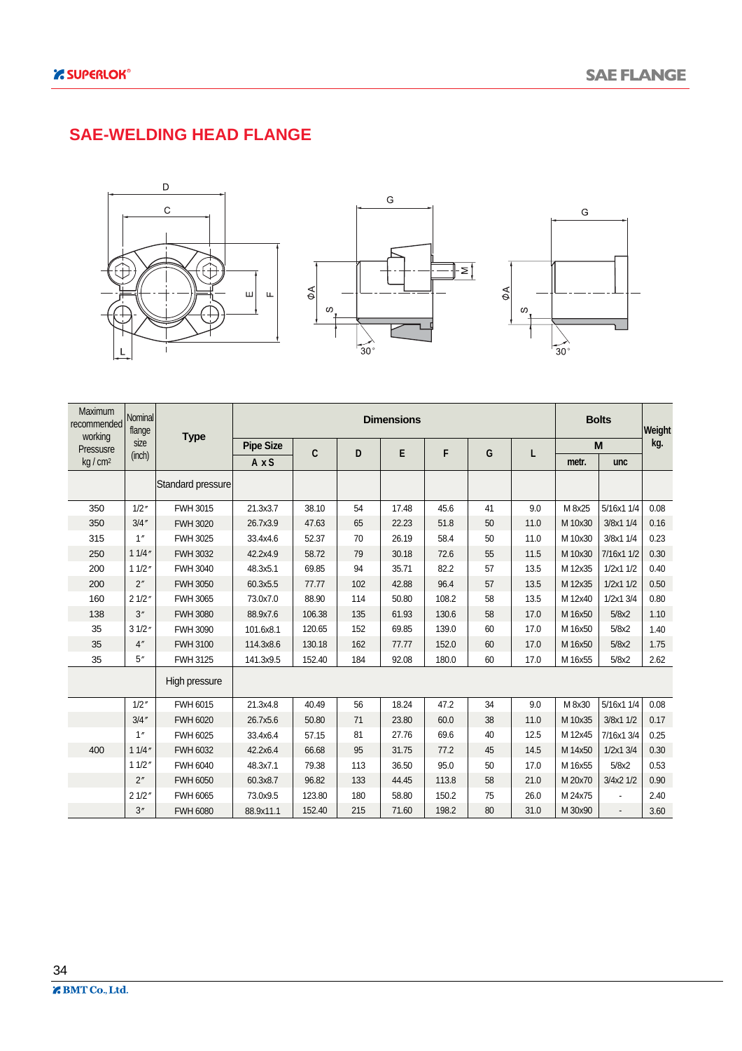## SAE-WELDING HEAD FLANGE

| Maximum recommended working Pressure kg / cm² | Nominal flange size (inch) | Type | Dimensions | | | | | | | Bolts | | Weight kg. |
|---|---|---|---|---|---|---|---|---|---|---|---|---|
| | | | Pipe Size A x S | C | D | E | F | G | L | M | | |
| | | | | | | | | | | metr. | unc | |
| | | Standard pressure | | | | | | | | | | |
| 350 | 1/2″ | FWH 3015 | 21.3x3.7 | 38.10 | 54 | 17.48 | 45.6 | 41 | 9.0 | M 8x25 | 5/16x1 1/4 | 0.08 |
| 350 | 3/4″ | FWH 3020 | 26.7x3.9 | 47.63 | 65 | 22.23 | 51.8 | 50 | 11.0 | M 10x30 | 3/8x1 1/4 | 0.16 |
| 315 | 1″ | FWH 3025 | 33.4x4.6 | 52.37 | 70 | 26.19 | 58.4 | 50 | 11.0 | M 10x30 | 3/8x1 1/4 | 0.23 |
| 250 | 1 1/4″ | FWH 3032 | 42.2x4.9 | 58.72 | 79 | 30.18 | 72.6 | 55 | 11.5 | M 10x30 | 7/16x1 1/2 | 0.30 |
| 200 | 1 1/2″ | FWH 3040 | 48.3x5.1 | 69.85 | 94 | 35.71 | 82.2 | 57 | 13.5 | M 12x35 | 1/2x1 1/2 | 0.40 |
| 200 | 2″ | FWH 3050 | 60.3x5.5 | 77.77 | 102 | 42.88 | 96.4 | 57 | 13.5 | M 12x35 | 1/2x1 1/2 | 0.50 |
| 160 | 2 1/2″ | FWH 3065 | 73.0x7.0 | 88.90 | 114 | 50.80 | 108.2 | 58 | 13.5 | M 12x40 | 1/2x1 3/4 | 0.80 |
| 138 | 3″ | FWH 3080 | 88.9x7.6 | 106.38 | 135 | 61.93 | 130.6 | 58 | 17.0 | M 16x50 | 5/8x2 | 1.10 |
| 35 | 3 1/2″ | FWH 3090 | 101.6x8.1 | 120.65 | 152 | 69.85 | 139.0 | 60 | 17.0 | M 16x50 | 5/8x2 | 1.40 |
| 35 | 4″ | FWH 3100 | 114.3x8.6 | 130.18 | 162 | 77.77 | 152.0 | 60 | 17.0 | M 16x50 | 5/8x2 | 1.75 |
| 35 | 5″ | FWH 3125 | 141.3x9.5 | 152.40 | 184 | 92.08 | 180.0 | 60 | 17.0 | M 16x55 | 5/8x2 | 2.62 |
| | | High pressure | | | | | | | | | | |
| | 1/2″ | FWH 6015 | 21.3x4.8 | 40.49 | 56 | 18.24 | 47.2 | 34 | 9.0 | M 8x30 | 5/16x1 1/4 | 0.08 |
| | 3/4″ | FWH 6020 | 26.7x5.6 | 50.80 | 71 | 23.80 | 60.0 | 38 | 11.0 | M 10x35 | 3/8x1 1/2 | 0.17 |
| | 1″ | FWH 6025 | 33.4x6.4 | 57.15 | 81 | 27.76 | 69.6 | 40 | 12.5 | M 12x45 | 7/16x1 3/4 | 0.25 |
| 400 | 1 1/4″ | FWH 6032 | 42.2x6.4 | 66.68 | 95 | 31.75 | 77.2 | 45 | 14.5 | M 14x50 | 1/2x1 3/4 | 0.30 |
| | 1 1/2″ | FWH 6040 | 48.3x7.1 | 79.38 | 113 | 36.50 | 95.0 | 50 | 17.0 | M 16x55 | 5/8x2 | 0.53 |
| | 2″ | FWH 6050 | 60.3x8.7 | 96.82 | 133 | 44.45 | 113.8 | 58 | 21.0 | M 20x70 | 3/4x2 1/2 | 0.90 |
| | 2 1/2″ | FWH 6065 | 73.0x9.5 | 123.80 | 180 | 58.80 | 150.2 | 75 | 26.0 | M 24x75 | - | 2.40 |
| | 3″ | FWH 6080 | 88.9x11.1 | 152.40 | 215 | 71.60 | 198.2 | 80 | 31.0 | M 30x90 | - | 3.60 |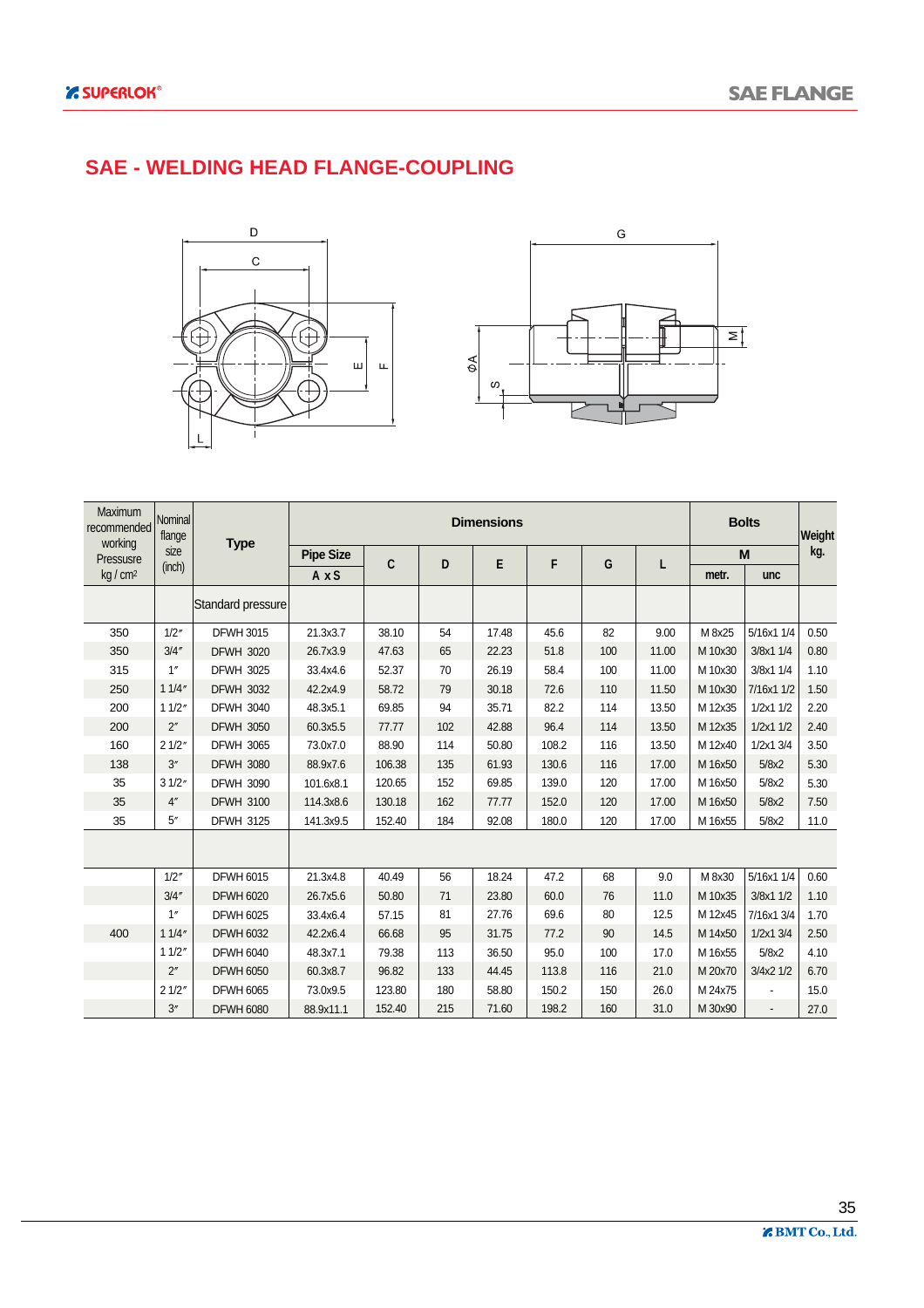# SAE - WELDING HEAD FLANGE-COUPLING

| Maximum recommended working Pressure kg / cm² | Nominal flange size (inch) | Type | Dimensions | | | | | | | Bolts | | Weight kg. |
|---|---|---|---|---|---|---|---|---|---|---|---|---|
| | | | Pipe Size A x S | C | D | E | F | G | L | M metr. | M unc | |
| | | Standard pressure | | | | | | | | | | |
| 350 | 1/2″ | DFWH 3015 | 21.3x3.7 | 38.10 | 54 | 17.48 | 45.6 | 82 | 9.00 | M 8x25 | 5/16x1 1/4 | 0.50 |
| 350 | 3/4″ | DFWH 3020 | 26.7x3.9 | 47.63 | 65 | 22.23 | 51.8 | 100 | 11.00 | M 10x30 | 3/8x1 1/4 | 0.80 |
| 315 | 1″ | DFWH 3025 | 33.4x4.6 | 52.37 | 70 | 26.19 | 58.4 | 100 | 11.00 | M 10x30 | 3/8x1 1/4 | 1.10 |
| 250 | 1 1/4″ | DFWH 3032 | 42.2x4.9 | 58.72 | 79 | 30.18 | 72.6 | 110 | 11.50 | M 10x30 | 7/16x1 1/2 | 1.50 |
| 200 | 1 1/2″ | DFWH 3040 | 48.3x5.1 | 69.85 | 94 | 35.71 | 82.2 | 114 | 13.50 | M 12x35 | 1/2x1 1/2 | 2.20 |
| 200 | 2″ | DFWH 3050 | 60.3x5.5 | 77.77 | 102 | 42.88 | 96.4 | 114 | 13.50 | M 12x35 | 1/2x1 1/2 | 2.40 |
| 160 | 2 1/2″ | DFWH 3065 | 73.0x7.0 | 88.90 | 114 | 50.80 | 108.2 | 116 | 13.50 | M 12x40 | 1/2x1 3/4 | 3.50 |
| 138 | 3″ | DFWH 3080 | 88.9x7.6 | 106.38 | 135 | 61.93 | 130.6 | 116 | 17.00 | M 16x50 | 5/8x2 | 5.30 |
| 35 | 3 1/2″ | DFWH 3090 | 101.6x8.1 | 120.65 | 152 | 69.85 | 139.0 | 120 | 17.00 | M 16x50 | 5/8x2 | 5.30 |
| 35 | 4″ | DFWH 3100 | 114.3x8.6 | 130.18 | 162 | 77.77 | 152.0 | 120 | 17.00 | M 16x50 | 5/8x2 | 7.50 |
| 35 | 5″ | DFWH 3125 | 141.3x9.5 | 152.40 | 184 | 92.08 | 180.0 | 120 | 17.00 | M 16x55 | 5/8x2 | 11.0 |
| | | | | | | | | | | | | |
| | 1/2″ | DFWH 6015 | 21.3x4.8 | 40.49 | 56 | 18.24 | 47.2 | 68 | 9.0 | M 8x30 | 5/16x1 1/4 | 0.60 |
| | 3/4″ | DFWH 6020 | 26.7x5.6 | 50.80 | 71 | 23.80 | 60.0 | 76 | 11.0 | M 10x35 | 3/8x1 1/2 | 1.10 |
| | 1″ | DFWH 6025 | 33.4x6.4 | 57.15 | 81 | 27.76 | 69.6 | 80 | 12.5 | M 12x45 | 7/16x1 3/4 | 1.70 |
| 400 | 1 1/4″ | DFWH 6032 | 42.2x6.4 | 66.68 | 95 | 31.75 | 77.2 | 90 | 14.5 | M 14x50 | 1/2x1 3/4 | 2.50 |
| | 1 1/2″ | DFWH 6040 | 48.3x7.1 | 79.38 | 113 | 36.50 | 95.0 | 100 | 17.0 | M 16x55 | 5/8x2 | 4.10 |
| | 2″ | DFWH 6050 | 60.3x8.7 | 96.82 | 133 | 44.45 | 113.8 | 116 | 21.0 | M 20x70 | 3/4x2 1/2 | 6.70 |
| | 2 1/2″ | DFWH 6065 | 73.0x9.5 | 123.80 | 180 | 58.80 | 150.2 | 150 | 26.0 | M 24x75 | - | 15.0 |
| | 3″ | DFWH 6080 | 88.9x11.1 | 152.40 | 215 | 71.60 | 198.2 | 160 | 31.0 | M 30x90 | - | 27.0 |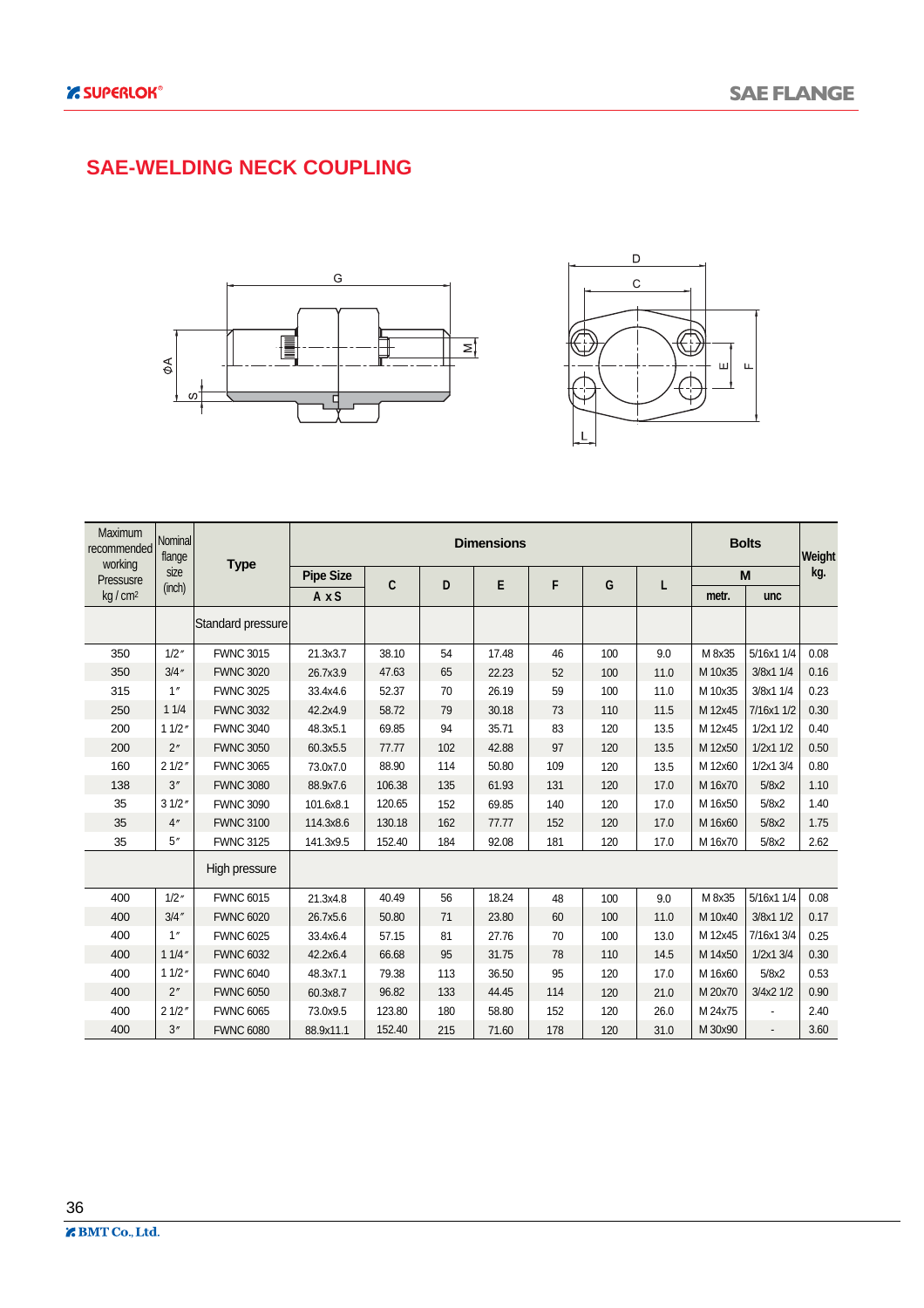# SAE-WELDING NECK COUPLING

| Maximum recommended working Pressure kg / cm² | Nominal flange size (inch) | Type | Dimensions | | | | | | | Bolts | | Weight kg. |
|---|---|---|---|---|---|---|---|---|---|---|---|---|
| | | | Pipe Size | C | D | E | F | G | L | M | | |
| | | | A x S | | | | | | | metr. | unc | |
| | | Standard pressure | | | | | | | | | | |
| 350 | 1/2″ | FWNC 3015 | 21.3x3.7 | 38.10 | 54 | 17.48 | 46 | 100 | 9.0 | M 8x35 | 5/16x1 1/4 | 0.08 |
| 350 | 3/4″ | FWNC 3020 | 26.7x3.9 | 47.63 | 65 | 22.23 | 52 | 100 | 11.0 | M 10x35 | 3/8x1 1/4 | 0.16 |
| 315 | 1″ | FWNC 3025 | 33.4x4.6 | 52.37 | 70 | 26.19 | 59 | 100 | 11.0 | M 10x35 | 3/8x1 1/4 | 0.23 |
| 250 | 1 1/4 | FWNC 3032 | 42.2x4.9 | 58.72 | 79 | 30.18 | 73 | 110 | 11.5 | M 12x45 | 7/16x1 1/2 | 0.30 |
| 200 | 1 1/2″ | FWNC 3040 | 48.3x5.1 | 69.85 | 94 | 35.71 | 83 | 120 | 13.5 | M 12x45 | 1/2x1 1/2 | 0.40 |
| 200 | 2″ | FWNC 3050 | 60.3x5.5 | 77.77 | 102 | 42.88 | 97 | 120 | 13.5 | M 12x50 | 1/2x1 1/2 | 0.50 |
| 160 | 2 1/2″ | FWNC 3065 | 73.0x7.0 | 88.90 | 114 | 50.80 | 109 | 120 | 13.5 | M 12x60 | 1/2x1 3/4 | 0.80 |
| 138 | 3″ | FWNC 3080 | 88.9x7.6 | 106.38 | 135 | 61.93 | 131 | 120 | 17.0 | M 16x70 | 5/8x2 | 1.10 |
| 35 | 3 1/2″ | FWNC 3090 | 101.6x8.1 | 120.65 | 152 | 69.85 | 140 | 120 | 17.0 | M 16x50 | 5/8x2 | 1.40 |
| 35 | 4″ | FWNC 3100 | 114.3x8.6 | 130.18 | 162 | 77.77 | 152 | 120 | 17.0 | M 16x60 | 5/8x2 | 1.75 |
| 35 | 5″ | FWNC 3125 | 141.3x9.5 | 152.40 | 184 | 92.08 | 181 | 120 | 17.0 | M 16x70 | 5/8x2 | 2.62 |
| | | High pressure | | | | | | | | | | |
| 400 | 1/2″ | FWNC 6015 | 21.3x4.8 | 40.49 | 56 | 18.24 | 48 | 100 | 9.0 | M 8x35 | 5/16x1 1/4 | 0.08 |
| 400 | 3/4″ | FWNC 6020 | 26.7x5.6 | 50.80 | 71 | 23.80 | 60 | 100 | 11.0 | M 10x40 | 3/8x1 1/2 | 0.17 |
| 400 | 1″ | FWNC 6025 | 33.4x6.4 | 57.15 | 81 | 27.76 | 70 | 100 | 13.0 | M 12x45 | 7/16x1 3/4 | 0.25 |
| 400 | 1 1/4″ | FWNC 6032 | 42.2x6.4 | 66.68 | 95 | 31.75 | 78 | 110 | 14.5 | M 14x50 | 1/2x1 3/4 | 0.30 |
| 400 | 1 1/2″ | FWNC 6040 | 48.3x7.1 | 79.38 | 113 | 36.50 | 95 | 120 | 17.0 | M 16x60 | 5/8x2 | 0.53 |
| 400 | 2″ | FWNC 6050 | 60.3x8.7 | 96.82 | 133 | 44.45 | 114 | 120 | 21.0 | M 20x70 | 3/4x2 1/2 | 0.90 |
| 400 | 2 1/2″ | FWNC 6065 | 73.0x9.5 | 123.80 | 180 | 58.80 | 152 | 120 | 26.0 | M 24x75 | - | 2.40 |
| 400 | 3″ | FWNC 6080 | 88.9x11.1 | 152.40 | 215 | 71.60 | 178 | 120 | 31.0 | M 30x90 | - | 3.60 |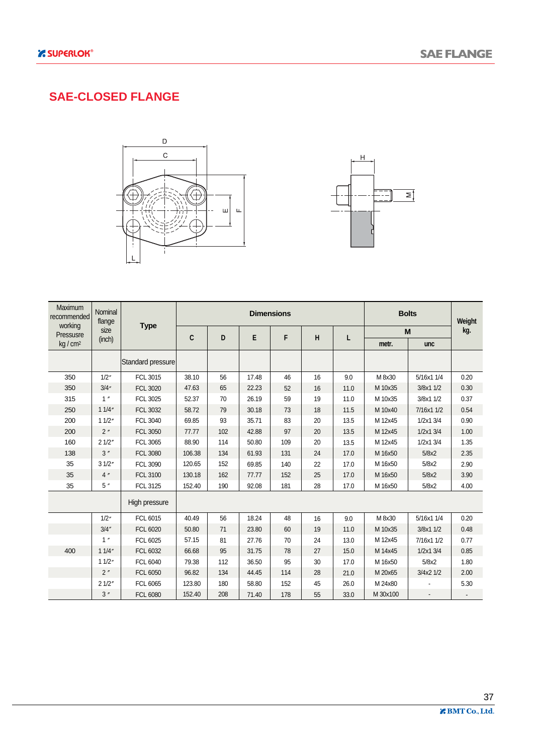## SAE-CLOSED FLANGE

| Maximum recommended working Pressusre kg / cm² | Nominal flange size (inch) | Type | Dimensions | | | | | | Bolts | | Weight kg. |
|---|---|---|---|---|---|---|---|---|---|---|---|
| | | | C | D | E | F | H | L | M | | |
| | | | | | | | | | metr. | unc | |
| | | Standard pressure | | | | | | | | | |
| 350 | 1/2″ | FCL 3015 | 38.10 | 56 | 17.48 | 46 | 16 | 9.0 | M 8x30 | 5/16x1 1/4 | 0.20 |
| 350 | 3/4″ | FCL 3020 | 47.63 | 65 | 22.23 | 52 | 16 | 11.0 | M 10x35 | 3/8x1 1/2 | 0.30 |
| 315 | 1″ | FCL 3025 | 52.37 | 70 | 26.19 | 59 | 19 | 11.0 | M 10x35 | 3/8x1 1/2 | 0.37 |
| 250 | 1 1/4″ | FCL 3032 | 58.72 | 79 | 30.18 | 73 | 18 | 11.5 | M 10x40 | 7/16x1 1/2 | 0.54 |
| 200 | 1 1/2″ | FCL 3040 | 69.85 | 93 | 35.71 | 83 | 20 | 13.5 | M 12x45 | 1/2x1 3/4 | 0.90 |
| 200 | 2″ | FCL 3050 | 77.77 | 102 | 42.88 | 97 | 20 | 13.5 | M 12x45 | 1/2x1 3/4 | 1.00 |
| 160 | 2 1/2″ | FCL 3065 | 88.90 | 114 | 50.80 | 109 | 20 | 13.5 | M 12x45 | 1/2x1 3/4 | 1.35 |
| 138 | 3″ | FCL 3080 | 106.38 | 134 | 61.93 | 131 | 24 | 17.0 | M 16x50 | 5/8x2 | 2.35 |
| 35 | 3 1/2″ | FCL 3090 | 120.65 | 152 | 69.85 | 140 | 22 | 17.0 | M 16x50 | 5/8x2 | 2.90 |
| 35 | 4″ | FCL 3100 | 130.18 | 162 | 77.77 | 152 | 25 | 17.0 | M 16x50 | 5/8x2 | 3.90 |
| 35 | 5″ | FCL 3125 | 152.40 | 190 | 92.08 | 181 | 28 | 17.0 | M 16x50 | 5/8x2 | 4.00 |
| | | High pressure | | | | | | | | | |
| | 1/2″ | FCL 6015 | 40.49 | 56 | 18.24 | 48 | 16 | 9.0 | M 8x30 | 5/16x1 1/4 | 0.20 |
| | 3/4″ | FCL 6020 | 50.80 | 71 | 23.80 | 60 | 19 | 11.0 | M 10x35 | 3/8x1 1/2 | 0.48 |
| | 1″ | FCL 6025 | 57.15 | 81 | 27.76 | 70 | 24 | 13.0 | M 12x45 | 7/16x1 1/2 | 0.77 |
| 400 | 1 1/4″ | FCL 6032 | 66.68 | 95 | 31.75 | 78 | 27 | 15.0 | M 14x45 | 1/2x1 3/4 | 0.85 |
| | 1 1/2″ | FCL 6040 | 79.38 | 112 | 36.50 | 95 | 30 | 17.0 | M 16x50 | 5/8x2 | 1.80 |
| | 2″ | FCL 6050 | 96.82 | 134 | 44.45 | 114 | 28 | 21.0 | M 20x65 | 3/4x2 1/2 | 2.00 |
| | 2 1/2″ | FCL 6065 | 123.80 | 180 | 58.80 | 152 | 45 | 26.0 | M 24x80 | - | 5.30 |
| | 3″ | FCL 6080 | 152.40 | 208 | 71.40 | 178 | 55 | 33.0 | M 30x100 | - | - |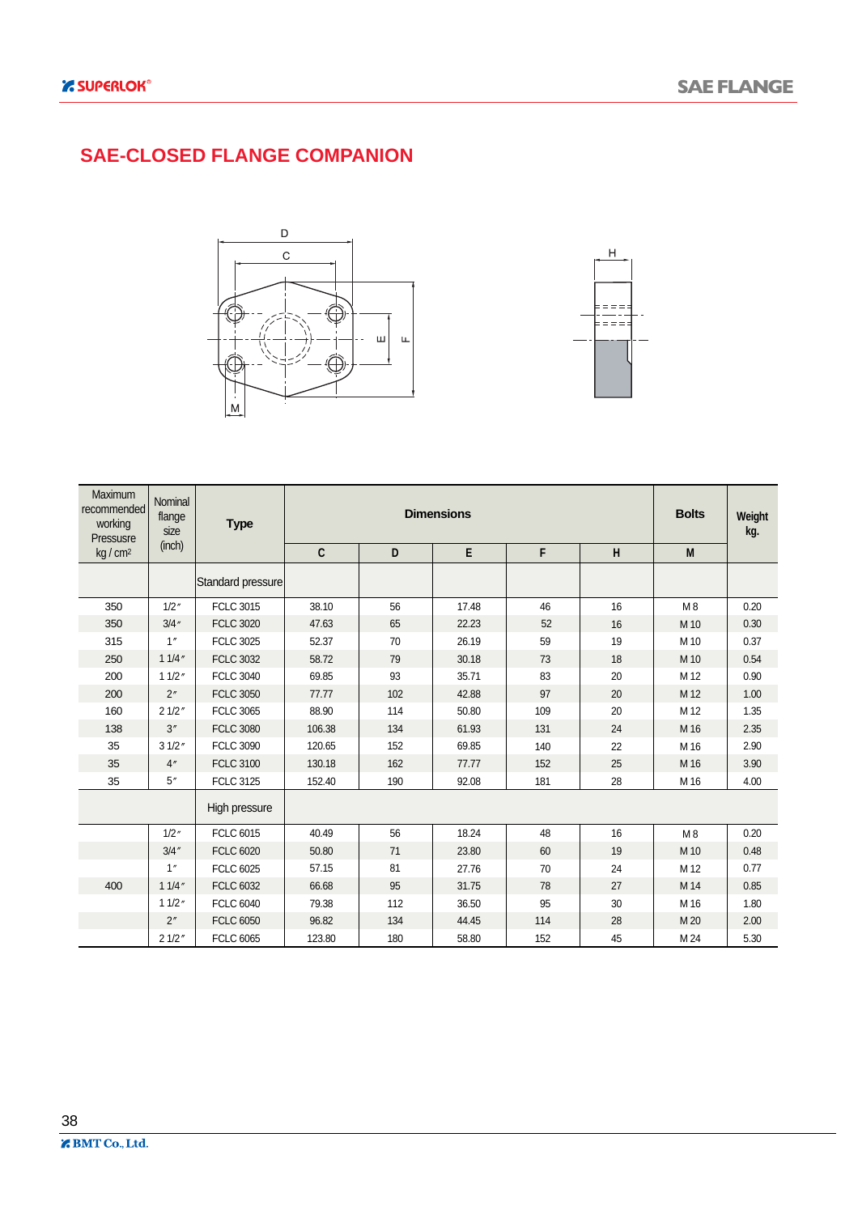# SAE-CLOSED FLANGE COMPANION

| Maximum recommended working Pressusre kg / cm² | Nominal flange size (inch) | Type | Dimensions | | | | | Bolts | Weight kg. |
|---|---|---|---|---|---|---|---|---|---|
| | | | C | D | E | F | H | M | |
| | | Standard pressure | | | | | | | |
| 350 | 1/2″ | FCLC 3015 | 38.10 | 56 | 17.48 | 46 | 16 | M 8 | 0.20 |
| 350 | 3/4″ | FCLC 3020 | 47.63 | 65 | 22.23 | 52 | 16 | M 10 | 0.30 |
| 315 | 1″ | FCLC 3025 | 52.37 | 70 | 26.19 | 59 | 19 | M 10 | 0.37 |
| 250 | 1 1/4″ | FCLC 3032 | 58.72 | 79 | 30.18 | 73 | 18 | M 10 | 0.54 |
| 200 | 1 1/2″ | FCLC 3040 | 69.85 | 93 | 35.71 | 83 | 20 | M 12 | 0.90 |
| 200 | 2″ | FCLC 3050 | 77.77 | 102 | 42.88 | 97 | 20 | M 12 | 1.00 |
| 160 | 2 1/2″ | FCLC 3065 | 88.90 | 114 | 50.80 | 109 | 20 | M 12 | 1.35 |
| 138 | 3″ | FCLC 3080 | 106.38 | 134 | 61.93 | 131 | 24 | M 16 | 2.35 |
| 35 | 3 1/2″ | FCLC 3090 | 120.65 | 152 | 69.85 | 140 | 22 | M 16 | 2.90 |
| 35 | 4″ | FCLC 3100 | 130.18 | 162 | 77.77 | 152 | 25 | M 16 | 3.90 |
| 35 | 5″ | FCLC 3125 | 152.40 | 190 | 92.08 | 181 | 28 | M 16 | 4.00 |
| | | High pressure | | | | | | | |
| | 1/2″ | FCLC 6015 | 40.49 | 56 | 18.24 | 48 | 16 | M 8 | 0.20 |
| | 3/4″ | FCLC 6020 | 50.80 | 71 | 23.80 | 60 | 19 | M 10 | 0.48 |
| | 1″ | FCLC 6025 | 57.15 | 81 | 27.76 | 70 | 24 | M 12 | 0.77 |
| 400 | 1 1/4″ | FCLC 6032 | 66.68 | 95 | 31.75 | 78 | 27 | M 14 | 0.85 |
| | 1 1/2″ | FCLC 6040 | 79.38 | 112 | 36.50 | 95 | 30 | M 16 | 1.80 |
| | 2″ | FCLC 6050 | 96.82 | 134 | 44.45 | 114 | 28 | M 20 | 2.00 |
| | 2 1/2″ | FCLC 6065 | 123.80 | 180 | 58.80 | 152 | 45 | M 24 | 5.30 |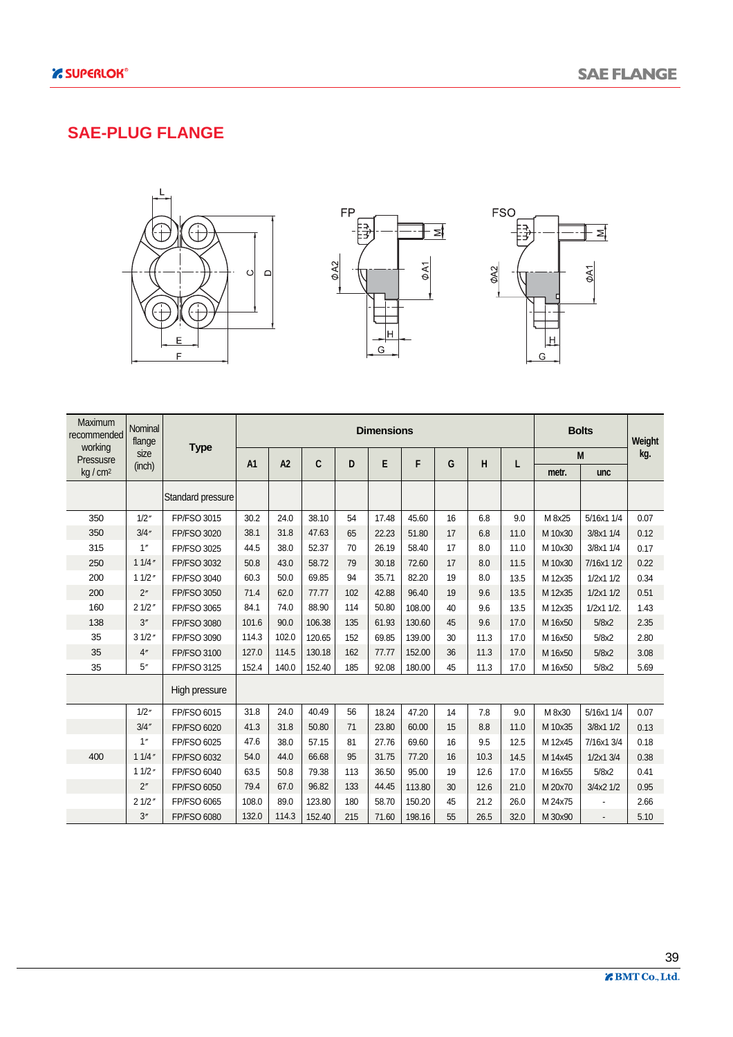## SAE-PLUG FLANGE

| Maximum recommended working Pressuure kg / cm² | Nominal flange size (inch) | Type | Dimensions | | | | | | | | | Bolts | | Weight kg. |
|---|---|---|---|---|---|---|---|---|---|---|---|---|---|---|
| | | | A1 | A2 | C | D | E | F | G | H | L | M | | |
| | | | | | | | | | | | | metr. | unc | |
| | | Standard pressure | | | | | | | | | | | | |
| 350 | 1/2″ | FP/FSO 3015 | 30.2 | 24.0 | 38.10 | 54 | 17.48 | 45.60 | 16 | 6.8 | 9.0 | M 8x25 | 5/16x1 1/4 | 0.07 |
| 350 | 3/4″ | FP/FSO 3020 | 38.1 | 31.8 | 47.63 | 65 | 22.23 | 51.80 | 17 | 6.8 | 11.0 | M 10x30 | 3/8x1 1/4 | 0.12 |
| 315 | 1″ | FP/FSO 3025 | 44.5 | 38.0 | 52.37 | 70 | 26.19 | 58.40 | 17 | 8.0 | 11.0 | M 10x30 | 3/8x1 1/4 | 0.17 |
| 250 | 1 1/4″ | FP/FSO 3032 | 50.8 | 43.0 | 58.72 | 79 | 30.18 | 72.60 | 17 | 8.0 | 11.5 | M 10x30 | 7/16x1 1/2 | 0.22 |
| 200 | 1 1/2″ | FP/FSO 3040 | 60.3 | 50.0 | 69.85 | 94 | 35.71 | 82.20 | 19 | 8.0 | 13.5 | M 12x35 | 1/2x1 1/2 | 0.34 |
| 200 | 2″ | FP/FSO 3050 | 71.4 | 62.0 | 77.77 | 102 | 42.88 | 96.40 | 19 | 9.6 | 13.5 | M 12x35 | 1/2x1 1/2 | 0.51 |
| 160 | 2 1/2″ | FP/FSO 3065 | 84.1 | 74.0 | 88.90 | 114 | 50.80 | 108.00 | 40 | 9.6 | 13.5 | M 12x35 | 1/2x1 1/2. | 1.43 |
| 138 | 3″ | FP/FSO 3080 | 101.6 | 90.0 | 106.38 | 135 | 61.93 | 130.60 | 45 | 9.6 | 17.0 | M 16x50 | 5/8x2 | 2.35 |
| 35 | 3 1/2″ | FP/FSO 3090 | 114.3 | 102.0 | 120.65 | 152 | 69.85 | 139.00 | 30 | 11.3 | 17.0 | M 16x50 | 5/8x2 | 2.80 |
| 35 | 4″ | FP/FSO 3100 | 127.0 | 114.5 | 130.18 | 162 | 77.77 | 152.00 | 36 | 11.3 | 17.0 | M 16x50 | 5/8x2 | 3.08 |
| 35 | 5″ | FP/FSO 3125 | 152.4 | 140.0 | 152.40 | 185 | 92.08 | 180.00 | 45 | 11.3 | 17.0 | M 16x50 | 5/8x2 | 5.69 |
| | | High pressure | | | | | | | | | | | | |
| | 1/2″ | FP/FSO 6015 | 31.8 | 24.0 | 40.49 | 56 | 18.24 | 47.20 | 14 | 7.8 | 9.0 | M 8x30 | 5/16x1 1/4 | 0.07 |
| | 3/4″ | FP/FSO 6020 | 41.3 | 31.8 | 50.80 | 71 | 23.80 | 60.00 | 15 | 8.8 | 11.0 | M 10x35 | 3/8x1 1/2 | 0.13 |
| | 1″ | FP/FSO 6025 | 47.6 | 38.0 | 57.15 | 81 | 27.76 | 69.60 | 16 | 9.5 | 12.5 | M 12x45 | 7/16x1 3/4 | 0.18 |
| 400 | 1 1/4″ | FP/FSO 6032 | 54.0 | 44.0 | 66.68 | 95 | 31.75 | 77.20 | 16 | 10.3 | 14.5 | M 14x45 | 1/2x1 3/4 | 0.38 |
| | 1 1/2″ | FP/FSO 6040 | 63.5 | 50.8 | 79.38 | 113 | 36.50 | 95.00 | 19 | 12.6 | 17.0 | M 16x55 | 5/8x2 | 0.41 |
| | 2″ | FP/FSO 6050 | 79.4 | 67.0 | 96.82 | 133 | 44.45 | 113.80 | 30 | 12.6 | 21.0 | M 20x70 | 3/4x2 1/2 | 0.95 |
| | 2 1/2″ | FP/FSO 6065 | 108.0 | 89.0 | 123.80 | 180 | 58.70 | 150.20 | 45 | 21.2 | 26.0 | M 24x75 | - | 2.66 |
| | 3″ | FP/FSO 6080 | 132.0 | 114.3 | 152.40 | 215 | 71.60 | 198.16 | 55 | 26.5 | 32.0 | M 30x90 | - | 5.10 |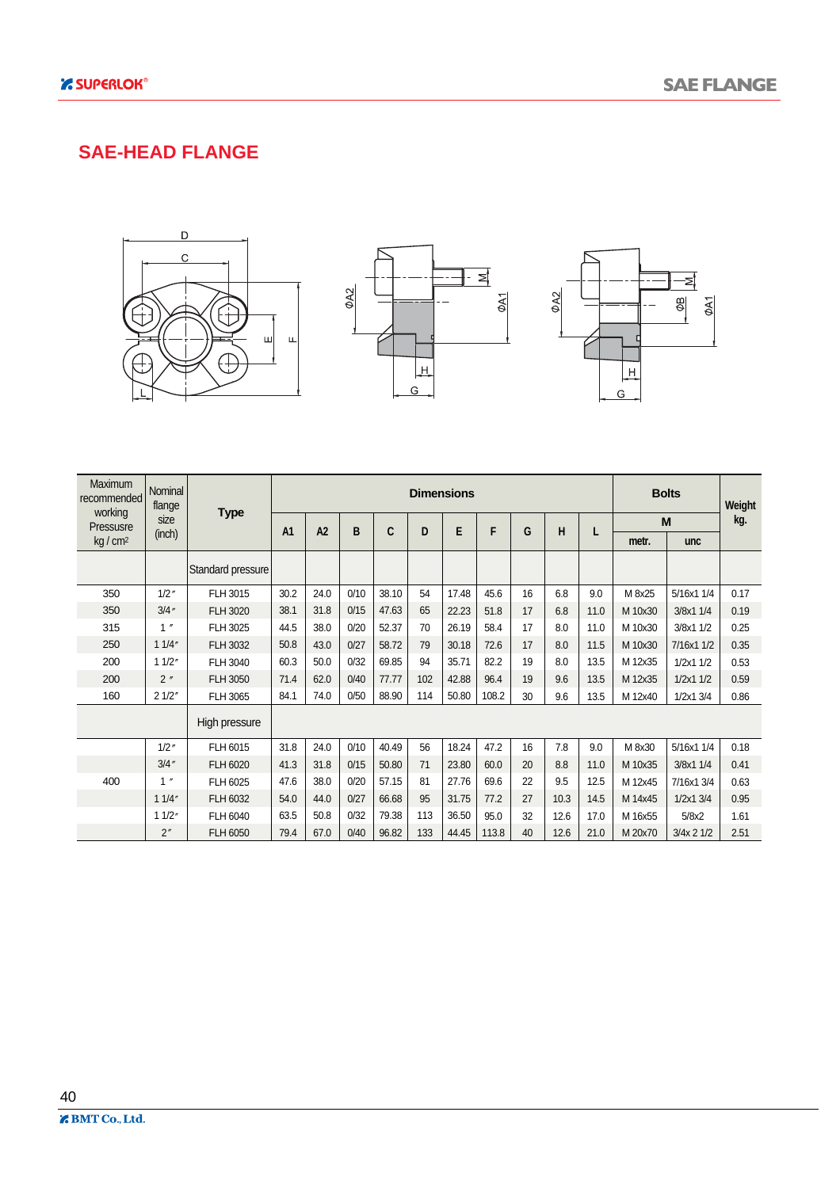# SAE-HEAD FLANGE

| Maximum recommended working Pressusre kg / cm² | Nominal flange size (inch) | Type | Dimensions | | | | | | | | | | Bolts | | Weight kg. |
|---|---|---|---|---|---|---|---|---|---|---|---|---|---|---|---|
| | | | A1 | A2 | B | C | D | E | F | G | H | L | M | | |
| | | | | | | | | | | | | | metr. | unc | |
| | | Standard pressure | | | | | | | | | | | | | |
| 350 | 1/2″ | FLH 3015 | 30.2 | 24.0 | 0/10 | 38.10 | 54 | 17.48 | 45.6 | 16 | 6.8 | 9.0 | M 8x25 | 5/16x1 1/4 | 0.17 |
| 350 | 3/4″ | FLH 3020 | 38.1 | 31.8 | 0/15 | 47.63 | 65 | 22.23 | 51.8 | 17 | 6.8 | 11.0 | M 10x30 | 3/8x1 1/4 | 0.19 |
| 315 | 1″ | FLH 3025 | 44.5 | 38.0 | 0/20 | 52.37 | 70 | 26.19 | 58.4 | 17 | 8.0 | 11.0 | M 10x30 | 3/8x1 1/2 | 0.25 |
| 250 | 1 1/4″ | FLH 3032 | 50.8 | 43.0 | 0/27 | 58.72 | 79 | 30.18 | 72.6 | 17 | 8.0 | 11.5 | M 10x30 | 7/16x1 1/2 | 0.35 |
| 200 | 1 1/2″ | FLH 3040 | 60.3 | 50.0 | 0/32 | 69.85 | 94 | 35.71 | 82.2 | 19 | 8.0 | 13.5 | M 12x35 | 1/2x1 1/2 | 0.53 |
| 200 | 2″ | FLH 3050 | 71.4 | 62.0 | 0/40 | 77.77 | 102 | 42.88 | 96.4 | 19 | 9.6 | 13.5 | M 12x35 | 1/2x1 1/2 | 0.59 |
| 160 | 2 1/2″ | FLH 3065 | 84.1 | 74.0 | 0/50 | 88.90 | 114 | 50.80 | 108.2 | 30 | 9.6 | 13.5 | M 12x40 | 1/2x1 3/4 | 0.86 |
| | | High pressure | | | | | | | | | | | | | |
| | 1/2″ | FLH 6015 | 31.8 | 24.0 | 0/10 | 40.49 | 56 | 18.24 | 47.2 | 16 | 7.8 | 9.0 | M 8x30 | 5/16x1 1/4 | 0.18 |
| | 3/4″ | FLH 6020 | 41.3 | 31.8 | 0/15 | 50.80 | 71 | 23.80 | 60.0 | 20 | 8.8 | 11.0 | M 10x35 | 3/8x1 1/4 | 0.41 |
| 400 | 1″ | FLH 6025 | 47.6 | 38.0 | 0/20 | 57.15 | 81 | 27.76 | 69.6 | 22 | 9.5 | 12.5 | M 12x45 | 7/16x1 3/4 | 0.63 |
| | 1 1/4″ | FLH 6032 | 54.0 | 44.0 | 0/27 | 66.68 | 95 | 31.75 | 77.2 | 27 | 10.3 | 14.5 | M 14x45 | 1/2x1 3/4 | 0.95 |
| | 1 1/2″ | FLH 6040 | 63.5 | 50.8 | 0/32 | 79.38 | 113 | 36.50 | 95.0 | 32 | 12.6 | 17.0 | M 16x55 | 5/8x2 | 1.61 |
| | 2″ | FLH 6050 | 79.4 | 67.0 | 0/40 | 96.82 | 133 | 44.45 | 113.8 | 40 | 12.6 | 21.0 | M 20x70 | 3/4x 2 1/2 | 2.51 |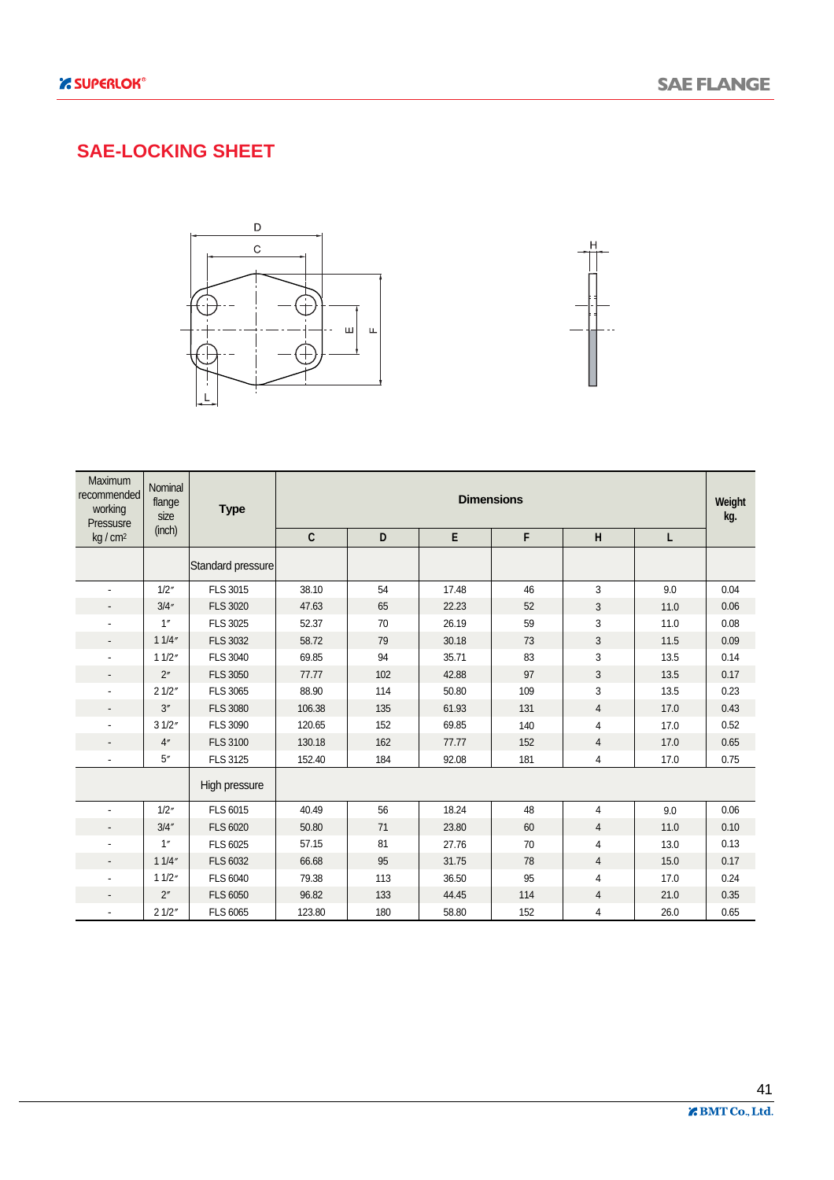## SAE-LOCKING SHEET

| Maximum recommended working Pressure kg / cm$^2$ | Nominal flange size (inch) | Type | Dimensions | | | | | | Weight kg. |
|---|---|---|---|---|---|---|---|---|---|
| | | | C | D | E | F | H | L | |
| | | Standard pressure | | | | | | | |
| - | 1/2″ | FLS 3015 | 38.10 | 54 | 17.48 | 46 | 3 | 9.0 | 0.04 |
| - | 3/4″ | FLS 3020 | 47.63 | 65 | 22.23 | 52 | 3 | 11.0 | 0.06 |
| - | 1″ | FLS 3025 | 52.37 | 70 | 26.19 | 59 | 3 | 11.0 | 0.08 |
| - | 1 1/4″ | FLS 3032 | 58.72 | 79 | 30.18 | 73 | 3 | 11.5 | 0.09 |
| - | 1 1/2″ | FLS 3040 | 69.85 | 94 | 35.71 | 83 | 3 | 13.5 | 0.14 |
| - | 2″ | FLS 3050 | 77.77 | 102 | 42.88 | 97 | 3 | 13.5 | 0.17 |
| - | 2 1/2″ | FLS 3065 | 88.90 | 114 | 50.80 | 109 | 3 | 13.5 | 0.23 |
| - | 3″ | FLS 3080 | 106.38 | 135 | 61.93 | 131 | 4 | 17.0 | 0.43 |
| - | 3 1/2″ | FLS 3090 | 120.65 | 152 | 69.85 | 140 | 4 | 17.0 | 0.52 |
| - | 4″ | FLS 3100 | 130.18 | 162 | 77.77 | 152 | 4 | 17.0 | 0.65 |
| - | 5″ | FLS 3125 | 152.40 | 184 | 92.08 | 181 | 4 | 17.0 | 0.75 |
| | | High pressure | | | | | | | |
| - | 1/2″ | FLS 6015 | 40.49 | 56 | 18.24 | 48 | 4 | 9.0 | 0.06 |
| - | 3/4″ | FLS 6020 | 50.80 | 71 | 23.80 | 60 | 4 | 11.0 | 0.10 |
| - | 1″ | FLS 6025 | 57.15 | 81 | 27.76 | 70 | 4 | 13.0 | 0.13 |
| - | 1 1/4″ | FLS 6032 | 66.68 | 95 | 31.75 | 78 | 4 | 15.0 | 0.17 |
| - | 1 1/2″ | FLS 6040 | 79.38 | 113 | 36.50 | 95 | 4 | 17.0 | 0.24 |
| - | 2″ | FLS 6050 | 96.82 | 133 | 44.45 | 114 | 4 | 21.0 | 0.35 |
| - | 2 1/2″ | FLS 6065 | 123.80 | 180 | 58.80 | 152 | 4 | 26.0 | 0.65 |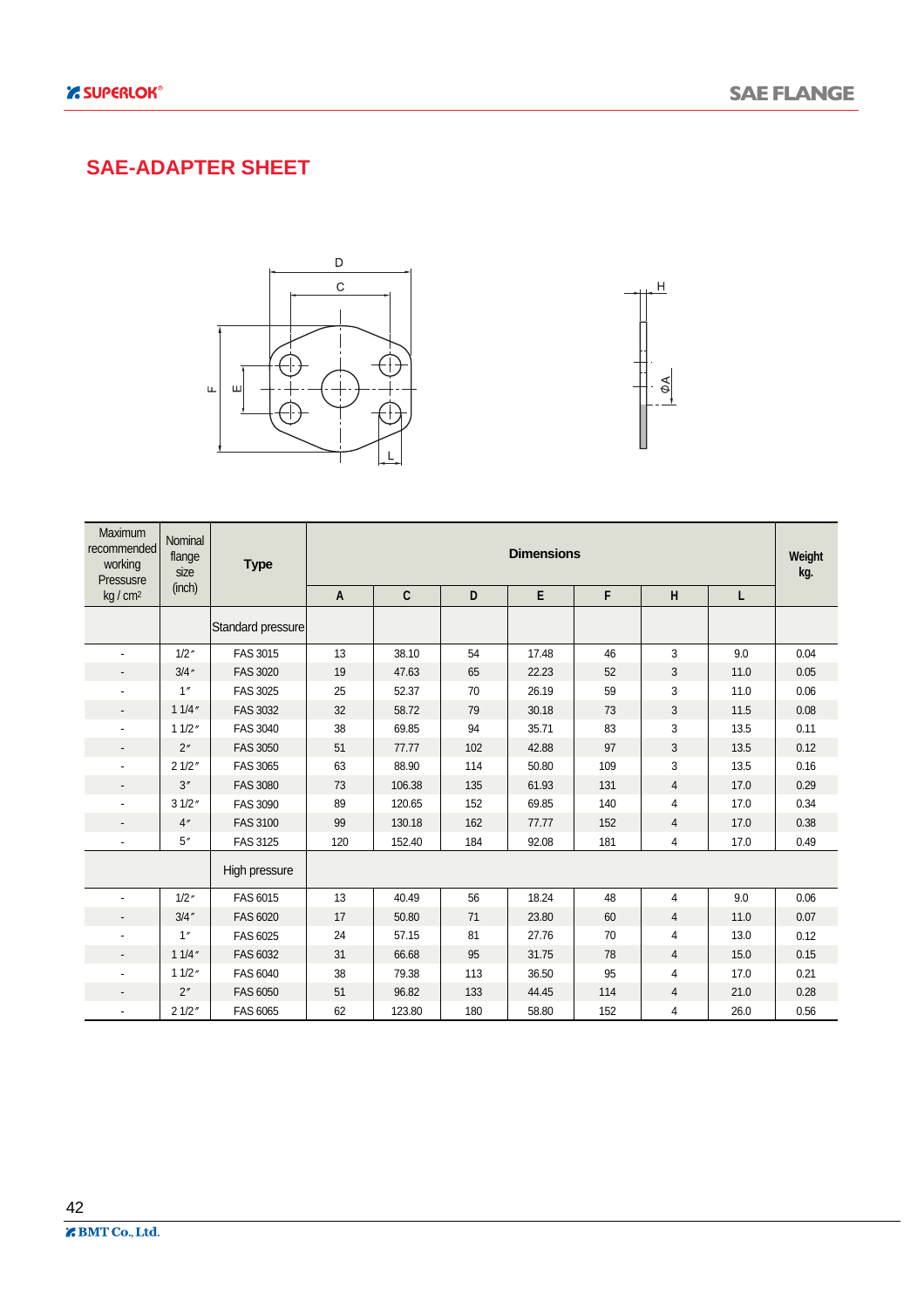# SAE-ADAPTER SHEET

| Maximum recommended working Pressusre kg / cm² | Nominal flange size (inch) | Type | Dimensions | | | | | | | Weight kg. |
|---|---|---|---|---|---|---|---|---|---|---|
| | | | A | C | D | E | F | H | L | |
| | | Standard pressure | | | | | | | | |
| - | 1/2″ | FAS 3015 | 13 | 38.10 | 54 | 17.48 | 46 | 3 | 9.0 | 0.04 |
| - | 3/4″ | FAS 3020 | 19 | 47.63 | 65 | 22.23 | 52 | 3 | 11.0 | 0.05 |
| - | 1″ | FAS 3025 | 25 | 52.37 | 70 | 26.19 | 59 | 3 | 11.0 | 0.06 |
| - | 1 1/4″ | FAS 3032 | 32 | 58.72 | 79 | 30.18 | 73 | 3 | 11.5 | 0.08 |
| - | 1 1/2″ | FAS 3040 | 38 | 69.85 | 94 | 35.71 | 83 | 3 | 13.5 | 0.11 |
| - | 2″ | FAS 3050 | 51 | 77.77 | 102 | 42.88 | 97 | 3 | 13.5 | 0.12 |
| - | 2 1/2″ | FAS 3065 | 63 | 88.90 | 114 | 50.80 | 109 | 3 | 13.5 | 0.16 |
| - | 3″ | FAS 3080 | 73 | 106.38 | 135 | 61.93 | 131 | 4 | 17.0 | 0.29 |
| - | 3 1/2″ | FAS 3090 | 89 | 120.65 | 152 | 69.85 | 140 | 4 | 17.0 | 0.34 |
| - | 4″ | FAS 3100 | 99 | 130.18 | 162 | 77.77 | 152 | 4 | 17.0 | 0.38 |
| - | 5″ | FAS 3125 | 120 | 152.40 | 184 | 92.08 | 181 | 4 | 17.0 | 0.49 |
| | | High pressure | | | | | | | | |
| - | 1/2″ | FAS 6015 | 13 | 40.49 | 56 | 18.24 | 48 | 4 | 9.0 | 0.06 |
| - | 3/4″ | FAS 6020 | 17 | 50.80 | 71 | 23.80 | 60 | 4 | 11.0 | 0.07 |
| - | 1″ | FAS 6025 | 24 | 57.15 | 81 | 27.76 | 70 | 4 | 13.0 | 0.12 |
| - | 1 1/4″ | FAS 6032 | 31 | 66.68 | 95 | 31.75 | 78 | 4 | 15.0 | 0.15 |
| - | 1 1/2″ | FAS 6040 | 38 | 79.38 | 113 | 36.50 | 95 | 4 | 17.0 | 0.21 |
| - | 2″ | FAS 6050 | 51 | 96.82 | 133 | 44.45 | 114 | 4 | 21.0 | 0.28 |
| - | 2 1/2″ | FAS 6065 | 62 | 123.80 | 180 | 58.80 | 152 | 4 | 26.0 | 0.56 |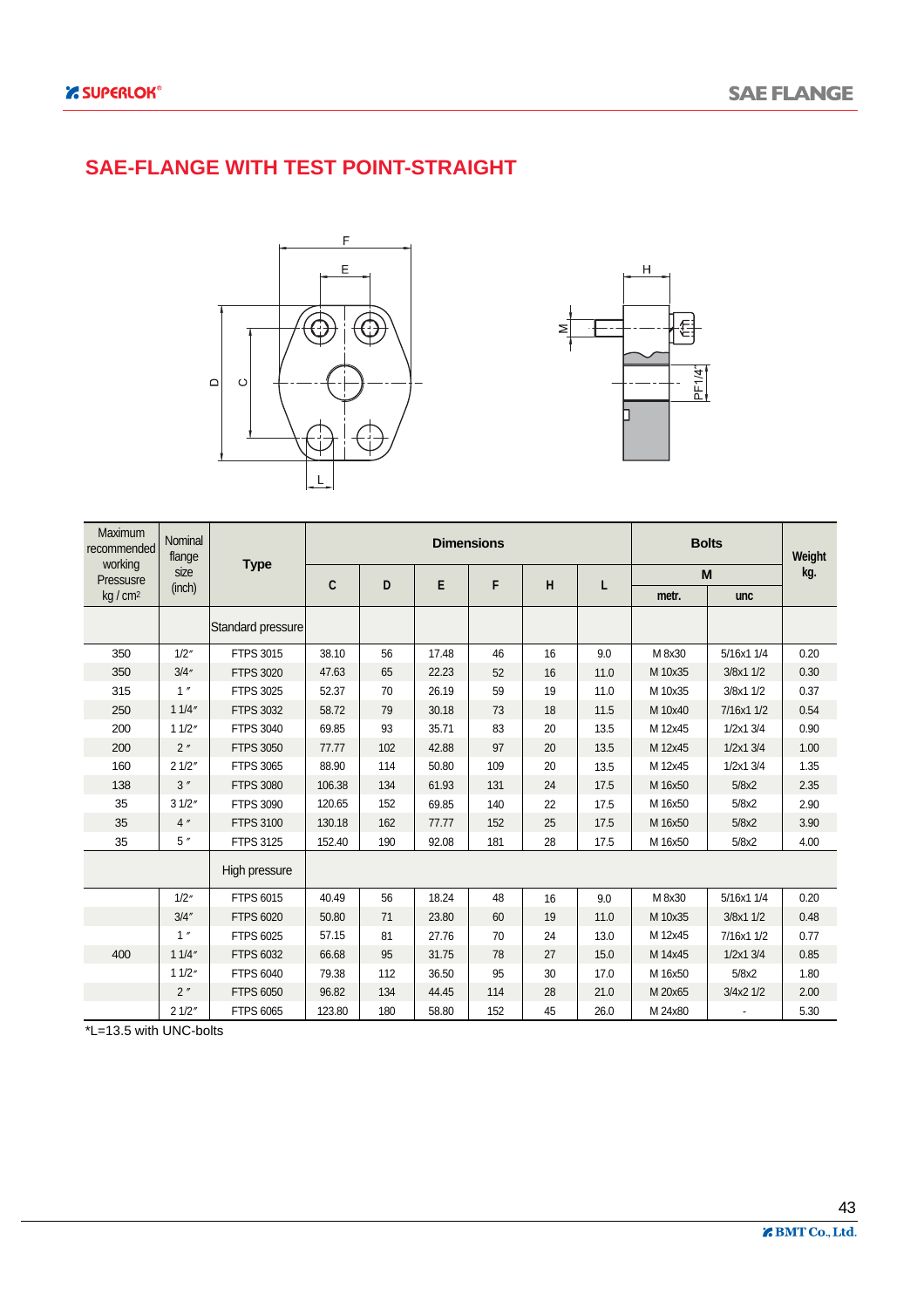## SAE-FLANGE WITH TEST POINT-STRAIGHT

| Maximum recommended working Pressusre kg / cm² | Nominal flange size (inch) | Type | Dimensions | | | | | | Bolts | | Weight kg. |
|---|---|---|---|---|---|---|---|---|---|---|---|
| | | | C | D | E | F | H | L | M | | |
| | | | | | | | | | metr. | unc | |
| | | Standard pressure | | | | | | | | | |
| 350 | 1/2″ | FTPS 3015 | 38.10 | 56 | 17.48 | 46 | 16 | 9.0 | M 8x30 | 5/16x1 1/4 | 0.20 |
| 350 | 3/4″ | FTPS 3020 | 47.63 | 65 | 22.23 | 52 | 16 | 11.0 | M 10x35 | 3/8x1 1/2 | 0.30 |
| 315 | 1″ | FTPS 3025 | 52.37 | 70 | 26.19 | 59 | 19 | 11.0 | M 10x35 | 3/8x1 1/2 | 0.37 |
| 250 | 1 1/4″ | FTPS 3032 | 58.72 | 79 | 30.18 | 73 | 18 | 11.5 | M 10x40 | 7/16x1 1/2 | 0.54 |
| 200 | 1 1/2″ | FTPS 3040 | 69.85 | 93 | 35.71 | 83 | 20 | 13.5 | M 12x45 | 1/2x1 3/4 | 0.90 |
| 200 | 2″ | FTPS 3050 | 77.77 | 102 | 42.88 | 97 | 20 | 13.5 | M 12x45 | 1/2x1 3/4 | 1.00 |
| 160 | 2 1/2″ | FTPS 3065 | 88.90 | 114 | 50.80 | 109 | 20 | 13.5 | M 12x45 | 1/2x1 3/4 | 1.35 |
| 138 | 3″ | FTPS 3080 | 106.38 | 134 | 61.93 | 131 | 24 | 17.5 | M 16x50 | 5/8x2 | 2.35 |
| 35 | 3 1/2″ | FTPS 3090 | 120.65 | 152 | 69.85 | 140 | 22 | 17.5 | M 16x50 | 5/8x2 | 2.90 |
| 35 | 4″ | FTPS 3100 | 130.18 | 162 | 77.77 | 152 | 25 | 17.5 | M 16x50 | 5/8x2 | 3.90 |
| 35 | 5″ | FTPS 3125 | 152.40 | 190 | 92.08 | 181 | 28 | 17.5 | M 16x50 | 5/8x2 | 4.00 |
| | | High pressure | | | | | | | | | |
| 400 | 1/2″ | FTPS 6015 | 40.49 | 56 | 18.24 | 48 | 16 | 9.0 | M 8x30 | 5/16x1 1/4 | 0.20 |
| 400 | 3/4″ | FTPS 6020 | 50.80 | 71 | 23.80 | 60 | 19 | 11.0 | M 10x35 | 3/8x1 1/2 | 0.48 |
| 400 | 1″ | FTPS 6025 | 57.15 | 81 | 27.76 | 70 | 24 | 13.0 | M 12x45 | 7/16x1 1/2 | 0.77 |
| 400 | 1 1/4″ | FTPS 6032 | 66.68 | 95 | 31.75 | 78 | 27 | 15.0 | M 14x45 | 1/2x1 3/4 | 0.85 |
| 400 | 1 1/2″ | FTPS 6040 | 79.38 | 112 | 36.50 | 95 | 30 | 17.0 | M 16x50 | 5/8x2 | 1.80 |
| 400 | 2″ | FTPS 6050 | 96.82 | 134 | 44.45 | 114 | 28 | 21.0 | M 20x65 | 3/4x2 1/2 | 2.00 |
| 400 | 2 1/2″ | FTPS 6065 | 123.80 | 180 | 58.80 | 152 | 45 | 26.0 | M 24x80 | - | 5.30 |

*L=13.5 with UNC-bolts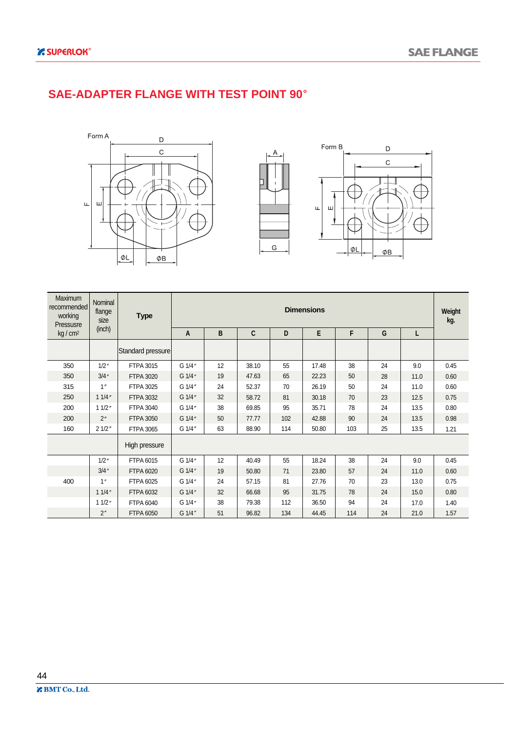# SAE-ADAPTER FLANGE WITH TEST POINT 90°

Form A

Form B

| Maximum recommended working Pressusre kg / cm² | Nominal flange size (inch) | Type | Dimensions | | | | | | | | Weight kg. |
|---|---|---|---|---|---|---|---|---|---|---|---|
| | | | A | B | C | D | E | F | G | L | |
| | | Standard pressure | | | | | | | | | |
| 350 | 1/2″ | FTPA 3015 | G 1/4″ | 12 | 38.10 | 55 | 17.48 | 38 | 24 | 9.0 | 0.45 |
| 350 | 3/4″ | FTPA 3020 | G 1/4″ | 19 | 47.63 | 65 | 22.23 | 50 | 28 | 11.0 | 0.60 |
| 315 | 1″ | FTPA 3025 | G 1/4″ | 24 | 52.37 | 70 | 26.19 | 50 | 24 | 11.0 | 0.60 |
| 250 | 1 1/4″ | FTPA 3032 | G 1/4″ | 32 | 58.72 | 81 | 30.18 | 70 | 23 | 12.5 | 0.75 |
| 200 | 1 1/2″ | FTPA 3040 | G 1/4″ | 38 | 69.85 | 95 | 35.71 | 78 | 24 | 13.5 | 0.80 |
| 200 | 2″ | FTPA 3050 | G 1/4″ | 50 | 77.77 | 102 | 42.88 | 90 | 24 | 13.5 | 0.98 |
| 160 | 2 1/2″ | FTPA 3065 | G 1/4″ | 63 | 88.90 | 114 | 50.80 | 103 | 25 | 13.5 | 1.21 |
| | | High pressure | | | | | | | | | |
| | 1/2″ | FTPA 6015 | G 1/4″ | 12 | 40.49 | 55 | 18.24 | 38 | 24 | 9.0 | 0.45 |
| | 3/4″ | FTPA 6020 | G 1/4″ | 19 | 50.80 | 71 | 23.80 | 57 | 24 | 11.0 | 0.60 |
| 400 | 1″ | FTPA 6025 | G 1/4″ | 24 | 57.15 | 81 | 27.76 | 70 | 23 | 13.0 | 0.75 |
| | 1 1/4″ | FTPA 6032 | G 1/4″ | 32 | 66.68 | 95 | 31.75 | 78 | 24 | 15.0 | 0.80 |
| | 1 1/2″ | FTPA 6040 | G 1/4″ | 38 | 79.38 | 112 | 36.50 | 94 | 24 | 17.0 | 1.40 |
| | 2″ | FTPA 6050 | G 1/4″ | 51 | 96.82 | 134 | 44.45 | 114 | 24 | 21.0 | 1.57 |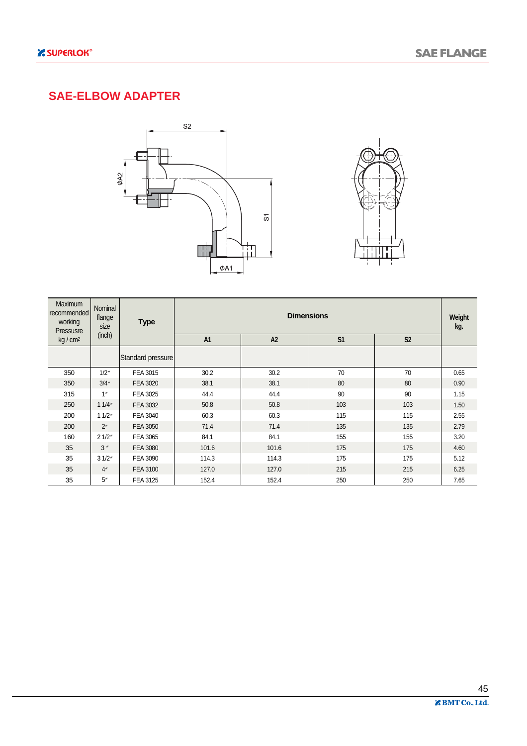## SAE-ELBOW ADAPTER

| Maximum recommended working Pressure kg / cm2 | Nominal flange size (inch) | Type | Dimensions | | | | Weight kg. |
|---|---|---|---|---|---|---|---|
| | | | A1 | A2 | S1 | S2 | |
| | | Standard pressure | | | | | |
| 350 | 1/2″ | FEA 3015 | 30.2 | 30.2 | 70 | 70 | 0.65 |
| 350 | 3/4″ | FEA 3020 | 38.1 | 38.1 | 80 | 80 | 0.90 |
| 315 | 1″ | FEA 3025 | 44.4 | 44.4 | 90 | 90 | 1.15 |
| 250 | 1 1/4″ | FEA 3032 | 50.8 | 50.8 | 103 | 103 | 1.50 |
| 200 | 1 1/2″ | FEA 3040 | 60.3 | 60.3 | 115 | 115 | 2.55 |
| 200 | 2″ | FEA 3050 | 71.4 | 71.4 | 135 | 135 | 2.79 |
| 160 | 2 1/2″ | FEA 3065 | 84.1 | 84.1 | 155 | 155 | 3.20 |
| 35 | 3 ″ | FEA 3080 | 101.6 | 101.6 | 175 | 175 | 4.60 |
| 35 | 3 1/2″ | FEA 3090 | 114.3 | 114.3 | 175 | 175 | 5.12 |
| 35 | 4″ | FEA 3100 | 127.0 | 127.0 | 215 | 215 | 6.25 |
| 35 | 5″ | FEA 3125 | 152.4 | 152.4 | 250 | 250 | 7.65 |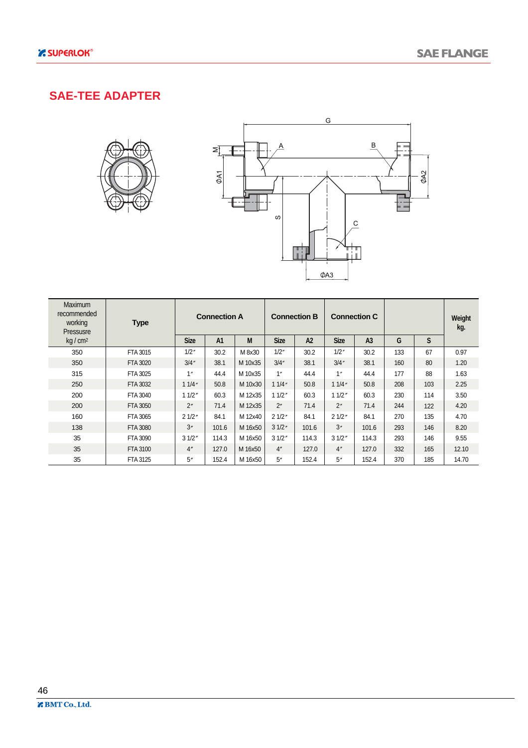# SAE-TEE ADAPTER

| Maximum recommended working Pressusre kg / cm² | Type | Connection A | | | Connection B | | Connection C | | | | Weight kg. |
|---|---|---|---|---|---|---|---|---|---|---|---|
| | | Size | A1 | M | Size | A2 | Size | A3 | G | S | |
| 350 | FTA 3015 | 1/2″ | 30.2 | M 8x30 | 1/2″ | 30.2 | 1/2″ | 30.2 | 133 | 67 | 0.97 |
| 350 | FTA 3020 | 3/4″ | 38.1 | M 10x35 | 3/4″ | 38.1 | 3/4″ | 38.1 | 160 | 80 | 1.20 |
| 315 | FTA 3025 | 1″ | 44.4 | M 10x35 | 1″ | 44.4 | 1″ | 44.4 | 177 | 88 | 1.63 |
| 250 | FTA 3032 | 1 1/4″ | 50.8 | M 10x30 | 1 1/4″ | 50.8 | 1 1/4″ | 50.8 | 208 | 103 | 2.25 |
| 200 | FTA 3040 | 1 1/2″ | 60.3 | M 12x35 | 1 1/2″ | 60.3 | 1 1/2″ | 60.3 | 230 | 114 | 3.50 |
| 200 | FTA 3050 | 2″ | 71.4 | M 12x35 | 2″ | 71.4 | 2″ | 71.4 | 244 | 122 | 4.20 |
| 160 | FTA 3065 | 2 1/2″ | 84.1 | M 12x40 | 2 1/2″ | 84.1 | 2 1/2″ | 84.1 | 270 | 135 | 4.70 |
| 138 | FTA 3080 | 3″ | 101.6 | M 16x50 | 3 1/2″ | 101.6 | 3″ | 101.6 | 293 | 146 | 8.20 |
| 35 | FTA 3090 | 3 1/2″ | 114.3 | M 16x50 | 3 1/2″ | 114.3 | 3 1/2″ | 114.3 | 293 | 146 | 9.55 |
| 35 | FTA 3100 | 4″ | 127.0 | M 16x50 | 4″ | 127.0 | 4″ | 127.0 | 332 | 165 | 12.10 |
| 35 | FTA 3125 | 5″ | 152.4 | M 16x50 | 5″ | 152.4 | 5″ | 152.4 | 370 | 185 | 14.70 |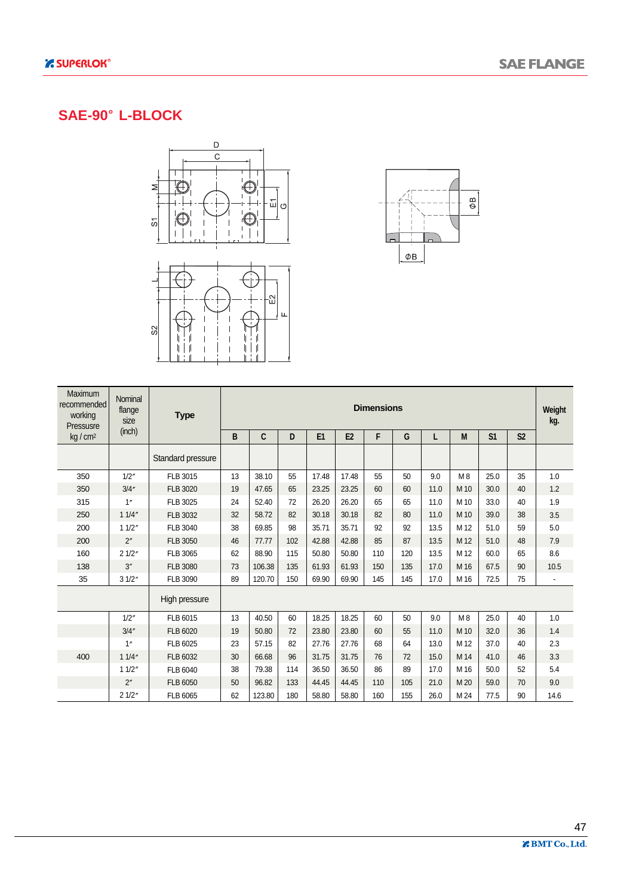## SAE-90° L-BLOCK

| Maximum recommended working Pressusre kg / $cm^2$ | Nominal flange size (inch) | Type | Dimensions | | | | | | | | | | | Weight kg. |
|---|---|---|---|---|---|---|---|---|---|---|---|---|---|---|
| | | | B | C | D | E1 | E2 | F | G | L | M | S1 | S2 | |
| | | Standard pressure | | | | | | | | | | | | |
| 350 | 1/2″ | FLB 3015 | 13 | 38.10 | 55 | 17.48 | 17.48 | 55 | 50 | 9.0 | M 8 | 25.0 | 35 | 1.0 |
| 350 | 3/4″ | FLB 3020 | 19 | 47.65 | 65 | 23.25 | 23.25 | 60 | 60 | 11.0 | M 10 | 30.0 | 40 | 1.2 |
| 315 | 1″ | FLB 3025 | 24 | 52.40 | 72 | 26.20 | 26.20 | 65 | 65 | 11.0 | M 10 | 33.0 | 40 | 1.9 |
| 250 | 1 1/4″ | FLB 3032 | 32 | 58.72 | 82 | 30.18 | 30.18 | 82 | 80 | 11.0 | M 10 | 39.0 | 38 | 3.5 |
| 200 | 1 1/2″ | FLB 3040 | 38 | 69.85 | 98 | 35.71 | 35.71 | 92 | 92 | 13.5 | M 12 | 51.0 | 59 | 5.0 |
| 200 | 2″ | FLB 3050 | 46 | 77.77 | 102 | 42.88 | 42.88 | 85 | 87 | 13.5 | M 12 | 51.0 | 48 | 7.9 |
| 160 | 2 1/2″ | FLB 3065 | 62 | 88.90 | 115 | 50.80 | 50.80 | 110 | 120 | 13.5 | M 12 | 60.0 | 65 | 8.6 |
| 138 | 3″ | FLB 3080 | 73 | 106.38 | 135 | 61.93 | 61.93 | 150 | 135 | 17.0 | M 16 | 67.5 | 90 | 10.5 |
| 35 | 3 1/2″ | FLB 3090 | 89 | 120.70 | 150 | 69.90 | 69.90 | 145 | 145 | 17.0 | M 16 | 72.5 | 75 | - |
| | | High pressure | | | | | | | | | | | | |
| | 1/2″ | FLB 6015 | 13 | 40.50 | 60 | 18.25 | 18.25 | 60 | 50 | 9.0 | M 8 | 25.0 | 40 | 1.0 |
| | 3/4″ | FLB 6020 | 19 | 50.80 | 72 | 23.80 | 23.80 | 60 | 55 | 11.0 | M 10 | 32.0 | 36 | 1.4 |
| | 1″ | FLB 6025 | 23 | 57.15 | 82 | 27.76 | 27.76 | 68 | 64 | 13.0 | M 12 | 37.0 | 40 | 2.3 |
| 400 | 1 1/4″ | FLB 6032 | 30 | 66.68 | 96 | 31.75 | 31.75 | 76 | 72 | 15.0 | M 14 | 41.0 | 46 | 3.3 |
| | 1 1/2″ | FLB 6040 | 38 | 79.38 | 114 | 36.50 | 36.50 | 86 | 89 | 17.0 | M 16 | 50.0 | 52 | 5.4 |
| | 2″ | FLB 6050 | 50 | 96.82 | 133 | 44.45 | 44.45 | 110 | 105 | 21.0 | M 20 | 59.0 | 70 | 9.0 |
| | 2 1/2″ | FLB 6065 | 62 | 123.80 | 180 | 58.80 | 58.80 | 160 | 155 | 26.0 | M 24 | 77.5 | 90 | 14.6 |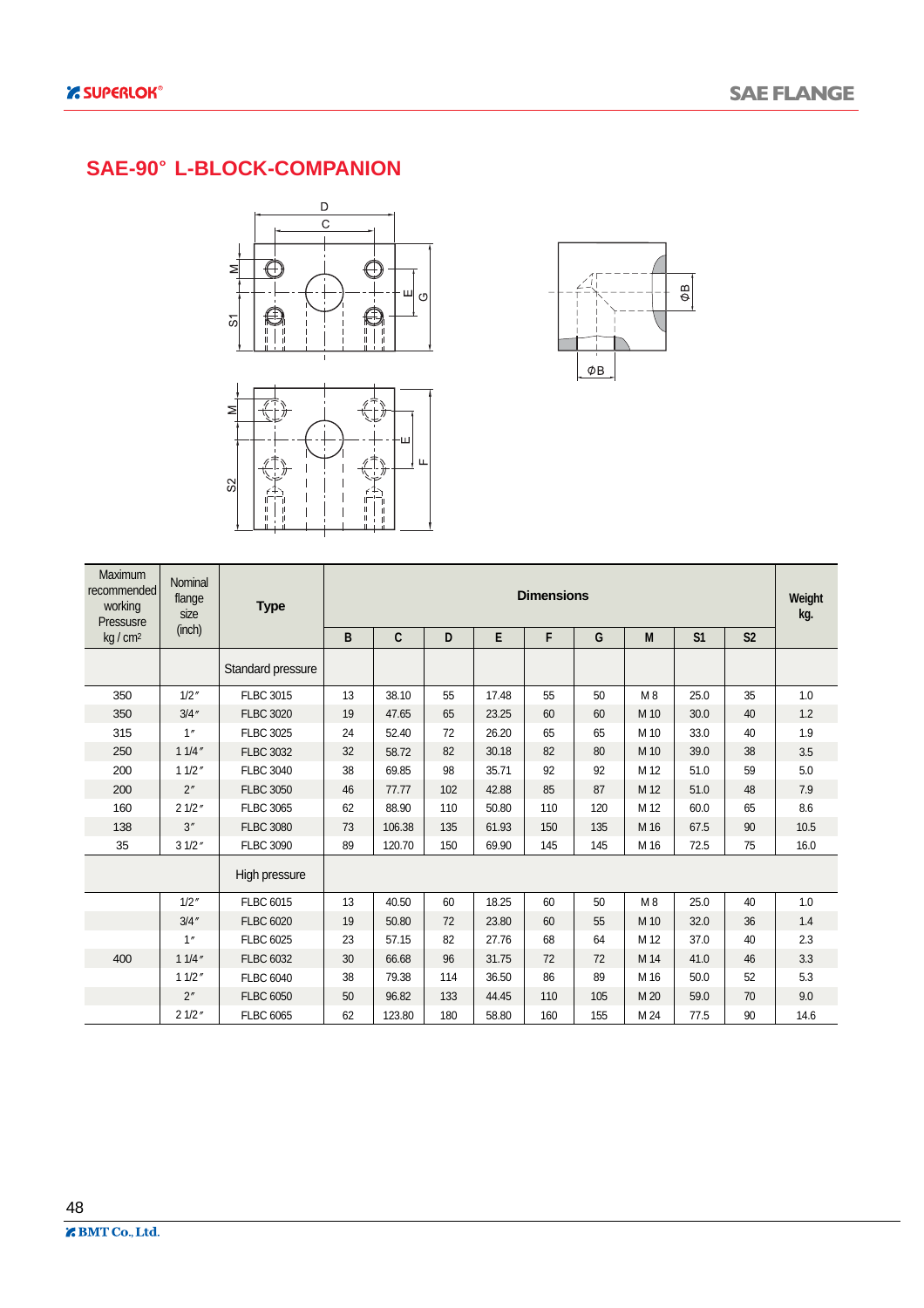## SAE-90° L-BLOCK-COMPANION

| Maximum recommended working Pressusre kg / cm² | Nominal flange size (inch) | Type | Dimensions | | | | | | | | | Weight kg. |
|---|---|---|---|---|---|---|---|---|---|---|---|---|
| | | | B | C | D | E | F | G | M | S1 | S2 | |
| | | Standard pressure | | | | | | | | | | |
| 350 | 1/2″ | FLBC 3015 | 13 | 38.10 | 55 | 17.48 | 55 | 50 | M 8 | 25.0 | 35 | 1.0 |
| 350 | 3/4″ | FLBC 3020 | 19 | 47.65 | 65 | 23.25 | 60 | 60 | M 10 | 30.0 | 40 | 1.2 |
| 315 | 1″ | FLBC 3025 | 24 | 52.40 | 72 | 26.20 | 65 | 65 | M 10 | 33.0 | 40 | 1.9 |
| 250 | 1 1/4″ | FLBC 3032 | 32 | 58.72 | 82 | 30.18 | 82 | 80 | M 10 | 39.0 | 38 | 3.5 |
| 200 | 1 1/2″ | FLBC 3040 | 38 | 69.85 | 98 | 35.71 | 92 | 92 | M 12 | 51.0 | 59 | 5.0 |
| 200 | 2″ | FLBC 3050 | 46 | 77.77 | 102 | 42.88 | 85 | 87 | M 12 | 51.0 | 48 | 7.9 |
| 160 | 2 1/2″ | FLBC 3065 | 62 | 88.90 | 110 | 50.80 | 110 | 120 | M 12 | 60.0 | 65 | 8.6 |
| 138 | 3″ | FLBC 3080 | 73 | 106.38 | 135 | 61.93 | 150 | 135 | M 16 | 67.5 | 90 | 10.5 |
| 35 | 3 1/2″ | FLBC 3090 | 89 | 120.70 | 150 | 69.90 | 145 | 145 | M 16 | 72.5 | 75 | 16.0 |
| | | High pressure | | | | | | | | | | |
| | 1/2″ | FLBC 6015 | 13 | 40.50 | 60 | 18.25 | 60 | 50 | M 8 | 25.0 | 40 | 1.0 |
| | 3/4″ | FLBC 6020 | 19 | 50.80 | 72 | 23.80 | 60 | 55 | M 10 | 32.0 | 36 | 1.4 |
| | 1″ | FLBC 6025 | 23 | 57.15 | 82 | 27.76 | 68 | 64 | M 12 | 37.0 | 40 | 2.3 |
| 400 | 1 1/4″ | FLBC 6032 | 30 | 66.68 | 96 | 31.75 | 72 | 72 | M 14 | 41.0 | 46 | 3.3 |
| | 1 1/2″ | FLBC 6040 | 38 | 79.38 | 114 | 36.50 | 86 | 89 | M 16 | 50.0 | 52 | 5.3 |
| | 2″ | FLBC 6050 | 50 | 96.82 | 133 | 44.45 | 110 | 105 | M 20 | 59.0 | 70 | 9.0 |
| | 2 1/2″ | FLBC 6065 | 62 | 123.80 | 180 | 58.80 | 160 | 155 | M 24 | 77.5 | 90 | 14.6 |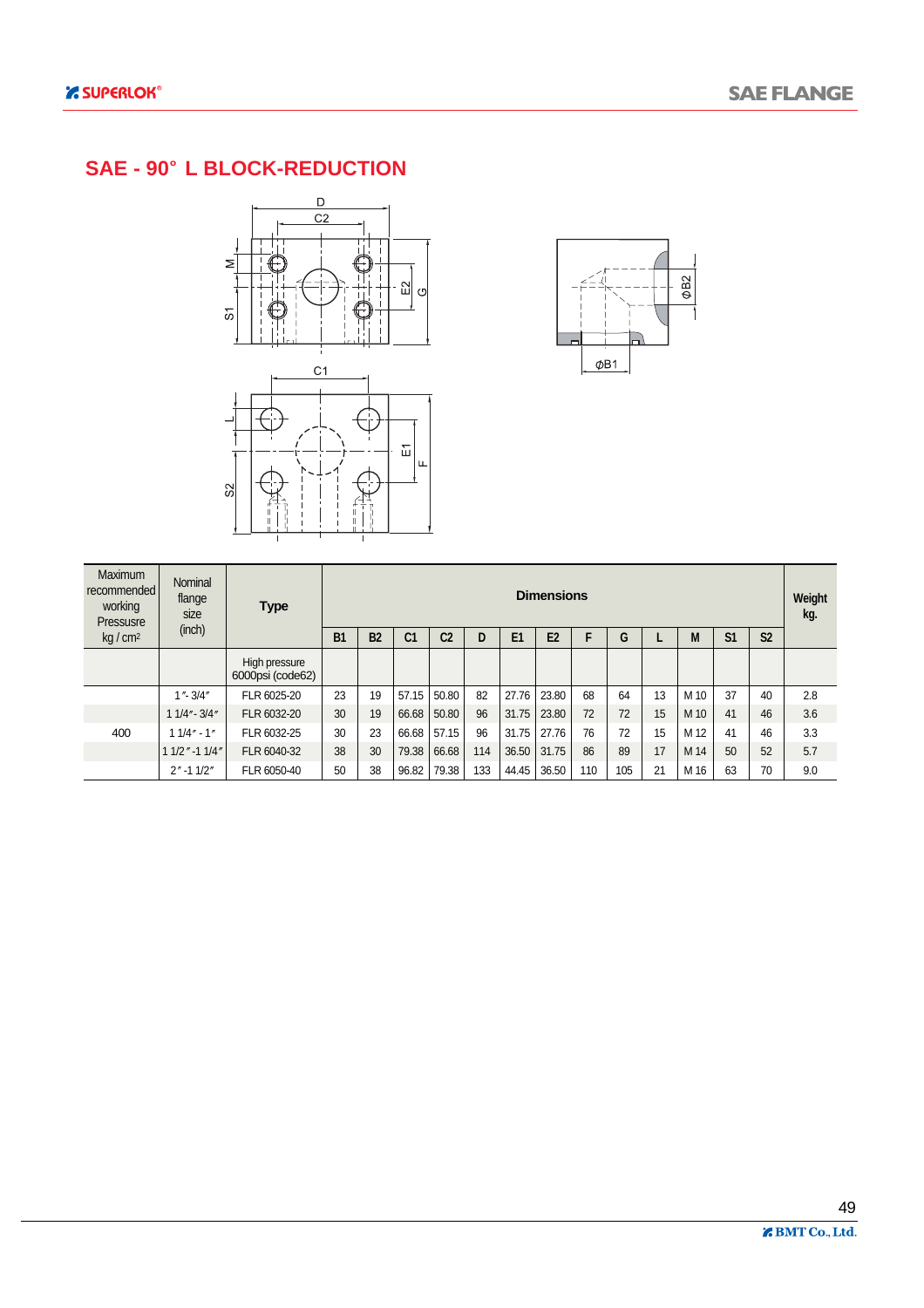## SAE - 90° L BLOCK-REDUCTION

| Maximum recommended working Pressurse kg / cm² | Nominal flange size (inch) | Type | Dimensions | | | | | | | | | | | | | Weight kg. |
|---|---|---|---|---|---|---|---|---|---|---|---|---|---|---|---|---|
| | | | B1 | B2 | C1 | C2 | D | E1 | E2 | F | G | L | M | S1 | S2 | |
| | | High pressure 6000psi (code62) | | | | | | | | | | | | | | |
| 400 | 1″- 3/4″ | FLR 6025-20 | 23 | 19 | 57.15 | 50.80 | 82 | 27.76 | 23.80 | 68 | 64 | 13 | M 10 | 37 | 40 | 2.8 |
| | 1 1/4″- 3/4″ | FLR 6032-20 | 30 | 19 | 66.68 | 50.80 | 96 | 31.75 | 23.80 | 72 | 72 | 15 | M 10 | 41 | 46 | 3.6 |
| | 1 1/4″ - 1″ | FLR 6032-25 | 30 | 23 | 66.68 | 57.15 | 96 | 31.75 | 27.76 | 76 | 72 | 15 | M 12 | 41 | 46 | 3.3 |
| | 1 1/2″ -1 1/4″ | FLR 6040-32 | 38 | 30 | 79.38 | 66.68 | 114 | 36.50 | 31.75 | 86 | 89 | 17 | M 14 | 50 | 52 | 5.7 |
| | 2″ -1 1/2″ | FLR 6050-40 | 50 | 38 | 96.82 | 79.38 | 133 | 44.45 | 36.50 | 110 | 105 | 21 | M 16 | 63 | 70 | 9.0 |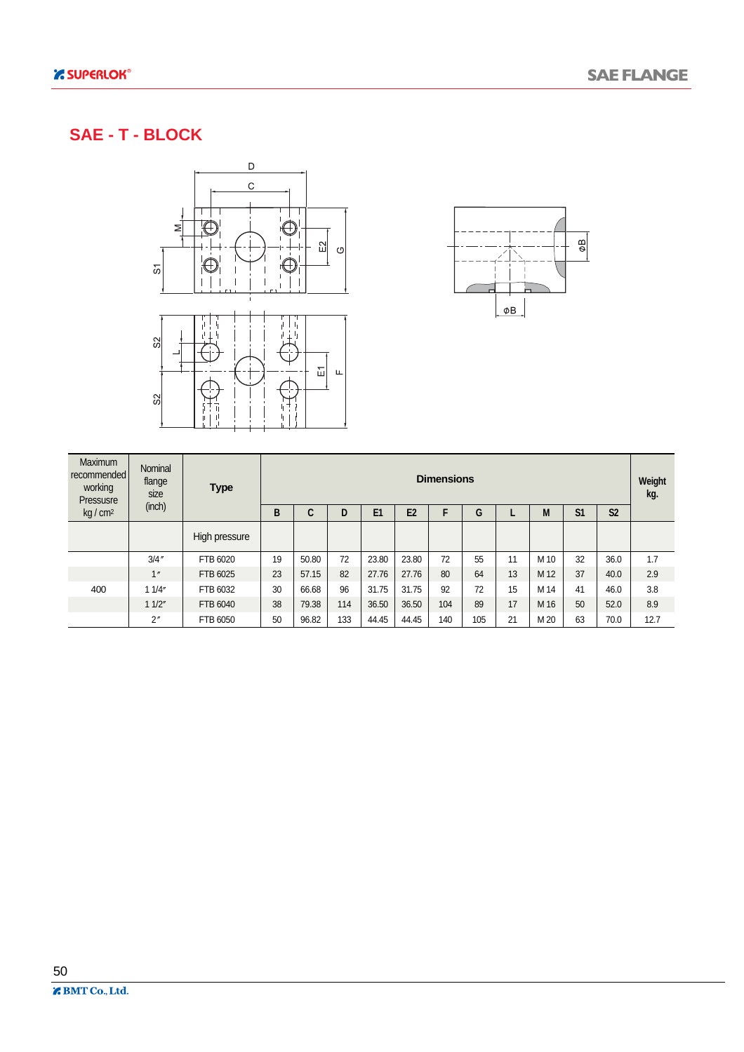## SAE - T - BLOCK

| Maximum recommended working Pressusre kg / cm² | Nominal flange size (inch) | Type | Dimensions | | | | | | | | | | | Weight kg. |
|---|---|---|---|---|---|---|---|---|---|---|---|---|---|---|
| | | | B | C | D | E1 | E2 | F | G | L | M | S1 | S2 | |
| | | High pressure | | | | | | | | | | | | |
| | 3/4″ | FTB 6020 | 19 | 50.80 | 72 | 23.80 | 23.80 | 72 | 55 | 11 | M 10 | 32 | 36.0 | 1.7 |
| | 1″ | FTB 6025 | 23 | 57.15 | 82 | 27.76 | 27.76 | 80 | 64 | 13 | M 12 | 37 | 40.0 | 2.9 |
| 400 | 1 1/4″ | FTB 6032 | 30 | 66.68 | 96 | 31.75 | 31.75 | 92 | 72 | 15 | M 14 | 41 | 46.0 | 3.8 |
| | 1 1/2″ | FTB 6040 | 38 | 79.38 | 114 | 36.50 | 36.50 | 104 | 89 | 17 | M 16 | 50 | 52.0 | 8.9 |
| | 2″ | FTB 6050 | 50 | 96.82 | 133 | 44.45 | 44.45 | 140 | 105 | 21 | M 20 | 63 | 70.0 | 12.7 |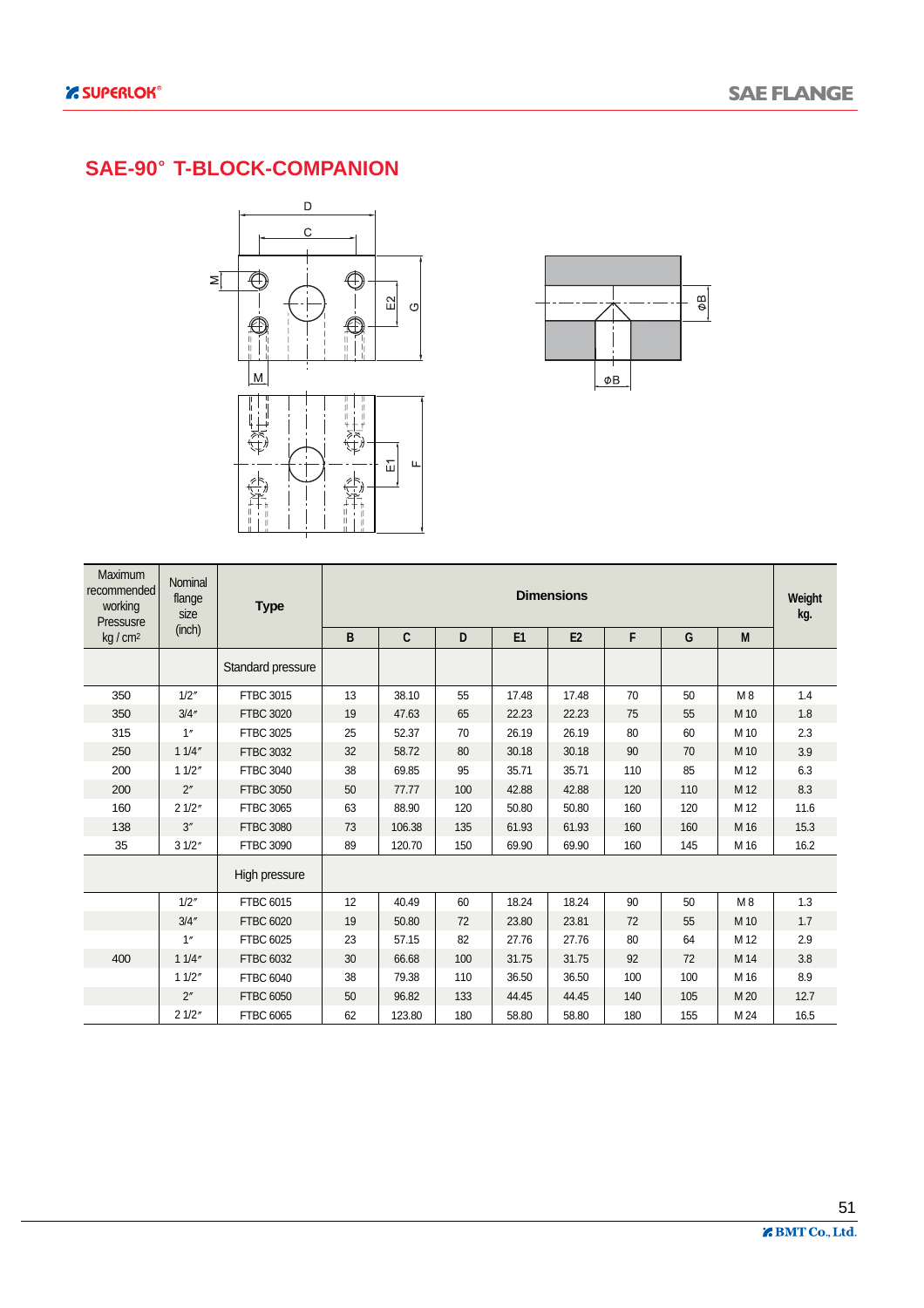## SAE-90° T-BLOCK-COMPANION

| Maximum recommended working Pressusre kg / cm² | Nominal flange size (inch) | Type | Dimensions | | | | | | | | Weight kg. |
|---|---|---|---|---|---|---|---|---|---|---|---|
| | | | B | C | D | E1 | E2 | F | G | M | |
| | | Standard pressure | | | | | | | | | |
| 350 | 1/2″ | FTBC 3015 | 13 | 38.10 | 55 | 17.48 | 17.48 | 70 | 50 | M 8 | 1.4 |
| 350 | 3/4″ | FTBC 3020 | 19 | 47.63 | 65 | 22.23 | 22.23 | 75 | 55 | M 10 | 1.8 |
| 315 | 1″ | FTBC 3025 | 25 | 52.37 | 70 | 26.19 | 26.19 | 80 | 60 | M 10 | 2.3 |
| 250 | 1 1/4″ | FTBC 3032 | 32 | 58.72 | 80 | 30.18 | 30.18 | 90 | 70 | M 10 | 3.9 |
| 200 | 1 1/2″ | FTBC 3040 | 38 | 69.85 | 95 | 35.71 | 35.71 | 110 | 85 | M 12 | 6.3 |
| 200 | 2″ | FTBC 3050 | 50 | 77.77 | 100 | 42.88 | 42.88 | 120 | 110 | M 12 | 8.3 |
| 160 | 2 1/2″ | FTBC 3065 | 63 | 88.90 | 120 | 50.80 | 50.80 | 160 | 120 | M 12 | 11.6 |
| 138 | 3″ | FTBC 3080 | 73 | 106.38 | 135 | 61.93 | 61.93 | 160 | 160 | M 16 | 15.3 |
| 35 | 3 1/2″ | FTBC 3090 | 89 | 120.70 | 150 | 69.90 | 69.90 | 160 | 145 | M 16 | 16.2 |
| | | High pressure | | | | | | | | | |
| 400 | 1/2″ | FTBC 6015 | 12 | 40.49 | 60 | 18.24 | 18.24 | 90 | 50 | M 8 | 1.3 |
| | 3/4″ | FTBC 6020 | 19 | 50.80 | 72 | 23.80 | 23.81 | 72 | 55 | M 10 | 1.7 |
| | 1″ | FTBC 6025 | 23 | 57.15 | 82 | 27.76 | 27.76 | 80 | 64 | M 12 | 2.9 |
| | 1 1/4″ | FTBC 6032 | 30 | 66.68 | 100 | 31.75 | 31.75 | 92 | 72 | M 14 | 3.8 |
| | 1 1/2″ | FTBC 6040 | 38 | 79.38 | 110 | 36.50 | 36.50 | 100 | 100 | M 16 | 8.9 |
| | 2″ | FTBC 6050 | 50 | 96.82 | 133 | 44.45 | 44.45 | 140 | 105 | M 20 | 12.7 |
| | 2 1/2″ | FTBC 6065 | 62 | 123.80 | 180 | 58.80 | 58.80 | 180 | 155 | M 24 | 16.5 |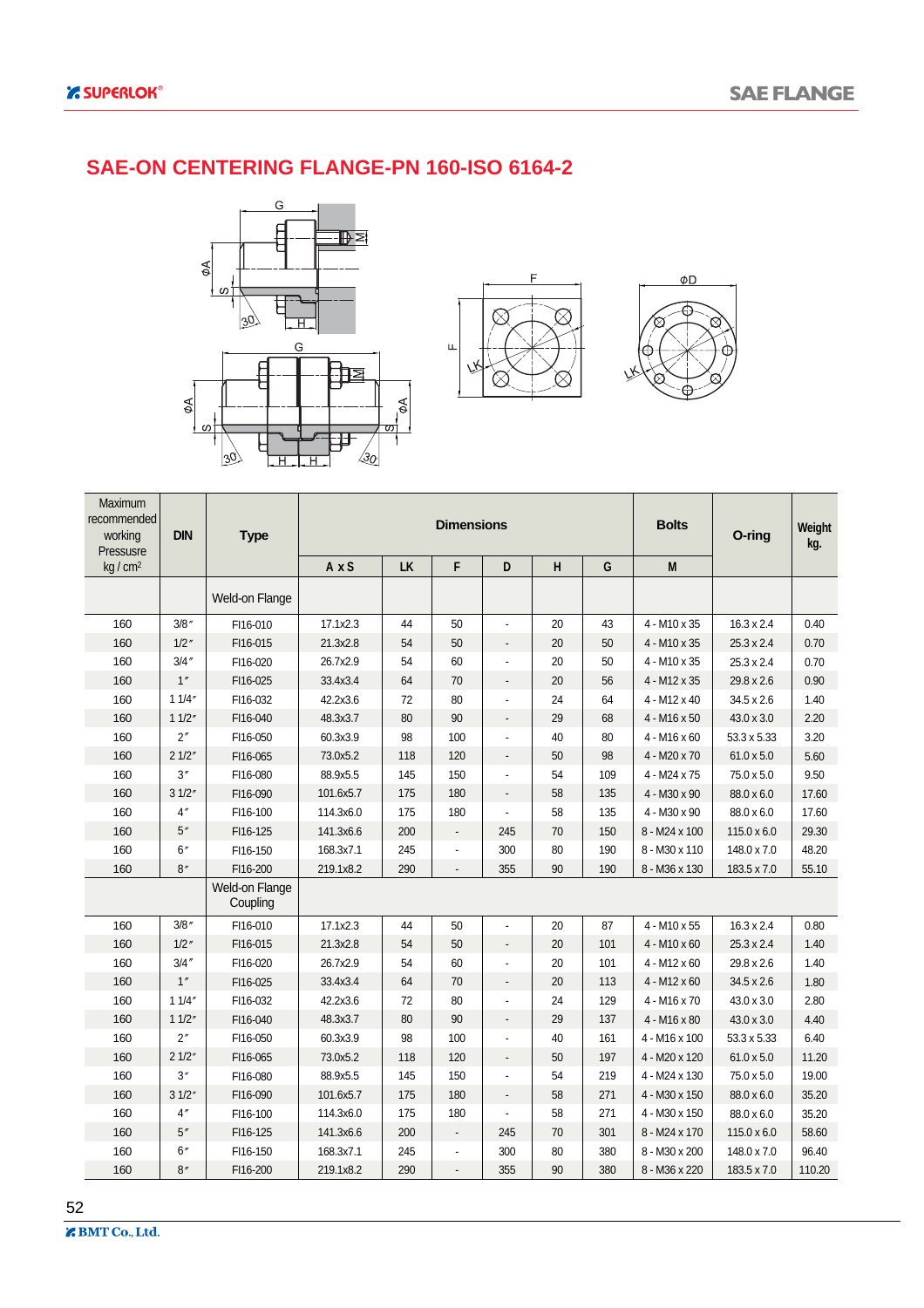# SAE-ON CENTERING FLANGE-PN 160-ISO 6164-2

| Maximum recommended working Pressusre kg / cm² | DIN | Type | Dimensions | | | | | | Bolts | O-ring | Weight kg. |
|---|---|---|---|---|---|---|---|---|---|---|---|
| | | | A x S | LK | F | D | H | G | M | | |
| | | Weld-on Flange | | | | | | | | | |
| 160 | 3/8″ | FI16-010 | 17.1x2.3 | 44 | 50 | - | 20 | 43 | 4 - M10 x 35 | 16.3 x 2.4 | 0.40 |
| 160 | 1/2″ | FI16-015 | 21.3x2.8 | 54 | 50 | - | 20 | 50 | 4 - M10 x 35 | 25.3 x 2.4 | 0.70 |
| 160 | 3/4″ | FI16-020 | 26.7x2.9 | 54 | 60 | - | 20 | 50 | 4 - M10 x 35 | 25.3 x 2.4 | 0.70 |
| 160 | 1″ | FI16-025 | 33.4x3.4 | 64 | 70 | - | 20 | 56 | 4 - M12 x 35 | 29.8 x 2.6 | 0.90 |
| 160 | 1 1/4″ | FI16-032 | 42.2x3.6 | 72 | 80 | - | 24 | 64 | 4 - M12 x 40 | 34.5 x 2.6 | 1.40 |
| 160 | 1 1/2″ | FI16-040 | 48.3x3.7 | 80 | 90 | - | 29 | 68 | 4 - M16 x 50 | 43.0 x 3.0 | 2.20 |
| 160 | 2″ | FI16-050 | 60.3x3.9 | 98 | 100 | - | 40 | 80 | 4 - M16 x 60 | 53.3 x 5.33 | 3.20 |
| 160 | 2 1/2″ | FI16-065 | 73.0x5.2 | 118 | 120 | - | 50 | 98 | 4 - M20 x 70 | 61.0 x 5.0 | 5.60 |
| 160 | 3″ | FI16-080 | 88.9x5.5 | 145 | 150 | - | 54 | 109 | 4 - M24 x 75 | 75.0 x 5.0 | 9.50 |
| 160 | 3 1/2″ | FI16-090 | 101.6x5.7 | 175 | 180 | - | 58 | 135 | 4 - M30 x 90 | 88.0 x 6.0 | 17.60 |
| 160 | 4″ | FI16-100 | 114.3x6.0 | 175 | 180 | - | 58 | 135 | 4 - M30 x 90 | 88.0 x 6.0 | 17.60 |
| 160 | 5″ | FI16-125 | 141.3x6.6 | 200 | - | 245 | 70 | 150 | 8 - M24 x 100 | 115.0 x 6.0 | 29.30 |
| 160 | 6″ | FI16-150 | 168.3x7.1 | 245 | - | 300 | 80 | 190 | 8 - M30 x 110 | 148.0 x 7.0 | 48.20 |
| 160 | 8″ | FI16-200 | 219.1x8.2 | 290 | - | 355 | 90 | 190 | 8 - M36 x 130 | 183.5 x 7.0 | 55.10 |
| | | Weld-on Flange Coupling | | | | | | | | | |
| 160 | 3/8″ | FI16-010 | 17.1x2.3 | 44 | 50 | - | 20 | 87 | 4 - M10 x 55 | 16.3 x 2.4 | 0.80 |
| 160 | 1/2″ | FI16-015 | 21.3x2.8 | 54 | 50 | - | 20 | 101 | 4 - M10 x 60 | 25.3 x 2.4 | 1.40 |
| 160 | 3/4″ | FI16-020 | 26.7x2.9 | 54 | 60 | - | 20 | 101 | 4 - M12 x 60 | 29.8 x 2.6 | 1.40 |
| 160 | 1″ | FI16-025 | 33.4x3.4 | 64 | 70 | - | 20 | 113 | 4 - M12 x 60 | 34.5 x 2.6 | 1.80 |
| 160 | 1 1/4″ | FI16-032 | 42.2x3.6 | 72 | 80 | - | 24 | 129 | 4 - M16 x 70 | 43.0 x 3.0 | 2.80 |
| 160 | 1 1/2″ | FI16-040 | 48.3x3.7 | 80 | 90 | - | 29 | 137 | 4 - M16 x 80 | 43.0 x 3.0 | 4.40 |
| 160 | 2″ | FI16-050 | 60.3x3.9 | 98 | 100 | - | 40 | 161 | 4 - M16 x 100 | 53.3 x 5.33 | 6.40 |
| 160 | 2 1/2″ | FI16-065 | 73.0x5.2 | 118 | 120 | - | 50 | 197 | 4 - M20 x 120 | 61.0 x 5.0 | 11.20 |
| 160 | 3″ | FI16-080 | 88.9x5.5 | 145 | 150 | - | 54 | 219 | 4 - M24 x 130 | 75.0 x 5.0 | 19.00 |
| 160 | 3 1/2″ | FI16-090 | 101.6x5.7 | 175 | 180 | - | 58 | 271 | 4 - M30 x 150 | 88.0 x 6.0 | 35.20 |
| 160 | 4″ | FI16-100 | 114.3x6.0 | 175 | 180 | - | 58 | 271 | 4 - M30 x 150 | 88.0 x 6.0 | 35.20 |
| 160 | 5″ | FI16-125 | 141.3x6.6 | 200 | - | 245 | 70 | 301 | 8 - M24 x 170 | 115.0 x 6.0 | 58.60 |
| 160 | 6″ | FI16-150 | 168.3x7.1 | 245 | - | 300 | 80 | 380 | 8 - M30 x 200 | 148.0 x 7.0 | 96.40 |
| 160 | 8″ | FI16-200 | 219.1x8.2 | 290 | - | 355 | 90 | 380 | 8 - M36 x 220 | 183.5 x 7.0 | 110.20 |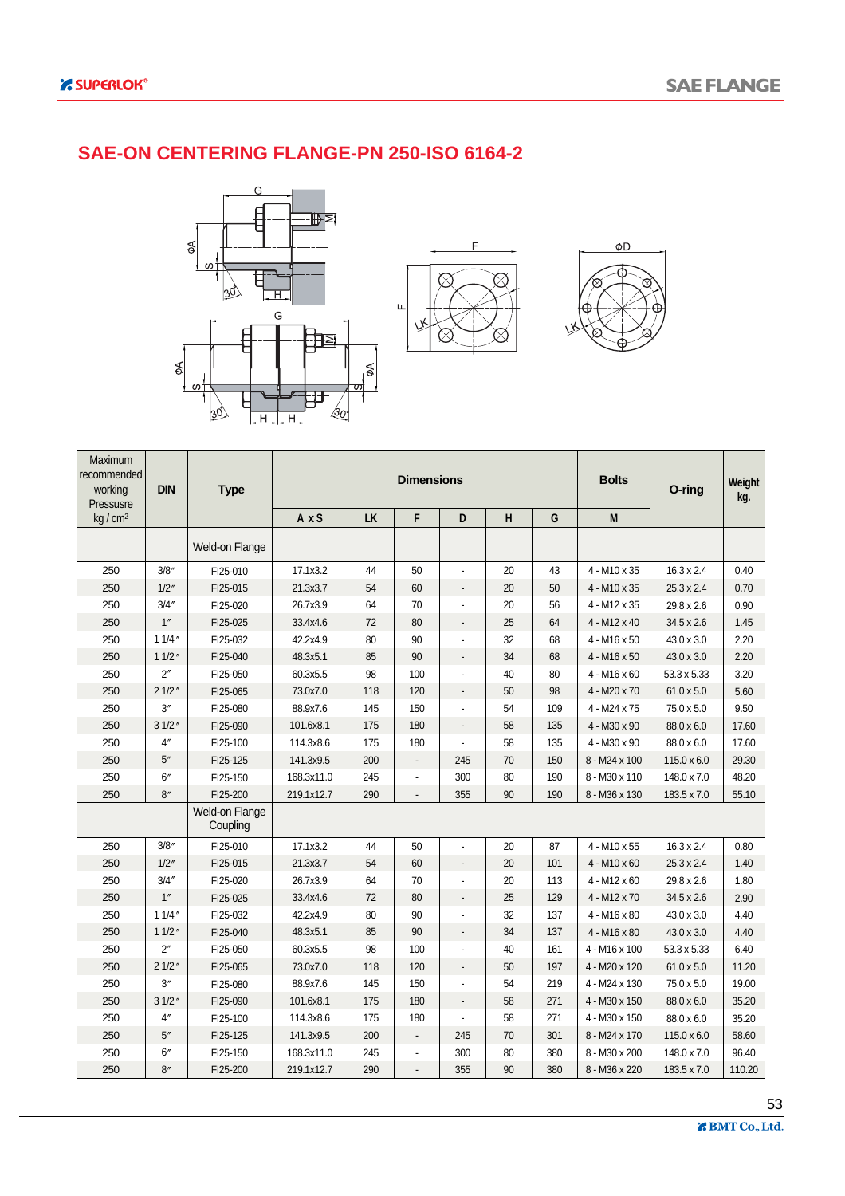## SAE-ON CENTERING FLANGE-PN 250-ISO 6164-2

| Maximum recommended working Pressusre kg / cm² | DIN | Type | Dimensions | | | | | | Bolts | O-ring | Weight kg. |
|---|---|---|---|---|---|---|---|---|---|---|---|
| | | | A x S | LK | F | D | H | G | M | | |
| | | Weld-on Flange | | | | | | | | | |
| 250 | 3/8″ | FI25-010 | 17.1x3.2 | 44 | 50 | - | 20 | 43 | 4 - M10 x 35 | 16.3 x 2.4 | 0.40 |
| 250 | 1/2″ | FI25-015 | 21.3x3.7 | 54 | 60 | - | 20 | 50 | 4 - M10 x 35 | 25.3 x 2.4 | 0.70 |
| 250 | 3/4″ | FI25-020 | 26.7x3.9 | 64 | 70 | - | 20 | 56 | 4 - M12 x 35 | 29.8 x 2.6 | 0.90 |
| 250 | 1″ | FI25-025 | 33.4x4.6 | 72 | 80 | - | 25 | 64 | 4 - M12 x 40 | 34.5 x 2.6 | 1.45 |
| 250 | 1 1/4″ | FI25-032 | 42.2x4.9 | 80 | 90 | - | 32 | 68 | 4 - M16 x 50 | 43.0 x 3.0 | 2.20 |
| 250 | 1 1/2″ | FI25-040 | 48.3x5.1 | 85 | 90 | - | 34 | 68 | 4 - M16 x 50 | 43.0 x 3.0 | 2.20 |
| 250 | 2″ | FI25-050 | 60.3x5.5 | 98 | 100 | - | 40 | 80 | 4 - M16 x 60 | 53.3 x 5.33 | 3.20 |
| 250 | 2 1/2″ | FI25-065 | 73.0x7.0 | 118 | 120 | - | 50 | 98 | 4 - M20 x 70 | 61.0 x 5.0 | 5.60 |
| 250 | 3″ | FI25-080 | 88.9x7.6 | 145 | 150 | - | 54 | 109 | 4 - M24 x 75 | 75.0 x 5.0 | 9.50 |
| 250 | 3 1/2″ | FI25-090 | 101.6x8.1 | 175 | 180 | - | 58 | 135 | 4 - M30 x 90 | 88.0 x 6.0 | 17.60 |
| 250 | 4″ | FI25-100 | 114.3x8.6 | 175 | 180 | - | 58 | 135 | 4 - M30 x 90 | 88.0 x 6.0 | 17.60 |
| 250 | 5″ | FI25-125 | 141.3x9.5 | 200 | - | 245 | 70 | 150 | 8 - M24 x 100 | 115.0 x 6.0 | 29.30 |
| 250 | 6″ | FI25-150 | 168.3x11.0 | 245 | - | 300 | 80 | 190 | 8 - M30 x 110 | 148.0 x 7.0 | 48.20 |
| 250 | 8″ | FI25-200 | 219.1x12.7 | 290 | - | 355 | 90 | 190 | 8 - M36 x 130 | 183.5 x 7.0 | 55.10 |
| | | Weld-on Flange Coupling | | | | | | | | | |
| 250 | 3/8″ | FI25-010 | 17.1x3.2 | 44 | 50 | - | 20 | 87 | 4 - M10 x 55 | 16.3 x 2.4 | 0.80 |
| 250 | 1/2″ | FI25-015 | 21.3x3.7 | 54 | 60 | - | 20 | 101 | 4 - M10 x 60 | 25.3 x 2.4 | 1.40 |
| 250 | 3/4″ | FI25-020 | 26.7x3.9 | 64 | 70 | - | 20 | 113 | 4 - M12 x 60 | 29.8 x 2.6 | 1.80 |
| 250 | 1″ | FI25-025 | 33.4x4.6 | 72 | 80 | - | 25 | 129 | 4 - M12 x 70 | 34.5 x 2.6 | 2.90 |
| 250 | 1 1/4″ | FI25-032 | 42.2x4.9 | 80 | 90 | - | 32 | 137 | 4 - M16 x 80 | 43.0 x 3.0 | 4.40 |
| 250 | 1 1/2″ | FI25-040 | 48.3x5.1 | 85 | 90 | - | 34 | 137 | 4 - M16 x 80 | 43.0 x 3.0 | 4.40 |
| 250 | 2″ | FI25-050 | 60.3x5.5 | 98 | 100 | - | 40 | 161 | 4 - M16 x 100 | 53.3 x 5.33 | 6.40 |
| 250 | 2 1/2″ | FI25-065 | 73.0x7.0 | 118 | 120 | - | 50 | 197 | 4 - M20 x 120 | 61.0 x 5.0 | 11.20 |
| 250 | 3″ | FI25-080 | 88.9x7.6 | 145 | 150 | - | 54 | 219 | 4 - M24 x 130 | 75.0 x 5.0 | 19.00 |
| 250 | 3 1/2″ | FI25-090 | 101.6x8.1 | 175 | 180 | - | 58 | 271 | 4 - M30 x 150 | 88.0 x 6.0 | 35.20 |
| 250 | 4″ | FI25-100 | 114.3x8.6 | 175 | 180 | - | 58 | 271 | 4 - M30 x 150 | 88.0 x 6.0 | 35.20 |
| 250 | 5″ | FI25-125 | 141.3x9.5 | 200 | - | 245 | 70 | 301 | 8 - M24 x 170 | 115.0 x 6.0 | 58.60 |
| 250 | 6″ | FI25-150 | 168.3x11.0 | 245 | - | 300 | 80 | 380 | 8 - M30 x 200 | 148.0 x 7.0 | 96.40 |
| 250 | 8″ | FI25-200 | 219.1x12.7 | 290 | - | 355 | 90 | 380 | 8 - M36 x 220 | 183.5 x 7.0 | 110.20 |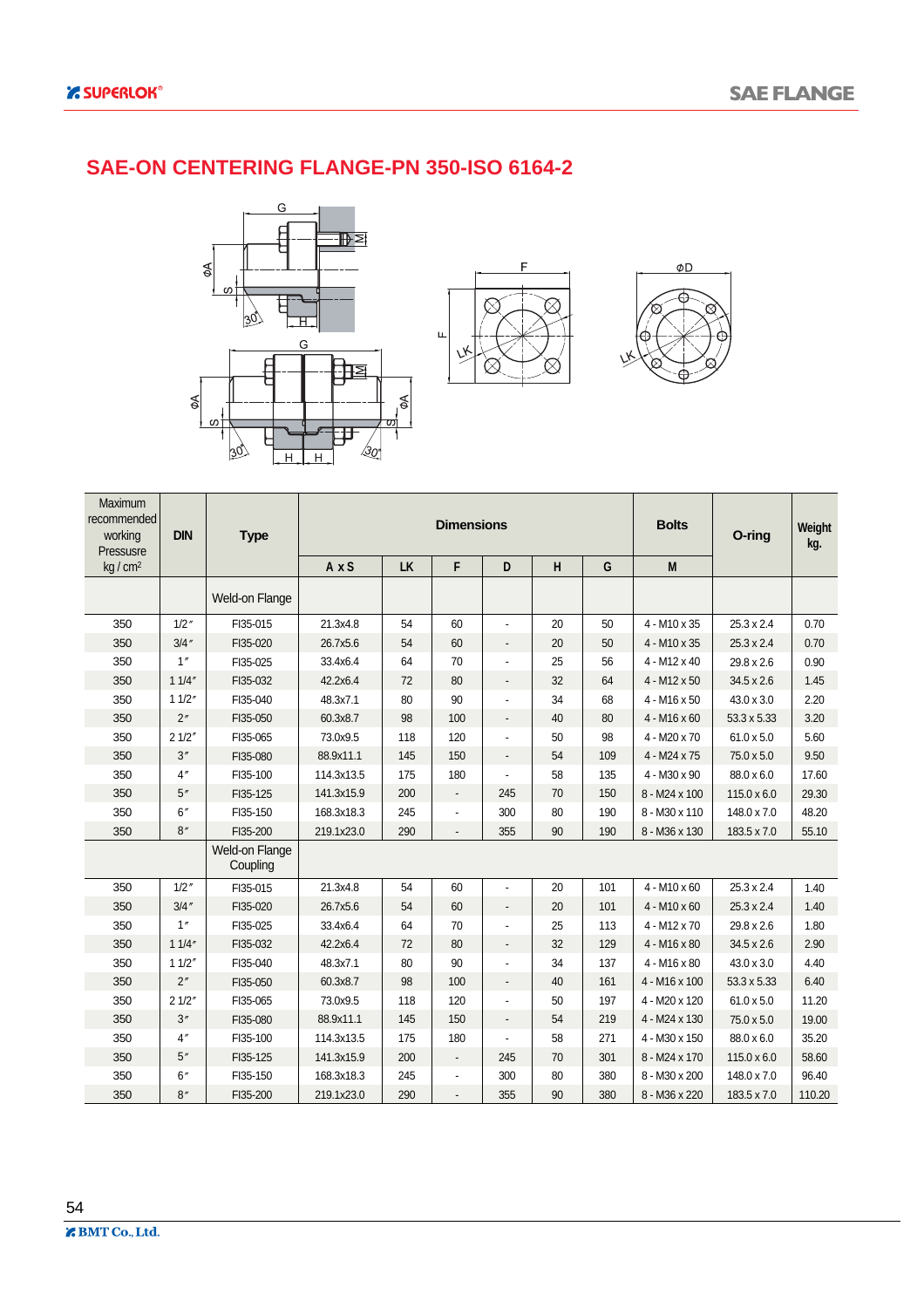# SAE-ON CENTERING FLANGE-PN 350-ISO 6164-2

| Maximum recommended working Pressusre kg / cm² | DIN | Type | Dimensions | | | | | | Bolts | O-ring | Weight kg. |
|---|---|---|---|---|---|---|---|---|---|---|---|
| | | | A x S | LK | F | D | H | G | M | | |
| | | Weld-on Flange | | | | | | | | | |
| 350 | 1/2″ | FI35-015 | 21.3x4.8 | 54 | 60 | - | 20 | 50 | 4 - M10 x 35 | 25.3 x 2.4 | 0.70 |
| 350 | 3/4″ | FI35-020 | 26.7x5.6 | 54 | 60 | - | 20 | 50 | 4 - M10 x 35 | 25.3 x 2.4 | 0.70 |
| 350 | 1″ | FI35-025 | 33.4x6.4 | 64 | 70 | - | 25 | 56 | 4 - M12 x 40 | 29.8 x 2.6 | 0.90 |
| 350 | 1 1/4″ | FI35-032 | 42.2x6.4 | 72 | 80 | - | 32 | 64 | 4 - M12 x 50 | 34.5 x 2.6 | 1.45 |
| 350 | 1 1/2″ | FI35-040 | 48.3x7.1 | 80 | 90 | - | 34 | 68 | 4 - M16 x 50 | 43.0 x 3.0 | 2.20 |
| 350 | 2″ | FI35-050 | 60.3x8.7 | 98 | 100 | - | 40 | 80 | 4 - M16 x 60 | 53.3 x 5.33 | 3.20 |
| 350 | 2 1/2″ | FI35-065 | 73.0x9.5 | 118 | 120 | - | 50 | 98 | 4 - M20 x 70 | 61.0 x 5.0 | 5.60 |
| 350 | 3″ | FI35-080 | 88.9x11.1 | 145 | 150 | - | 54 | 109 | 4 - M24 x 75 | 75.0 x 5.0 | 9.50 |
| 350 | 4″ | FI35-100 | 114.3x13.5 | 175 | 180 | - | 58 | 135 | 4 - M30 x 90 | 88.0 x 6.0 | 17.60 |
| 350 | 5″ | FI35-125 | 141.3x15.9 | 200 | - | 245 | 70 | 150 | 8 - M24 x 100 | 115.0 x 6.0 | 29.30 |
| 350 | 6″ | FI35-150 | 168.3x18.3 | 245 | - | 300 | 80 | 190 | 8 - M30 x 110 | 148.0 x 7.0 | 48.20 |
| 350 | 8″ | FI35-200 | 219.1x23.0 | 290 | - | 355 | 90 | 190 | 8 - M36 x 130 | 183.5 x 7.0 | 55.10 |
| | | Weld-on Flange Coupling | | | | | | | | | |
| 350 | 1/2″ | FI35-015 | 21.3x4.8 | 54 | 60 | - | 20 | 101 | 4 - M10 x 60 | 25.3 x 2.4 | 1.40 |
| 350 | 3/4″ | FI35-020 | 26.7x5.6 | 54 | 60 | - | 20 | 101 | 4 - M10 x 60 | 25.3 x 2.4 | 1.40 |
| 350 | 1″ | FI35-025 | 33.4x6.4 | 64 | 70 | - | 25 | 113 | 4 - M12 x 70 | 29.8 x 2.6 | 1.80 |
| 350 | 1 1/4″ | FI35-032 | 42.2x6.4 | 72 | 80 | - | 32 | 129 | 4 - M16 x 80 | 34.5 x 2.6 | 2.90 |
| 350 | 1 1/2″ | FI35-040 | 48.3x7.1 | 80 | 90 | - | 34 | 137 | 4 - M16 x 80 | 43.0 x 3.0 | 4.40 |
| 350 | 2″ | FI35-050 | 60.3x8.7 | 98 | 100 | - | 40 | 161 | 4 - M16 x 100 | 53.3 x 5.33 | 6.40 |
| 350 | 2 1/2″ | FI35-065 | 73.0x9.5 | 118 | 120 | - | 50 | 197 | 4 - M20 x 120 | 61.0 x 5.0 | 11.20 |
| 350 | 3″ | FI35-080 | 88.9x11.1 | 145 | 150 | - | 54 | 219 | 4 - M24 x 130 | 75.0 x 5.0 | 19.00 |
| 350 | 4″ | FI35-100 | 114.3x13.5 | 175 | 180 | - | 58 | 271 | 4 - M30 x 150 | 88.0 x 6.0 | 35.20 |
| 350 | 5″ | FI35-125 | 141.3x15.9 | 200 | - | 245 | 70 | 301 | 8 - M24 x 170 | 115.0 x 6.0 | 58.60 |
| 350 | 6″ | FI35-150 | 168.3x18.3 | 245 | - | 300 | 80 | 380 | 8 - M30 x 200 | 148.0 x 7.0 | 96.40 |
| 350 | 8″ | FI35-200 | 219.1x23.0 | 290 | - | 355 | 90 | 380 | 8 - M36 x 220 | 183.5 x 7.0 | 110.20 |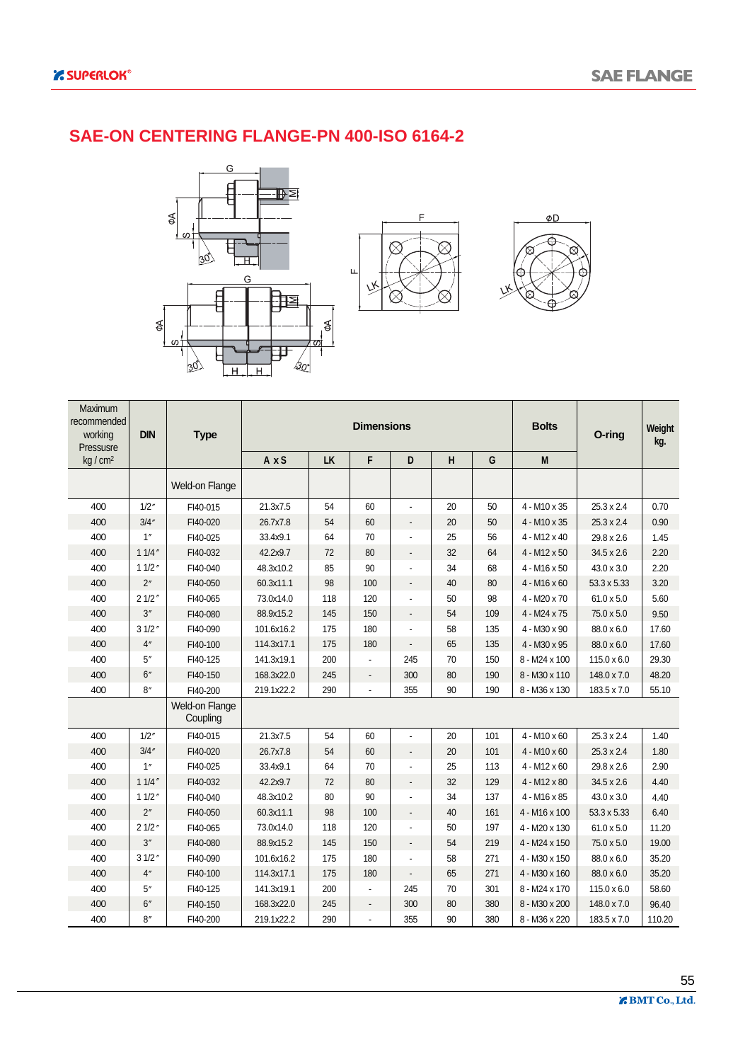## SAE-ON CENTERING FLANGE-PN 400-ISO 6164-2

| Maximum recommended working Pressusre kg / cm² | DIN | Type | Dimensions | | | | | | Bolts | O-ring | Weight kg. |
|---|---|---|---|---|---|---|---|---|---|---|---|
| | | | A x S | LK | F | D | H | G | M | | |
| | | Weld-on Flange | | | | | | | | | |
| 400 | 1/2″ | FI40-015 | 21.3x7.5 | 54 | 60 | - | 20 | 50 | 4 - M10 x 35 | 25.3 x 2.4 | 0.70 |
| 400 | 3/4″ | FI40-020 | 26.7x7.8 | 54 | 60 | - | 20 | 50 | 4 - M10 x 35 | 25.3 x 2.4 | 0.90 |
| 400 | 1″ | FI40-025 | 33.4x9.1 | 64 | 70 | - | 25 | 56 | 4 - M12 x 40 | 29.8 x 2.6 | 1.45 |
| 400 | 1 1/4″ | FI40-032 | 42.2x9.7 | 72 | 80 | - | 32 | 64 | 4 - M12 x 50 | 34.5 x 2.6 | 2.20 |
| 400 | 1 1/2″ | FI40-040 | 48.3x10.2 | 85 | 90 | - | 34 | 68 | 4 - M16 x 50 | 43.0 x 3.0 | 2.20 |
| 400 | 2″ | FI40-050 | 60.3x11.1 | 98 | 100 | - | 40 | 80 | 4 - M16 x 60 | 53.3 x 5.33 | 3.20 |
| 400 | 2 1/2″ | FI40-065 | 73.0x14.0 | 118 | 120 | - | 50 | 98 | 4 - M20 x 70 | 61.0 x 5.0 | 5.60 |
| 400 | 3″ | FI40-080 | 88.9x15.2 | 145 | 150 | - | 54 | 109 | 4 - M24 x 75 | 75.0 x 5.0 | 9.50 |
| 400 | 3 1/2″ | FI40-090 | 101.6x16.2 | 175 | 180 | - | 58 | 135 | 4 - M30 x 90 | 88.0 x 6.0 | 17.60 |
| 400 | 4″ | FI40-100 | 114.3x17.1 | 175 | 180 | - | 65 | 135 | 4 - M30 x 95 | 88.0 x 6.0 | 17.60 |
| 400 | 5″ | FI40-125 | 141.3x19.1 | 200 | - | 245 | 70 | 150 | 8 - M24 x 100 | 115.0 x 6.0 | 29.30 |
| 400 | 6″ | FI40-150 | 168.3x22.0 | 245 | - | 300 | 80 | 190 | 8 - M30 x 110 | 148.0 x 7.0 | 48.20 |
| 400 | 8″ | FI40-200 | 219.1x22.2 | 290 | - | 355 | 90 | 190 | 8 - M36 x 130 | 183.5 x 7.0 | 55.10 |
| | | Weld-on Flange Coupling | | | | | | | | | |
| 400 | 1/2″ | FI40-015 | 21.3x7.5 | 54 | 60 | - | 20 | 101 | 4 - M10 x 60 | 25.3 x 2.4 | 1.40 |
| 400 | 3/4″ | FI40-020 | 26.7x7.8 | 54 | 60 | - | 20 | 101 | 4 - M10 x 60 | 25.3 x 2.4 | 1.80 |
| 400 | 1″ | FI40-025 | 33.4x9.1 | 64 | 70 | - | 25 | 113 | 4 - M12 x 60 | 29.8 x 2.6 | 2.90 |
| 400 | 1 1/4″ | FI40-032 | 42.2x9.7 | 72 | 80 | - | 32 | 129 | 4 - M12 x 80 | 34.5 x 2.6 | 4.40 |
| 400 | 1 1/2″ | FI40-040 | 48.3x10.2 | 80 | 90 | - | 34 | 137 | 4 - M16 x 85 | 43.0 x 3.0 | 4.40 |
| 400 | 2″ | FI40-050 | 60.3x11.1 | 98 | 100 | - | 40 | 161 | 4 - M16 x 100 | 53.3 x 5.33 | 6.40 |
| 400 | 2 1/2″ | FI40-065 | 73.0x14.0 | 118 | 120 | - | 50 | 197 | 4 - M20 x 130 | 61.0 x 5.0 | 11.20 |
| 400 | 3″ | FI40-080 | 88.9x15.2 | 145 | 150 | - | 54 | 219 | 4 - M24 x 150 | 75.0 x 5.0 | 19.00 |
| 400 | 3 1/2″ | FI40-090 | 101.6x16.2 | 175 | 180 | - | 58 | 271 | 4 - M30 x 150 | 88.0 x 6.0 | 35.20 |
| 400 | 4″ | FI40-100 | 114.3x17.1 | 175 | 180 | - | 65 | 271 | 4 - M30 x 160 | 88.0 x 6.0 | 35.20 |
| 400 | 5″ | FI40-125 | 141.3x19.1 | 200 | - | 245 | 70 | 301 | 8 - M24 x 170 | 115.0 x 6.0 | 58.60 |
| 400 | 6″ | FI40-150 | 168.3x22.0 | 245 | - | 300 | 80 | 380 | 8 - M30 x 200 | 148.0 x 7.0 | 96.40 |
| 400 | 8″ | FI40-200 | 219.1x22.2 | 290 | - | 355 | 90 | 380 | 8 - M36 x 220 | 183.5 x 7.0 | 110.20 |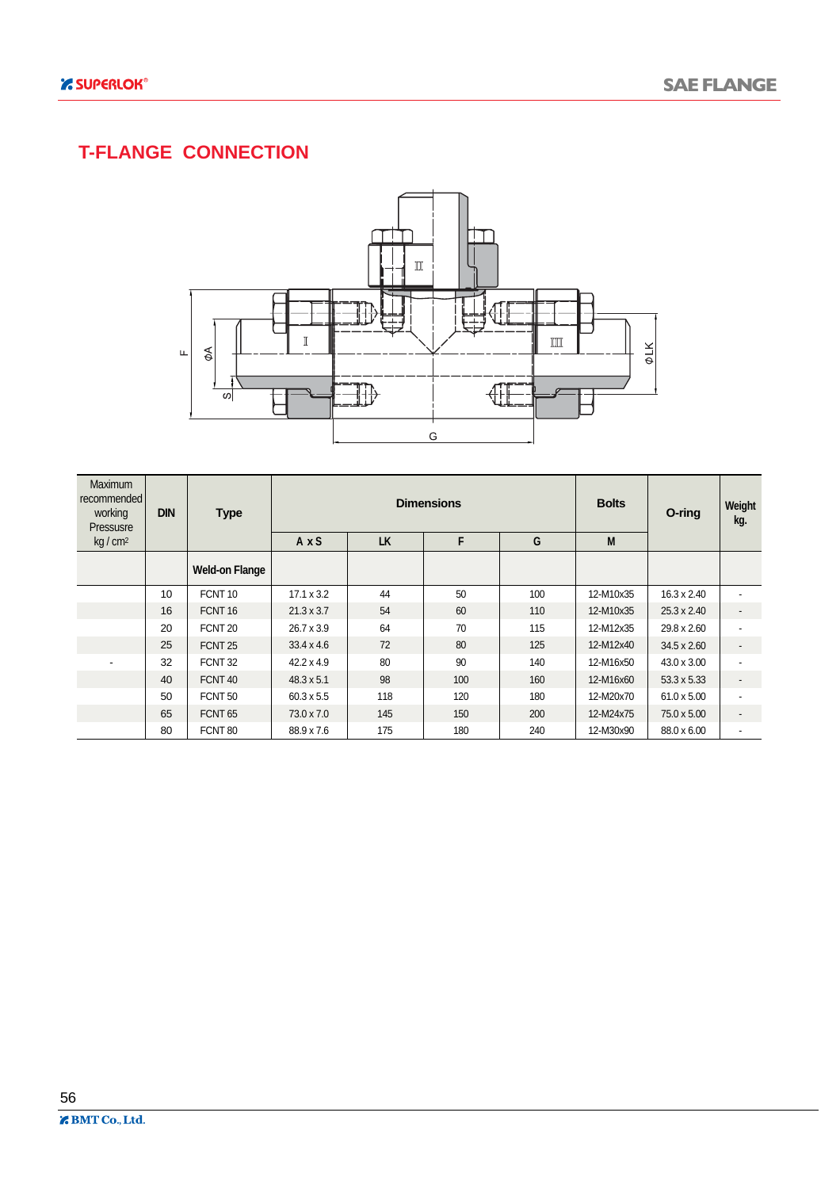# T-FLANGE CONNECTION

| Maximum recommended working Pressusre kg / cm² | DIN | Type | Dimensions | | | | Bolts | O-ring | Weight kg. |
|---|---|---|---|---|---|---|---|---|---|
| | | | A x S | LK | F | G | M | | |
| | | Weld-on Flange | | | | | | | |
| | 10 | FCNT 10 | 17.1 x 3.2 | 44 | 50 | 100 | 12-M10x35 | 16.3 x 2.40 | - |
| | 16 | FCNT 16 | 21.3 x 3.7 | 54 | 60 | 110 | 12-M10x35 | 25.3 x 2.40 | - |
| | 20 | FCNT 20 | 26.7 x 3.9 | 64 | 70 | 115 | 12-M12x35 | 29.8 x 2.60 | - |
| | 25 | FCNT 25 | 33.4 x 4.6 | 72 | 80 | 125 | 12-M12x40 | 34.5 x 2.60 | - |
| - | 32 | FCNT 32 | 42.2 x 4.9 | 80 | 90 | 140 | 12-M16x50 | 43.0 x 3.00 | - |
| | 40 | FCNT 40 | 48.3 x 5.1 | 98 | 100 | 160 | 12-M16x60 | 53.3 x 5.33 | - |
| | 50 | FCNT 50 | 60.3 x 5.5 | 118 | 120 | 180 | 12-M20x70 | 61.0 x 5.00 | - |
| | 65 | FCNT 65 | 73.0 x 7.0 | 145 | 150 | 200 | 12-M24x75 | 75.0 x 5.00 | - |
| | 80 | FCNT 80 | 88.9 x 7.6 | 175 | 180 | 240 | 12-M30x90 | 88.0 x 6.00 | - |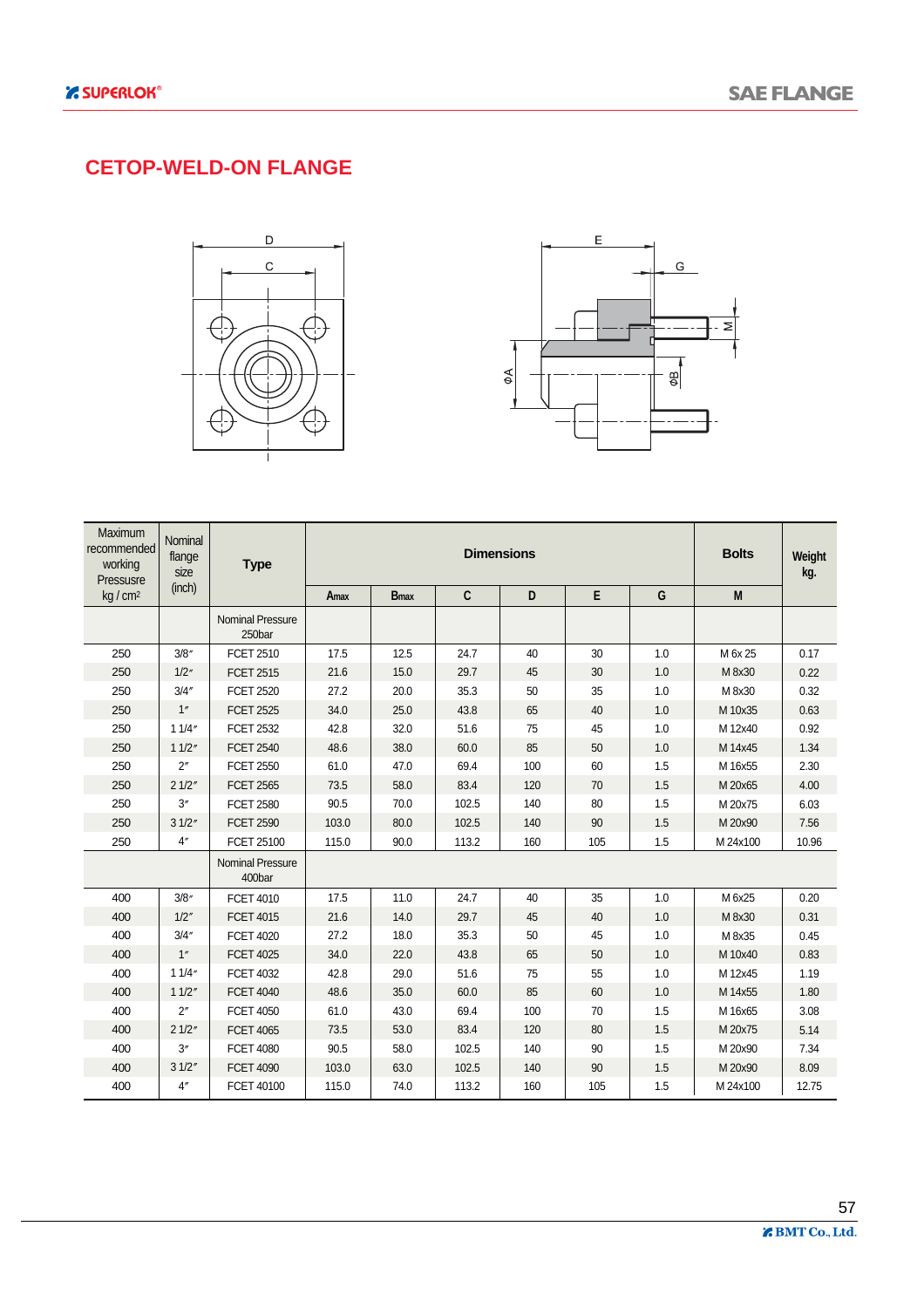# CETOP-WELD-ON FLANGE

| Maximum recommended working Pressusre kg / cm² | Nominal flange size (inch) | Type | Dimensions | | | | | | Bolts | Weight kg. |
|---|---|---|---|---|---|---|---|---|---|---|
| | | | Amax | Bmax | C | D | E | G | M | |
| | | Nominal Pressure 250bar | | | | | | | | |
| 250 | 3/8″ | FCET 2510 | 17.5 | 12.5 | 24.7 | 40 | 30 | 1.0 | M 6x 25 | 0.17 |
| 250 | 1/2″ | FCET 2515 | 21.6 | 15.0 | 29.7 | 45 | 30 | 1.0 | M 8x30 | 0.22 |
| 250 | 3/4″ | FCET 2520 | 27.2 | 20.0 | 35.3 | 50 | 35 | 1.0 | M 8x30 | 0.32 |
| 250 | 1″ | FCET 2525 | 34.0 | 25.0 | 43.8 | 65 | 40 | 1.0 | M 10x35 | 0.63 |
| 250 | 1 1/4″ | FCET 2532 | 42.8 | 32.0 | 51.6 | 75 | 45 | 1.0 | M 12x40 | 0.92 |
| 250 | 1 1/2″ | FCET 2540 | 48.6 | 38.0 | 60.0 | 85 | 50 | 1.0 | M 14x45 | 1.34 |
| 250 | 2″ | FCET 2550 | 61.0 | 47.0 | 69.4 | 100 | 60 | 1.5 | M 16x55 | 2.30 |
| 250 | 2 1/2″ | FCET 2565 | 73.5 | 58.0 | 83.4 | 120 | 70 | 1.5 | M 20x65 | 4.00 |
| 250 | 3″ | FCET 2580 | 90.5 | 70.0 | 102.5 | 140 | 80 | 1.5 | M 20x75 | 6.03 |
| 250 | 3 1/2″ | FCET 2590 | 103.0 | 80.0 | 102.5 | 140 | 90 | 1.5 | M 20x90 | 7.56 |
| 250 | 4″ | FCET 25100 | 115.0 | 90.0 | 113.2 | 160 | 105 | 1.5 | M 24x100 | 10.96 |
| | | Nominal Pressure 400bar | | | | | | | | |
| 400 | 3/8″ | FCET 4010 | 17.5 | 11.0 | 24.7 | 40 | 35 | 1.0 | M 6x25 | 0.20 |
| 400 | 1/2″ | FCET 4015 | 21.6 | 14.0 | 29.7 | 45 | 40 | 1.0 | M 8x30 | 0.31 |
| 400 | 3/4″ | FCET 4020 | 27.2 | 18.0 | 35.3 | 50 | 45 | 1.0 | M 8x35 | 0.45 |
| 400 | 1″ | FCET 4025 | 34.0 | 22.0 | 43.8 | 65 | 50 | 1.0 | M 10x40 | 0.83 |
| 400 | 1 1/4″ | FCET 4032 | 42.8 | 29.0 | 51.6 | 75 | 55 | 1.0 | M 12x45 | 1.19 |
| 400 | 1 1/2″ | FCET 4040 | 48.6 | 35.0 | 60.0 | 85 | 60 | 1.0 | M 14x55 | 1.80 |
| 400 | 2″ | FCET 4050 | 61.0 | 43.0 | 69.4 | 100 | 70 | 1.5 | M 16x65 | 3.08 |
| 400 | 2 1/2″ | FCET 4065 | 73.5 | 53.0 | 83.4 | 120 | 80 | 1.5 | M 20x75 | 5.14 |
| 400 | 3″ | FCET 4080 | 90.5 | 58.0 | 102.5 | 140 | 90 | 1.5 | M 20x90 | 7.34 |
| 400 | 3 1/2″ | FCET 4090 | 103.0 | 63.0 | 102.5 | 140 | 90 | 1.5 | M 20x90 | 8.09 |
| 400 | 4″ | FCET 40100 | 115.0 | 74.0 | 113.2 | 160 | 105 | 1.5 | M 24x100 | 12.75 |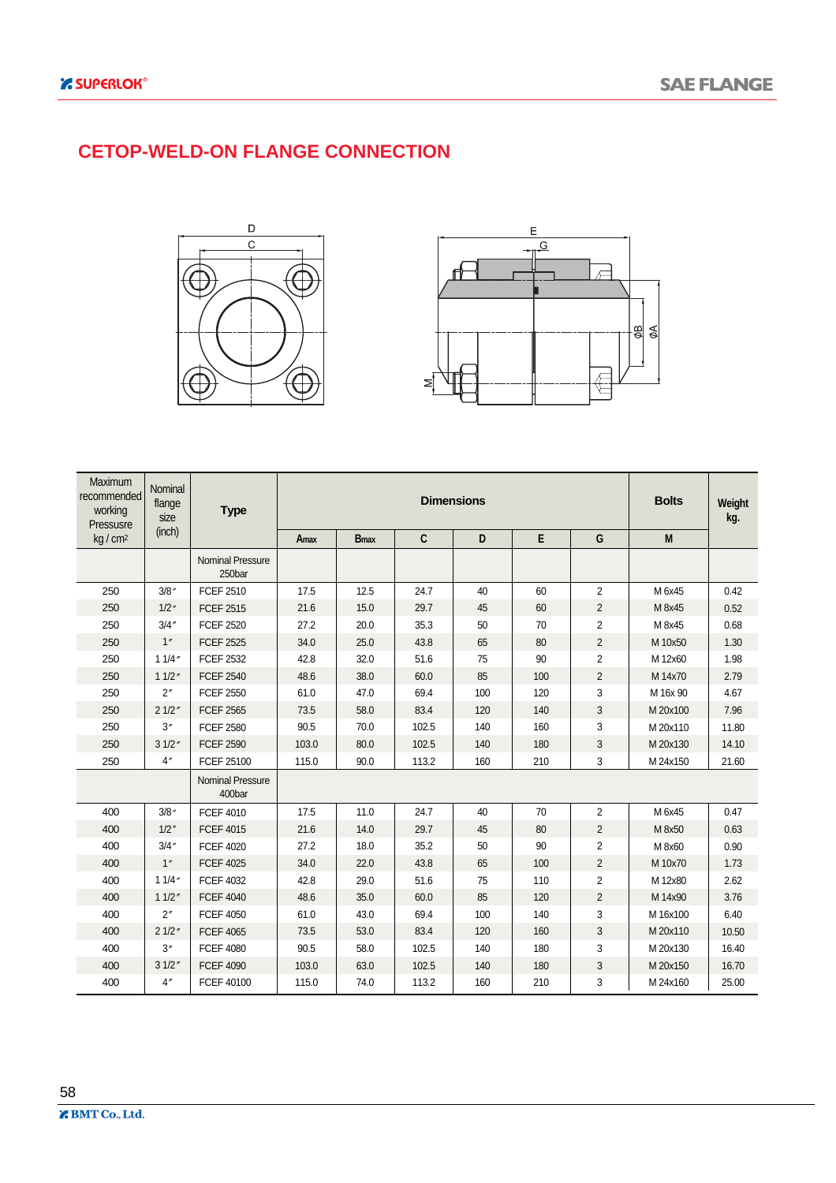# CETOP-WELD-ON FLANGE CONNECTION

| Maximum recommended working Pressusre kg / cm² | Nominal flange size (inch) | Type | Dimensions | | | | | | Bolts | Weight kg. |
|---|---|---|---|---|---|---|---|---|---|---|
| | | | Amax | Bmax | C | D | E | G | M | |
| | | Nominal Pressure 250bar | | | | | | | | |
| 250 | 3/8″ | FCEF 2510 | 17.5 | 12.5 | 24.7 | 40 | 60 | 2 | M 6x45 | 0.42 |
| 250 | 1/2″ | FCEF 2515 | 21.6 | 15.0 | 29.7 | 45 | 60 | 2 | M 8x45 | 0.52 |
| 250 | 3/4″ | FCEF 2520 | 27.2 | 20.0 | 35.3 | 50 | 70 | 2 | M 8x45 | 0.68 |
| 250 | 1″ | FCEF 2525 | 34.0 | 25.0 | 43.8 | 65 | 80 | 2 | M 10x50 | 1.30 |
| 250 | 1 1/4″ | FCEF 2532 | 42.8 | 32.0 | 51.6 | 75 | 90 | 2 | M 12x60 | 1.98 |
| 250 | 1 1/2″ | FCEF 2540 | 48.6 | 38.0 | 60.0 | 85 | 100 | 2 | M 14x70 | 2.79 |
| 250 | 2″ | FCEF 2550 | 61.0 | 47.0 | 69.4 | 100 | 120 | 3 | M 16x 90 | 4.67 |
| 250 | 2 1/2″ | FCEF 2565 | 73.5 | 58.0 | 83.4 | 120 | 140 | 3 | M 20x100 | 7.96 |
| 250 | 3″ | FCEF 2580 | 90.5 | 70.0 | 102.5 | 140 | 160 | 3 | M 20x110 | 11.80 |
| 250 | 3 1/2″ | FCEF 2590 | 103.0 | 80.0 | 102.5 | 140 | 180 | 3 | M 20x130 | 14.10 |
| 250 | 4″ | FCEF 25100 | 115.0 | 90.0 | 113.2 | 160 | 210 | 3 | M 24x150 | 21.60 |
| | | Nominal Pressure 400bar | | | | | | | | |
| 400 | 3/8″ | FCEF 4010 | 17.5 | 11.0 | 24.7 | 40 | 70 | 2 | M 6x45 | 0.47 |
| 400 | 1/2″ | FCEF 4015 | 21.6 | 14.0 | 29.7 | 45 | 80 | 2 | M 8x50 | 0.63 |
| 400 | 3/4″ | FCEF 4020 | 27.2 | 18.0 | 35.2 | 50 | 90 | 2 | M 8x60 | 0.90 |
| 400 | 1″ | FCEF 4025 | 34.0 | 22.0 | 43.8 | 65 | 100 | 2 | M 10x70 | 1.73 |
| 400 | 1 1/4″ | FCEF 4032 | 42.8 | 29.0 | 51.6 | 75 | 110 | 2 | M 12x80 | 2.62 |
| 400 | 1 1/2″ | FCEF 4040 | 48.6 | 35.0 | 60.0 | 85 | 120 | 2 | M 14x90 | 3.76 |
| 400 | 2″ | FCEF 4050 | 61.0 | 43.0 | 69.4 | 100 | 140 | 3 | M 16x100 | 6.40 |
| 400 | 2 1/2″ | FCEF 4065 | 73.5 | 53.0 | 83.4 | 120 | 160 | 3 | M 20x110 | 10.50 |
| 400 | 3″ | FCEF 4080 | 90.5 | 58.0 | 102.5 | 140 | 180 | 3 | M 20x130 | 16.40 |
| 400 | 3 1/2″ | FCEF 4090 | 103.0 | 63.0 | 102.5 | 140 | 180 | 3 | M 20x150 | 16.70 |
| 400 | 4″ | FCEF 40100 | 115.0 | 74.0 | 113.2 | 160 | 210 | 3 | M 24x160 | 25.00 |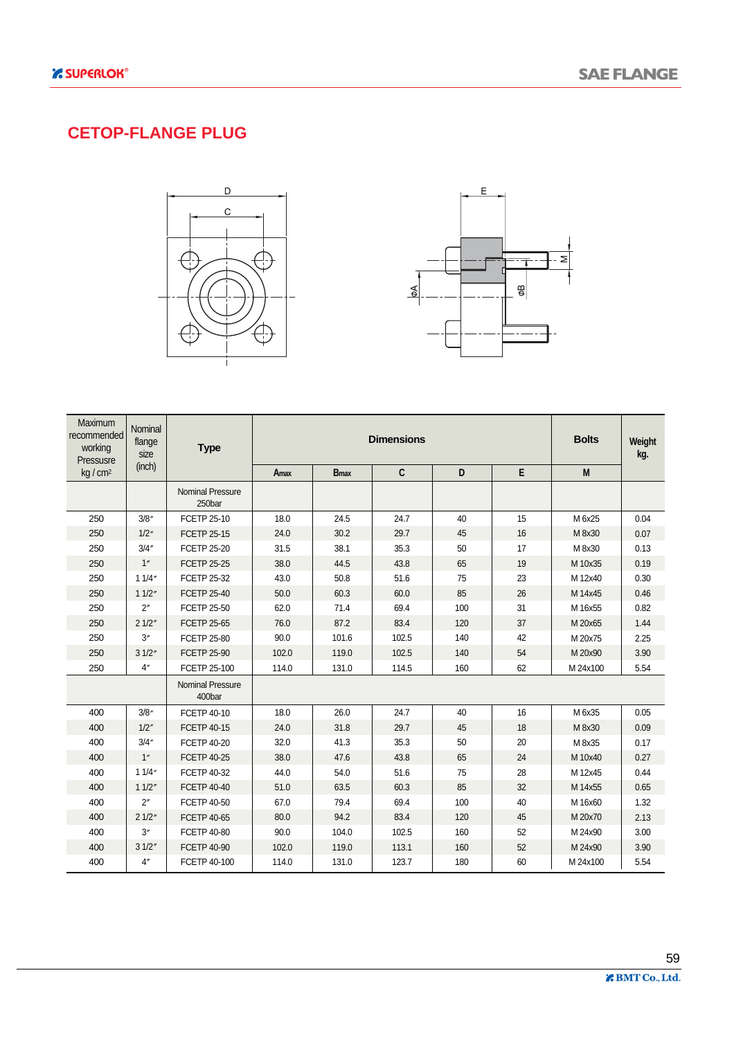## CETOP-FLANGE PLUG

| Maximum recommended working Pressure kg / cm² | Nominal flange size (inch) | Type | Dimensions | | | | | Bolts | Weight kg. |
|---|---|---|---|---|---|---|---|---|---|
| | | | Amax | Bmax | C | D | E | M | |
| | | Nominal Pressure 250bar | | | | | | | |
| 250 | 3/8″ | FCETP 25-10 | 18.0 | 24.5 | 24.7 | 40 | 15 | M 6x25 | 0.04 |
| 250 | 1/2″ | FCETP 25-15 | 24.0 | 30.2 | 29.7 | 45 | 16 | M 8x30 | 0.07 |
| 250 | 3/4″ | FCETP 25-20 | 31.5 | 38.1 | 35.3 | 50 | 17 | M 8x30 | 0.13 |
| 250 | 1″ | FCETP 25-25 | 38.0 | 44.5 | 43.8 | 65 | 19 | M 10x35 | 0.19 |
| 250 | 1 1/4″ | FCETP 25-32 | 43.0 | 50.8 | 51.6 | 75 | 23 | M 12x40 | 0.30 |
| 250 | 1 1/2″ | FCETP 25-40 | 50.0 | 60.3 | 60.0 | 85 | 26 | M 14x45 | 0.46 |
| 250 | 2″ | FCETP 25-50 | 62.0 | 71.4 | 69.4 | 100 | 31 | M 16x55 | 0.82 |
| 250 | 2 1/2″ | FCETP 25-65 | 76.0 | 87.2 | 83.4 | 120 | 37 | M 20x65 | 1.44 |
| 250 | 3″ | FCETP 25-80 | 90.0 | 101.6 | 102.5 | 140 | 42 | M 20x75 | 2.25 |
| 250 | 3 1/2″ | FCETP 25-90 | 102.0 | 119.0 | 102.5 | 140 | 54 | M 20x90 | 3.90 |
| 250 | 4″ | FCETP 25-100 | 114.0 | 131.0 | 114.5 | 160 | 62 | M 24x100 | 5.54 |
| | | Nominal Pressure 400bar | | | | | | | |
| 400 | 3/8″ | FCETP 40-10 | 18.0 | 26.0 | 24.7 | 40 | 16 | M 6x35 | 0.05 |
| 400 | 1/2″ | FCETP 40-15 | 24.0 | 31.8 | 29.7 | 45 | 18 | M 8x30 | 0.09 |
| 400 | 3/4″ | FCETP 40-20 | 32.0 | 41.3 | 35.3 | 50 | 20 | M 8x35 | 0.17 |
| 400 | 1″ | FCETP 40-25 | 38.0 | 47.6 | 43.8 | 65 | 24 | M 10x40 | 0.27 |
| 400 | 1 1/4″ | FCETP 40-32 | 44.0 | 54.0 | 51.6 | 75 | 28 | M 12x45 | 0.44 |
| 400 | 1 1/2″ | FCETP 40-40 | 51.0 | 63.5 | 60.3 | 85 | 32 | M 14x55 | 0.65 |
| 400 | 2″ | FCETP 40-50 | 67.0 | 79.4 | 69.4 | 100 | 40 | M 16x60 | 1.32 |
| 400 | 2 1/2″ | FCETP 40-65 | 80.0 | 94.2 | 83.4 | 120 | 45 | M 20x70 | 2.13 |
| 400 | 3″ | FCETP 40-80 | 90.0 | 104.0 | 102.5 | 160 | 52 | M 24x90 | 3.00 |
| 400 | 3 1/2″ | FCETP 40-90 | 102.0 | 119.0 | 113.1 | 160 | 52 | M 24x90 | 3.90 |
| 400 | 4″ | FCETP 40-100 | 114.0 | 131.0 | 123.7 | 180 | 60 | M 24x100 | 5.54 |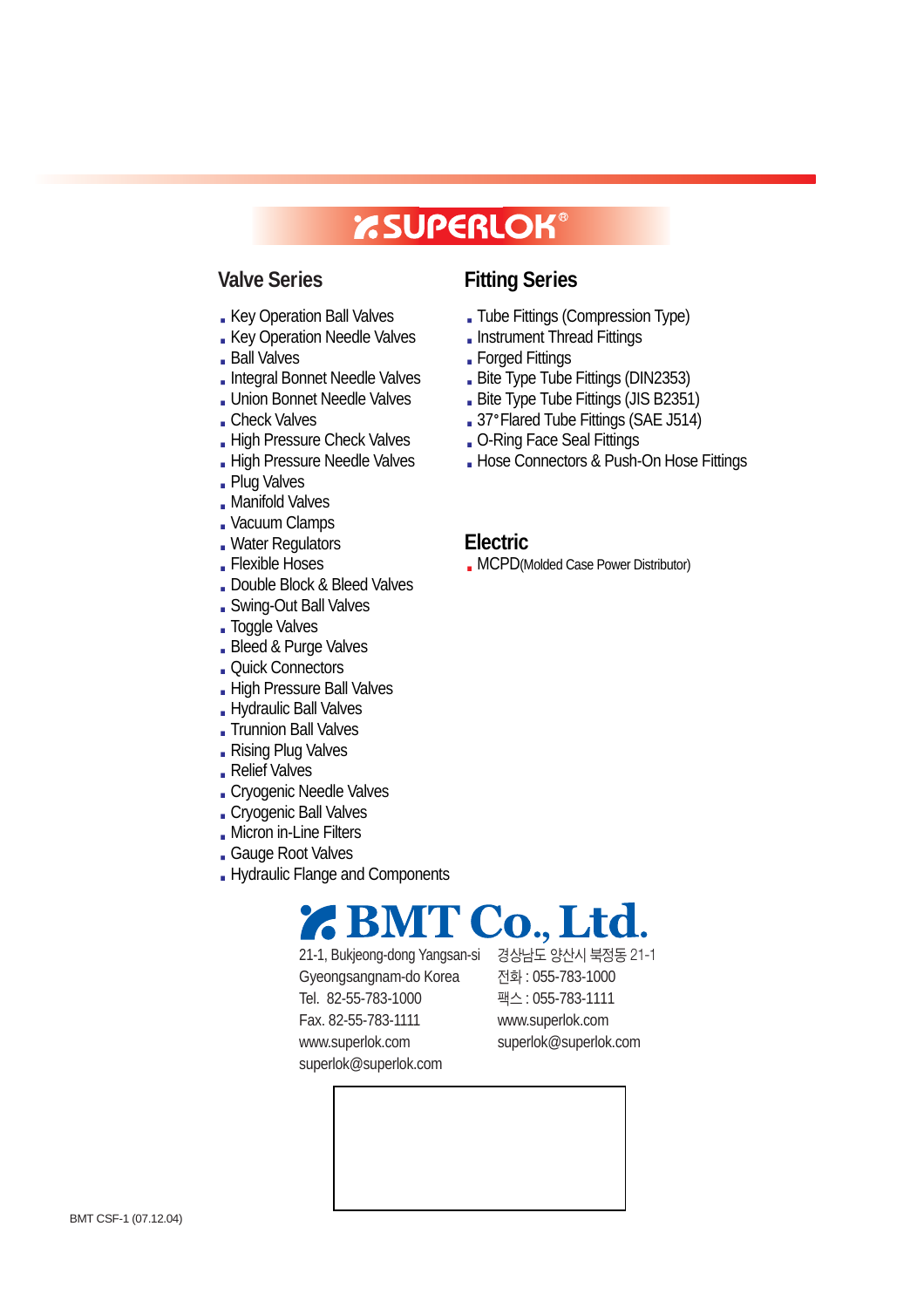# SUPERLOK®

## Valve Series

- Key Operation Ball Valves
- Key Operation Needle Valves
- Ball Valves
- Integral Bonnet Needle Valves
- Union Bonnet Needle Valves
- Check Valves
- High Pressure Check Valves
- High Pressure Needle Valves
- Plug Valves
- Manifold Valves
- Vacuum Clamps
- Water Regulators
- Flexible Hoses
- Double Block & Bleed Valves
- Swing-Out Ball Valves
- Toggle Valves
- Bleed & Purge Valves
- Quick Connectors
- High Pressure Ball Valves
- Hydraulic Ball Valves
- Trunnion Ball Valves
- Rising Plug Valves
- Relief Valves
- Cryogenic Needle Valves
- Cryogenic Ball Valves
- Micron in-Line Filters
- Gauge Root Valves
- Hydraulic Flange and Components

## Fitting Series

- Tube Fittings (Compression Type)
- Instrument Thread Fittings
- Forged Fittings
- Bite Type Tube Fittings (DIN2353)
- Bite Type Tube Fittings (JIS B2351)
- 37°Flared Tube Fittings (SAE J514)
- O-Ring Face Seal Fittings
- Hose Connectors & Push-On Hose Fittings

## Electric

- MCPD(Molded Case Power Distributor)

# BMT Co., Ltd.

21-1, Bukjeong-dong Yangsan-si
Gyeongsangnam-do Korea
Tel. 82-55-783-1000
Fax. 82-55-783-1111
www.superlok.com
superlok@superlok.com

경상남도 양산시 북정동 21-1
전화 : 055-783-1000
팩스 : 055-783-1111
www.superlok.com
superlok@superlok.com

BMT CSF-1 (07.12.04)